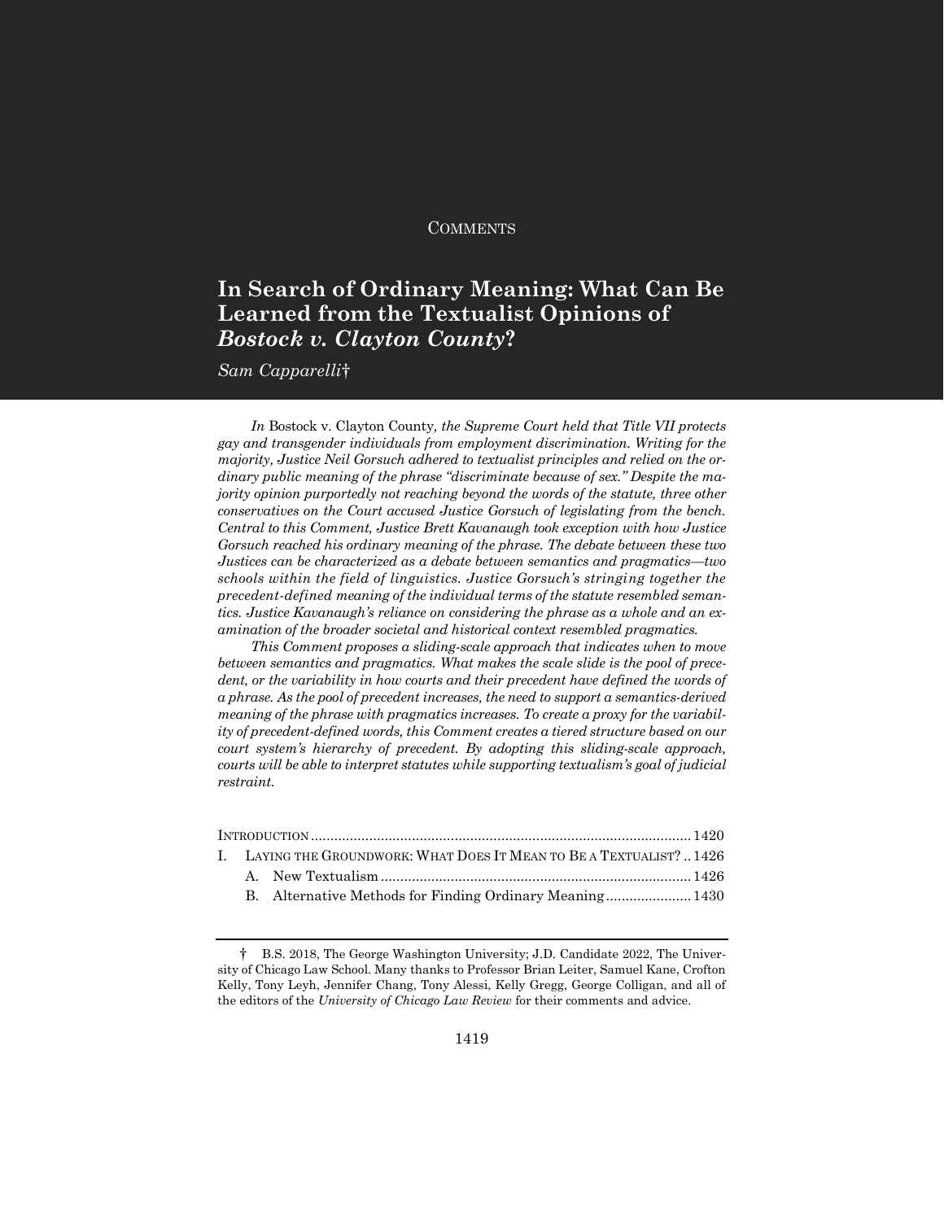COMMENTS

# In Search of Ordinary Meaning: What Can Be Learned from the Textualist Opinions of *Bostock v. Clayton County*?

*Sam Capparelli*†

*In* Bostock v. Clayton County*, the Supreme Court held that Title VII protects gay and transgender individuals from employment discrimination. Writing for the majority, Justice Neil Gorsuch adhered to textualist principles and relied on the ordinary public meaning of the phrase "discriminate because of sex." Despite the majority opinion purportedly not reaching beyond the words of the statute, three other conservatives on the Court accused Justice Gorsuch of legislating from the bench. Central to this Comment, Justice Brett Kavanaugh took exception with how Justice Gorsuch reached his ordinary meaning of the phrase. The debate between these two Justices can be characterized as a debate between semantics and pragmatics—two schools within the field of linguistics. Justice Gorsuch's stringing together the precedent-defined meaning of the individual terms of the statute resembled semantics. Justice Kavanaugh's reliance on considering the phrase as a whole and an examination of the broader societal and historical context resembled pragmatics.*

*This Comment proposes a sliding-scale approach that indicates when to move between semantics and pragmatics. What makes the scale slide is the pool of precedent, or the variability in how courts and their precedent have defined the words of a phrase. As the pool of precedent increases, the need to support a semantics-derived meaning of the phrase with pragmatics increases. To create a proxy for the variability of precedent-defined words, this Comment creates a tiered structure based on our court system's hierarchy of precedent. By adopting this sliding-scale approach, courts will be able to interpret statutes while supporting textualism's goal of judicial restraint.*

| | |
|---|---|
| INTRODUCTION | 1420 |
| I. LAYING THE GROUNDWORK: WHAT DOES IT MEAN TO BE A TEXTUALIST? | 1426 |
| A. New Textualism | 1426 |
| B. Alternative Methods for Finding Ordinary Meaning | 1430 |

† B.S. 2018, The George Washington University; J.D. Candidate 2022, The University of Chicago Law School. Many thanks to Professor Brian Leiter, Samuel Kane, Crofton Kelly, Tony Leyh, Jennifer Chang, Tony Alessi, Kelly Gregg, George Colligan, and all of the editors of the *University of Chicago Law Review* for their comments and advice.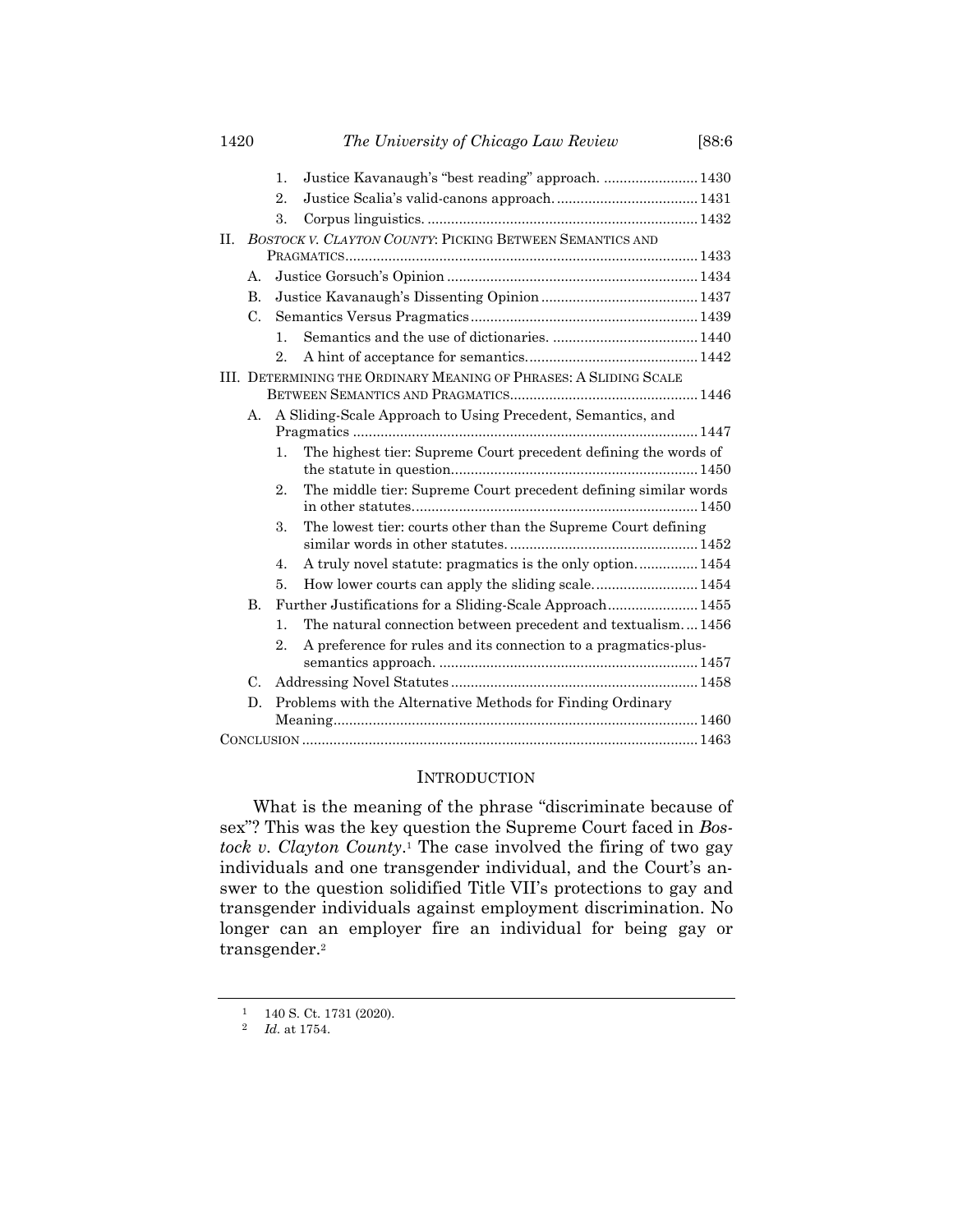1. Justice Kavanaugh's "best reading" approach. ........................ 1430
2. Justice Scalia's valid-canons approach. .................................... 1431
3. Corpus linguistics. ..................................................................... 1432

II. *BOSTOCK V. CLAYTON COUNTY*: PICKING BETWEEN SEMANTICS AND PRAGMATICS.......................................................................................... 1433

A. Justice Gorsuch's Opinion ................................................................ 1434
B. Justice Kavanaugh's Dissenting Opinion ........................................ 1437
C. Semantics Versus Pragmatics .......................................................... 1439
   1. Semantics and the use of dictionaries. ..................................... 1440
   2. A hint of acceptance for semantics............................................ 1442

III. DETERMINING THE ORDINARY MEANING OF PHRASES: A SLIDING SCALE BETWEEN SEMANTICS AND PRAGMATICS................................................ 1446

A. A Sliding-Scale Approach to Using Precedent, Semantics, and Pragmatics ........................................................................................ 1447
   1. The highest tier: Supreme Court precedent defining the words of the statute in question.............................................................. 1450
   2. The middle tier: Supreme Court precedent defining similar words in other statutes......................................................................... 1450
   3. The lowest tier: courts other than the Supreme Court defining similar words in other statutes. ................................................ 1452
   4. A truly novel statute: pragmatics is the only option. ............... 1454
   5. How lower courts can apply the sliding scale. .......................... 1454
B. Further Justifications for a Sliding-Scale Approach....................... 1455
   1. The natural connection between precedent and textualism. ... 1456
   2. A preference for rules and its connection to a pragmatics-plus-semantics approach. .................................................................. 1457
C. Addressing Novel Statutes ............................................................... 1458
D. Problems with the Alternative Methods for Finding Ordinary Meaning............................................................................................ 1460

CONCLUSION .................................................................................................... 1463

## INTRODUCTION

What is the meaning of the phrase "discriminate because of sex"? This was the key question the Supreme Court faced in *Bostock v. Clayton County*.[1] The case involved the firing of two gay individuals and one transgender individual, and the Court's answer to the question solidified Title VII's protections to gay and transgender individuals against employment discrimination. No longer can an employer fire an individual for being gay or transgender.[2]

[1] 140 S. Ct. 1731 (2020).

[2] *Id.* at 1754.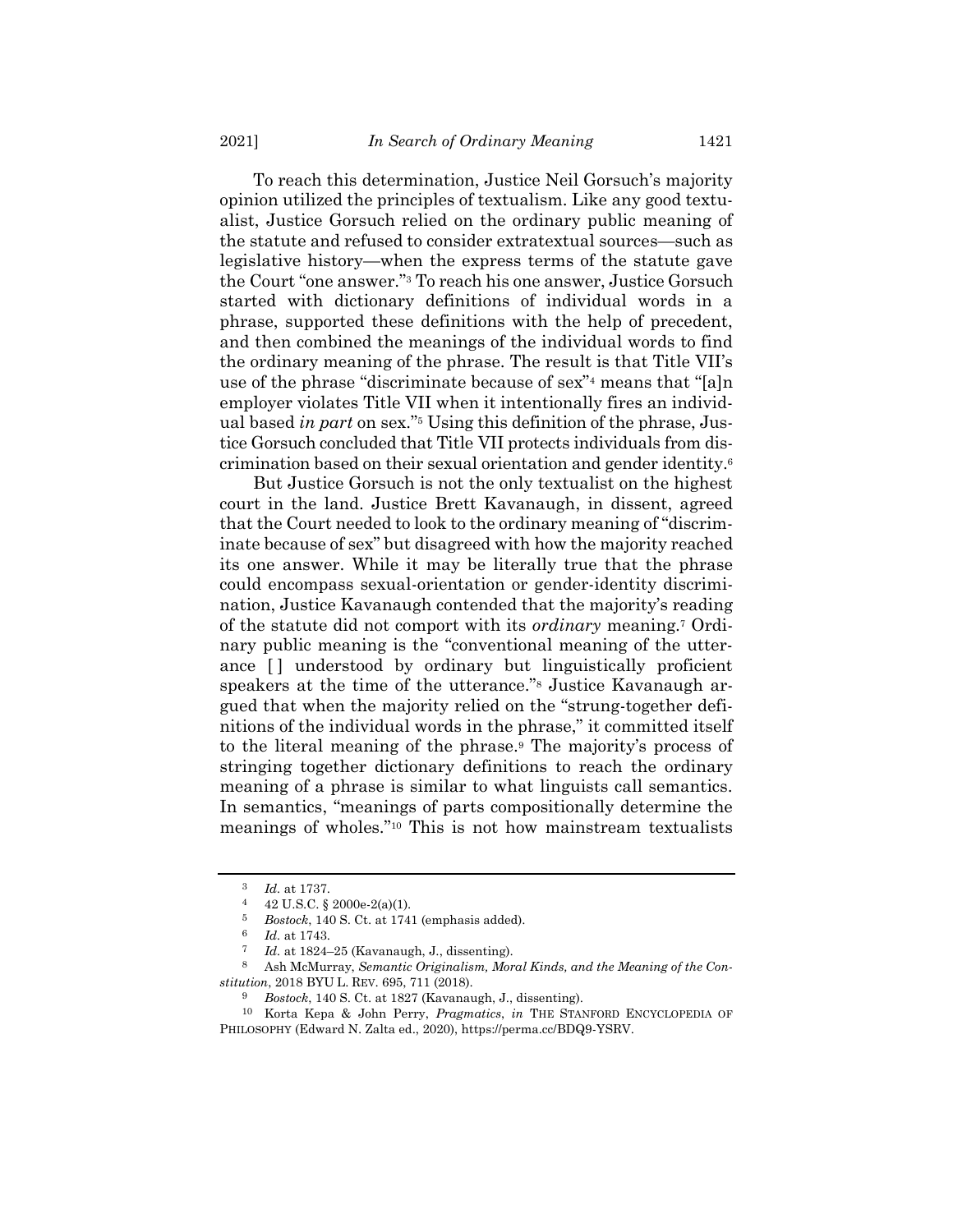To reach this determination, Justice Neil Gorsuch's majority opinion utilized the principles of textualism. Like any good textualist, Justice Gorsuch relied on the ordinary public meaning of the statute and refused to consider extratextual sources—such as legislative history—when the express terms of the statute gave the Court "one answer."[3] To reach his one answer, Justice Gorsuch started with dictionary definitions of individual words in a phrase, supported these definitions with the help of precedent, and then combined the meanings of the individual words to find the ordinary meaning of the phrase. The result is that Title VII's use of the phrase "discriminate because of sex"[4] means that "[a]n employer violates Title VII when it intentionally fires an individual based *in part* on sex."[5] Using this definition of the phrase, Justice Gorsuch concluded that Title VII protects individuals from discrimination based on their sexual orientation and gender identity.[6]

But Justice Gorsuch is not the only textualist on the highest court in the land. Justice Brett Kavanaugh, in dissent, agreed that the Court needed to look to the ordinary meaning of "discriminate because of sex" but disagreed with how the majority reached its one answer. While it may be literally true that the phrase could encompass sexual-orientation or gender-identity discrimination, Justice Kavanaugh contended that the majority's reading of the statute did not comport with its *ordinary* meaning.[7] Ordinary public meaning is the "conventional meaning of the utterance [ ] understood by ordinary but linguistically proficient speakers at the time of the utterance."[8] Justice Kavanaugh argued that when the majority relied on the "strung-together definitions of the individual words in the phrase," it committed itself to the literal meaning of the phrase.[9] The majority's process of stringing together dictionary definitions to reach the ordinary meaning of a phrase is similar to what linguists call semantics. In semantics, "meanings of parts compositionally determine the meanings of wholes."[10] This is not how mainstream textualists

---

[3] *Id.* at 1737.

[4] 42 U.S.C. § 2000e-2(a)(1).

[5] *Bostock*, 140 S. Ct. at 1741 (emphasis added).

[6] *Id.* at 1743.

[7] *Id.* at 1824–25 (Kavanaugh, J., dissenting).

[8] Ash McMurray, *Semantic Originalism, Moral Kinds, and the Meaning of the Constitution*, 2018 BYU L. REV. 695, 711 (2018).

[9] *Bostock*, 140 S. Ct. at 1827 (Kavanaugh, J., dissenting).

[10] Korta Kepa & John Perry, *Pragmatics*, *in* THE STANFORD ENCYCLOPEDIA OF PHILOSOPHY (Edward N. Zalta ed., 2020), https://perma.cc/BDQ9-YSRV.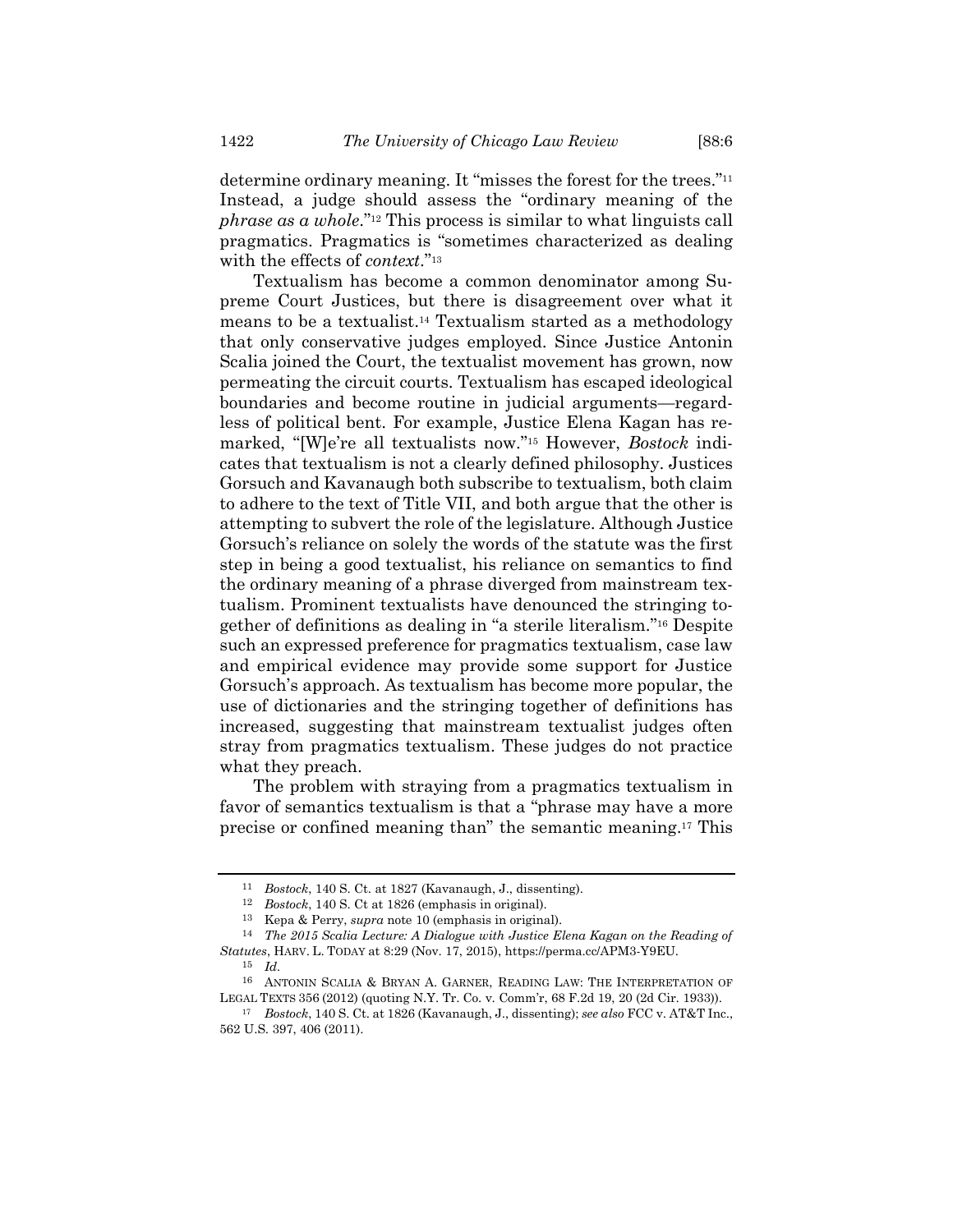determine ordinary meaning. It "misses the forest for the trees."[11] Instead, a judge should assess the "ordinary meaning of the *phrase as a whole*."[12] This process is similar to what linguists call pragmatics. Pragmatics is "sometimes characterized as dealing with the effects of *context*."[13]

Textualism has become a common denominator among Supreme Court Justices, but there is disagreement over what it means to be a textualist.[14] Textualism started as a methodology that only conservative judges employed. Since Justice Antonin Scalia joined the Court, the textualist movement has grown, now permeating the circuit courts. Textualism has escaped ideological boundaries and become routine in judicial arguments—regardless of political bent. For example, Justice Elena Kagan has remarked, "[W]e're all textualists now."[15] However, *Bostock* indicates that textualism is not a clearly defined philosophy. Justices Gorsuch and Kavanaugh both subscribe to textualism, both claim to adhere to the text of Title VII, and both argue that the other is attempting to subvert the role of the legislature. Although Justice Gorsuch's reliance on solely the words of the statute was the first step in being a good textualist, his reliance on semantics to find the ordinary meaning of a phrase diverged from mainstream textualism. Prominent textualists have denounced the stringing together of definitions as dealing in "a sterile literalism."[16] Despite such an expressed preference for pragmatics textualism, case law and empirical evidence may provide some support for Justice Gorsuch's approach. As textualism has become more popular, the use of dictionaries and the stringing together of definitions has increased, suggesting that mainstream textualist judges often stray from pragmatics textualism. These judges do not practice what they preach.

The problem with straying from a pragmatics textualism in favor of semantics textualism is that a "phrase may have a more precise or confined meaning than" the semantic meaning.[17] This

---

[11] *Bostock*, 140 S. Ct. at 1827 (Kavanaugh, J., dissenting).

[12] *Bostock*, 140 S. Ct at 1826 (emphasis in original).

[13] Kepa & Perry, *supra* note 10 (emphasis in original).

[14] *The 2015 Scalia Lecture: A Dialogue with Justice Elena Kagan on the Reading of Statutes*, HARV. L. TODAY at 8:29 (Nov. 17, 2015), https://perma.cc/APM3-Y9EU.

[15] *Id.*

[16] ANTONIN SCALIA & BRYAN A. GARNER, READING LAW: THE INTERPRETATION OF LEGAL TEXTS 356 (2012) (quoting N.Y. Tr. Co. v. Comm'r, 68 F.2d 19, 20 (2d Cir. 1933)).

[17] *Bostock*, 140 S. Ct. at 1826 (Kavanaugh, J., dissenting); *see also* FCC v. AT&T Inc., 562 U.S. 397, 406 (2011).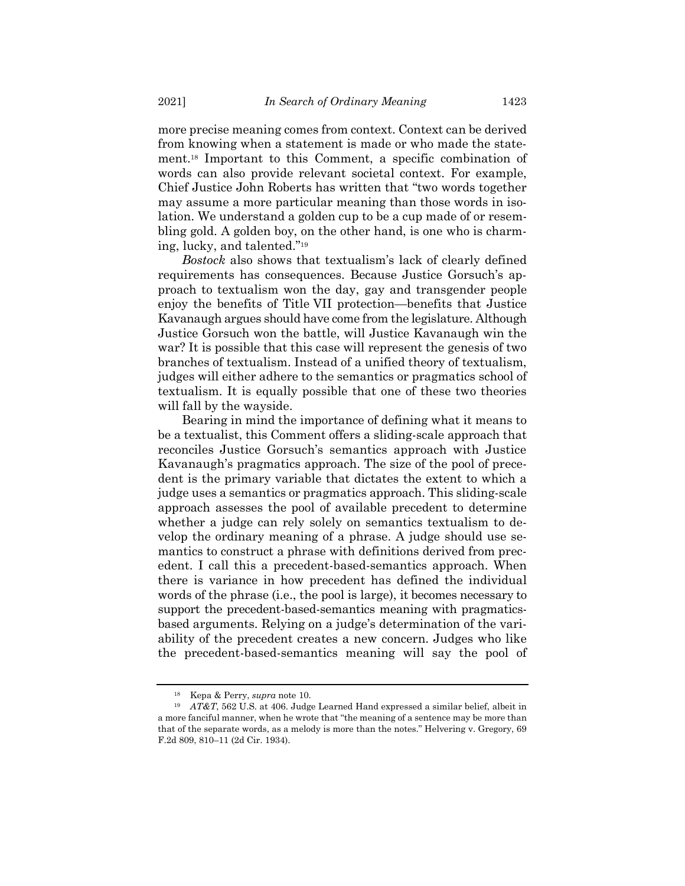more precise meaning comes from context. Context can be derived from knowing when a statement is made or who made the statement.[18] Important to this Comment, a specific combination of words can also provide relevant societal context. For example, Chief Justice John Roberts has written that "two words together may assume a more particular meaning than those words in isolation. We understand a golden cup to be a cup made of or resembling gold. A golden boy, on the other hand, is one who is charming, lucky, and talented."[19]

*Bostock* also shows that textualism's lack of clearly defined requirements has consequences. Because Justice Gorsuch's approach to textualism won the day, gay and transgender people enjoy the benefits of Title VII protection—benefits that Justice Kavanaugh argues should have come from the legislature. Although Justice Gorsuch won the battle, will Justice Kavanaugh win the war? It is possible that this case will represent the genesis of two branches of textualism. Instead of a unified theory of textualism, judges will either adhere to the semantics or pragmatics school of textualism. It is equally possible that one of these two theories will fall by the wayside.

Bearing in mind the importance of defining what it means to be a textualist, this Comment offers a sliding-scale approach that reconciles Justice Gorsuch's semantics approach with Justice Kavanaugh's pragmatics approach. The size of the pool of precedent is the primary variable that dictates the extent to which a judge uses a semantics or pragmatics approach. This sliding-scale approach assesses the pool of available precedent to determine whether a judge can rely solely on semantics textualism to develop the ordinary meaning of a phrase. A judge should use semantics to construct a phrase with definitions derived from precedent. I call this a precedent-based-semantics approach. When there is variance in how precedent has defined the individual words of the phrase (i.e., the pool is large), it becomes necessary to support the precedent-based-semantics meaning with pragmatics-based arguments. Relying on a judge's determination of the variability of the precedent creates a new concern. Judges who like the precedent-based-semantics meaning will say the pool of

---

[18] Kepa & Perry, *supra* note 10.

[19] *AT&T*, 562 U.S. at 406. Judge Learned Hand expressed a similar belief, albeit in a more fanciful manner, when he wrote that "the meaning of a sentence may be more than that of the separate words, as a melody is more than the notes." Helvering v. Gregory, 69 F.2d 809, 810–11 (2d Cir. 1934).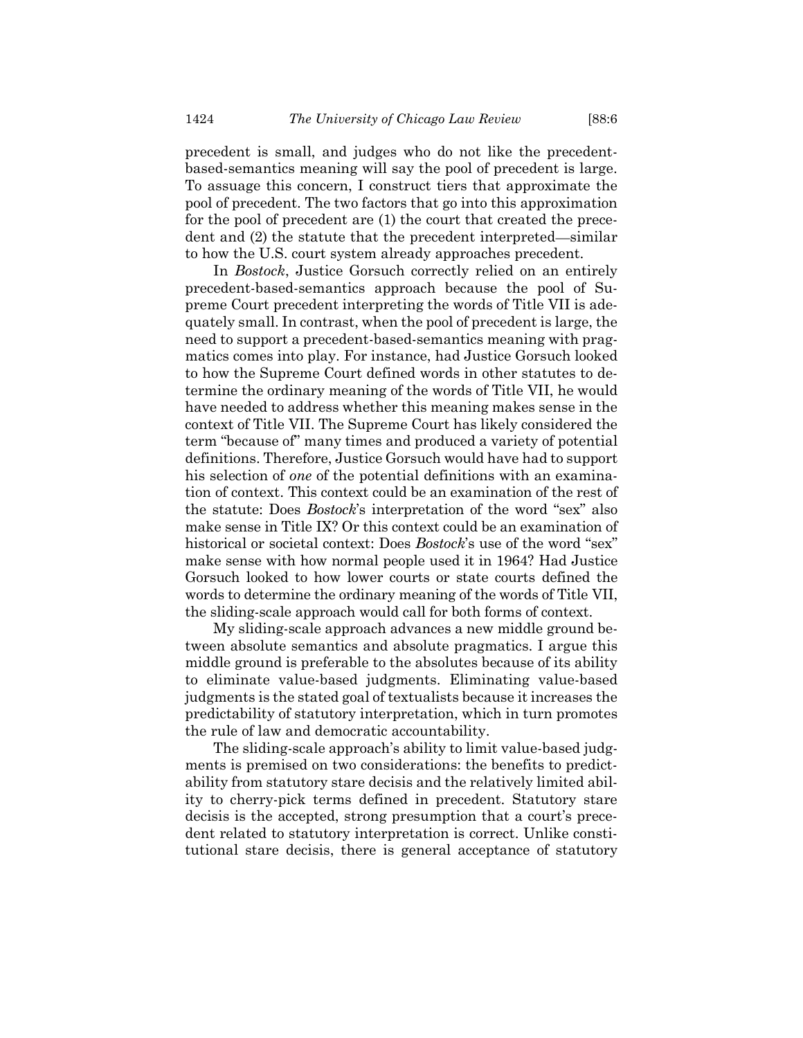precedent is small, and judges who do not like the precedent-based-semantics meaning will say the pool of precedent is large. To assuage this concern, I construct tiers that approximate the pool of precedent. The two factors that go into this approximation for the pool of precedent are (1) the court that created the precedent and (2) the statute that the precedent interpreted—similar to how the U.S. court system already approaches precedent.

In *Bostock*, Justice Gorsuch correctly relied on an entirely precedent-based-semantics approach because the pool of Supreme Court precedent interpreting the words of Title VII is adequately small. In contrast, when the pool of precedent is large, the need to support a precedent-based-semantics meaning with pragmatics comes into play. For instance, had Justice Gorsuch looked to how the Supreme Court defined words in other statutes to determine the ordinary meaning of the words of Title VII, he would have needed to address whether this meaning makes sense in the context of Title VII. The Supreme Court has likely considered the term "because of" many times and produced a variety of potential definitions. Therefore, Justice Gorsuch would have had to support his selection of *one* of the potential definitions with an examination of context. This context could be an examination of the rest of the statute: Does *Bostock*'s interpretation of the word "sex" also make sense in Title IX? Or this context could be an examination of historical or societal context: Does *Bostock*'s use of the word "sex" make sense with how normal people used it in 1964? Had Justice Gorsuch looked to how lower courts or state courts defined the words to determine the ordinary meaning of the words of Title VII, the sliding-scale approach would call for both forms of context.

My sliding-scale approach advances a new middle ground between absolute semantics and absolute pragmatics. I argue this middle ground is preferable to the absolutes because of its ability to eliminate value-based judgments. Eliminating value-based judgments is the stated goal of textualists because it increases the predictability of statutory interpretation, which in turn promotes the rule of law and democratic accountability.

The sliding-scale approach's ability to limit value-based judgments is premised on two considerations: the benefits to predictability from statutory stare decisis and the relatively limited ability to cherry-pick terms defined in precedent. Statutory stare decisis is the accepted, strong presumption that a court's precedent related to statutory interpretation is correct. Unlike constitutional stare decisis, there is general acceptance of statutory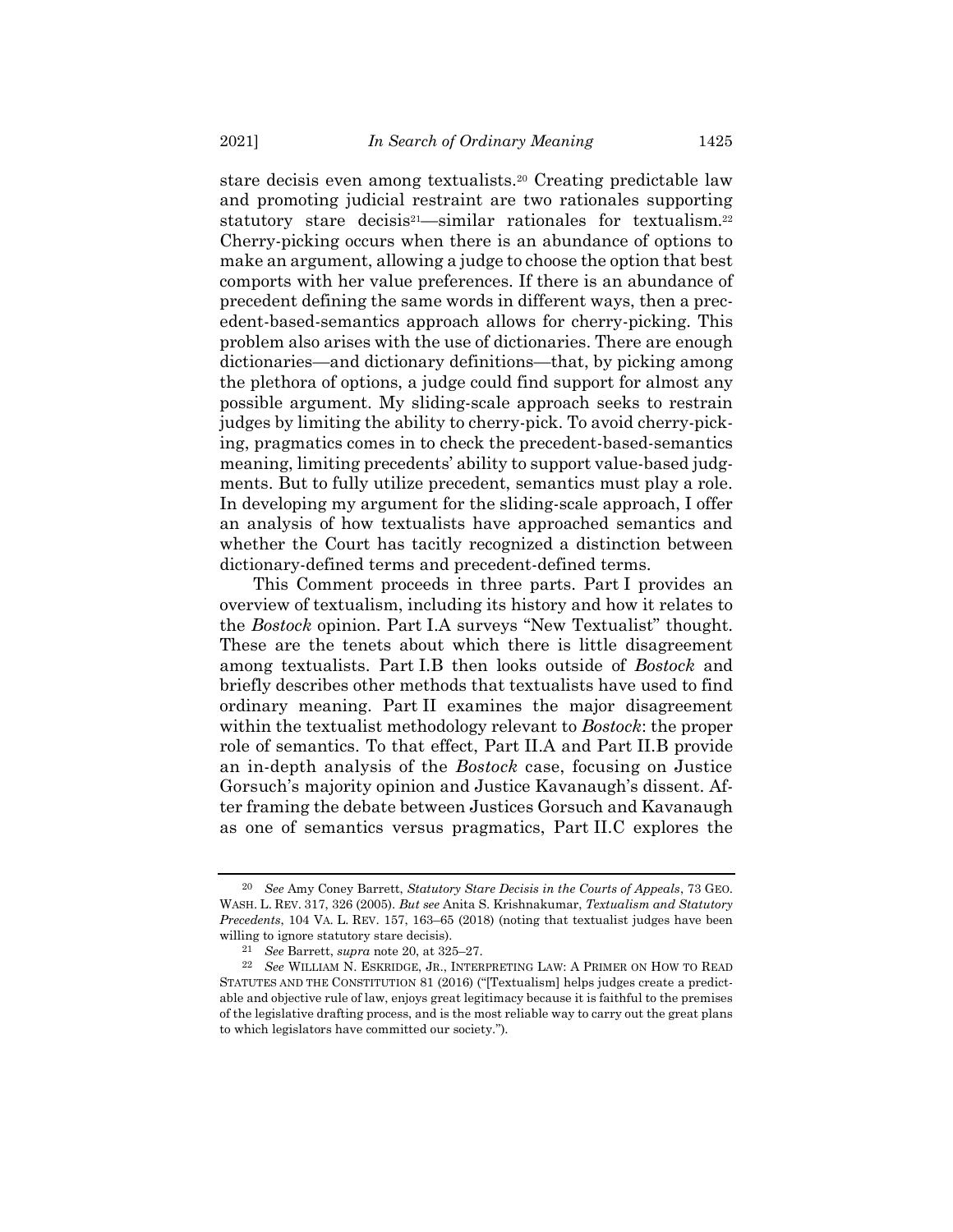stare decisis even among textualists.[20] Creating predictable law and promoting judicial restraint are two rationales supporting statutory stare decisis[21]—similar rationales for textualism.[22] Cherry-picking occurs when there is an abundance of options to make an argument, allowing a judge to choose the option that best comports with her value preferences. If there is an abundance of precedent defining the same words in different ways, then a precedent-based-semantics approach allows for cherry-picking. This problem also arises with the use of dictionaries. There are enough dictionaries—and dictionary definitions—that, by picking among the plethora of options, a judge could find support for almost any possible argument. My sliding-scale approach seeks to restrain judges by limiting the ability to cherry-pick. To avoid cherry-picking, pragmatics comes in to check the precedent-based-semantics meaning, limiting precedents' ability to support value-based judgments. But to fully utilize precedent, semantics must play a role. In developing my argument for the sliding-scale approach, I offer an analysis of how textualists have approached semantics and whether the Court has tacitly recognized a distinction between dictionary-defined terms and precedent-defined terms.

This Comment proceeds in three parts. Part I provides an overview of textualism, including its history and how it relates to the *Bostock* opinion. Part I.A surveys "New Textualist" thought. These are the tenets about which there is little disagreement among textualists. Part I.B then looks outside of *Bostock* and briefly describes other methods that textualists have used to find ordinary meaning. Part II examines the major disagreement within the textualist methodology relevant to *Bostock*: the proper role of semantics. To that effect, Part II.A and Part II.B provide an in-depth analysis of the *Bostock* case, focusing on Justice Gorsuch's majority opinion and Justice Kavanaugh's dissent. After framing the debate between Justices Gorsuch and Kavanaugh as one of semantics versus pragmatics, Part II.C explores the

---

[20] *See* Amy Coney Barrett, *Statutory Stare Decisis in the Courts of Appeals*, 73 GEO. WASH. L. REV. 317, 326 (2005). *But see* Anita S. Krishnakumar, *Textualism and Statutory Precedents*, 104 VA. L. REV. 157, 163–65 (2018) (noting that textualist judges have been willing to ignore statutory stare decisis).

[21] *See* Barrett, *supra* note 20, at 325–27.

[22] *See* WILLIAM N. ESKRIDGE, JR., INTERPRETING LAW: A PRIMER ON HOW TO READ STATUTES AND THE CONSTITUTION 81 (2016) ("[Textualism] helps judges create a predictable and objective rule of law, enjoys great legitimacy because it is faithful to the premises of the legislative drafting process, and is the most reliable way to carry out the great plans to which legislators have committed our society.").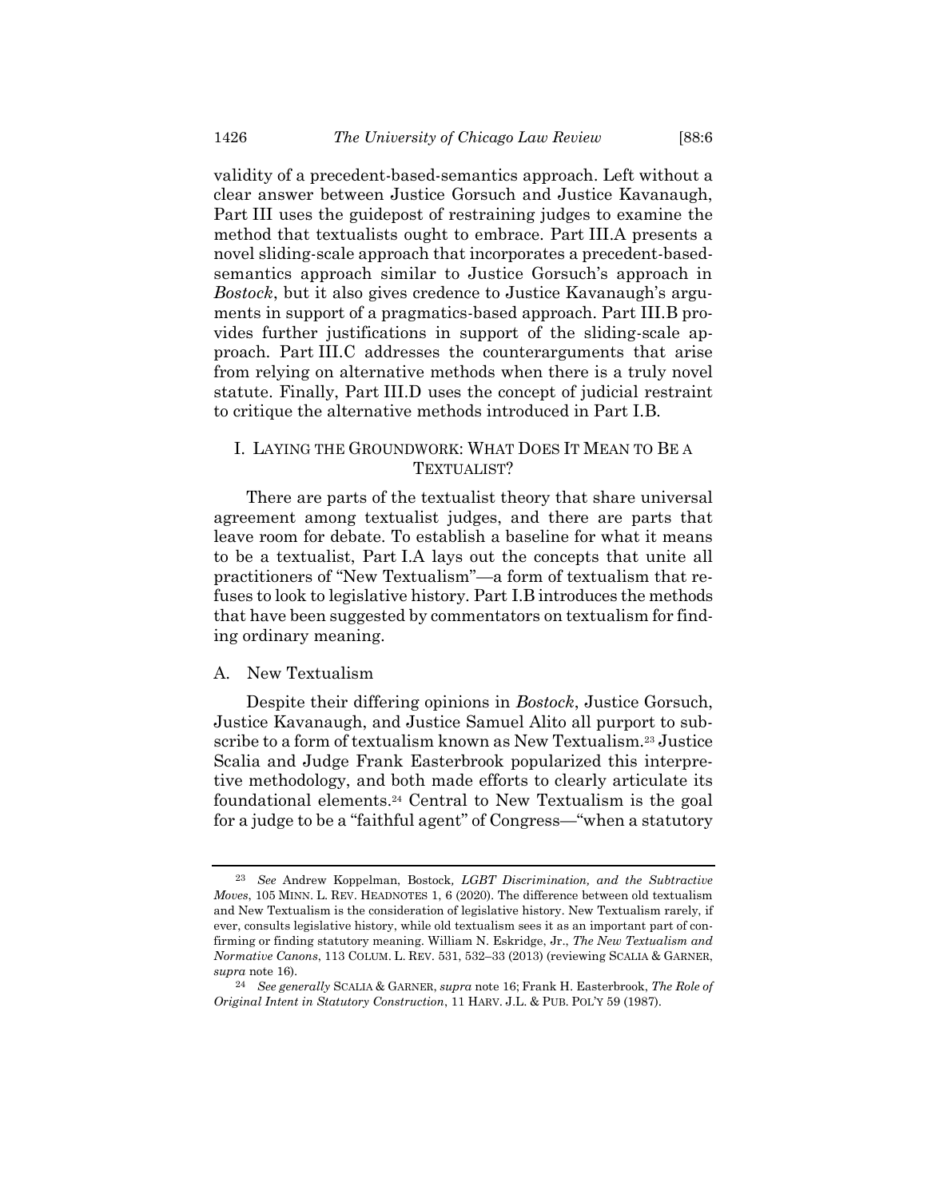validity of a precedent-based-semantics approach. Left without a clear answer between Justice Gorsuch and Justice Kavanaugh, Part III uses the guidepost of restraining judges to examine the method that textualists ought to embrace. Part III.A presents a novel sliding-scale approach that incorporates a precedent-based-semantics approach similar to Justice Gorsuch's approach in *Bostock*, but it also gives credence to Justice Kavanaugh's arguments in support of a pragmatics-based approach. Part III.B provides further justifications in support of the sliding-scale approach. Part III.C addresses the counterarguments that arise from relying on alternative methods when there is a truly novel statute. Finally, Part III.D uses the concept of judicial restraint to critique the alternative methods introduced in Part I.B.

## I. LAYING THE GROUNDWORK: WHAT DOES IT MEAN TO BE A TEXTUALIST?

There are parts of the textualist theory that share universal agreement among textualist judges, and there are parts that leave room for debate. To establish a baseline for what it means to be a textualist, Part I.A lays out the concepts that unite all practitioners of "New Textualism"—a form of textualism that refuses to look to legislative history. Part I.B introduces the methods that have been suggested by commentators on textualism for finding ordinary meaning.

### A. New Textualism

Despite their differing opinions in *Bostock*, Justice Gorsuch, Justice Kavanaugh, and Justice Samuel Alito all purport to subscribe to a form of textualism known as New Textualism.[23] Justice Scalia and Judge Frank Easterbrook popularized this interpretive methodology, and both made efforts to clearly articulate its foundational elements.[24] Central to New Textualism is the goal for a judge to be a "faithful agent" of Congress—"when a statutory

---

[23] *See* Andrew Koppelman, Bostock*, LGBT Discrimination, and the Subtractive Moves*, 105 MINN. L. REV. HEADNOTES 1, 6 (2020). The difference between old textualism and New Textualism is the consideration of legislative history. New Textualism rarely, if ever, consults legislative history, while old textualism sees it as an important part of confirming or finding statutory meaning. William N. Eskridge, Jr., *The New Textualism and Normative Canons*, 113 COLUM. L. REV. 531, 532–33 (2013) (reviewing SCALIA & GARNER, *supra* note 16).

[24] *See generally* SCALIA & GARNER, *supra* note 16; Frank H. Easterbrook, *The Role of Original Intent in Statutory Construction*, 11 HARV. J.L. & PUB. POL'Y 59 (1987).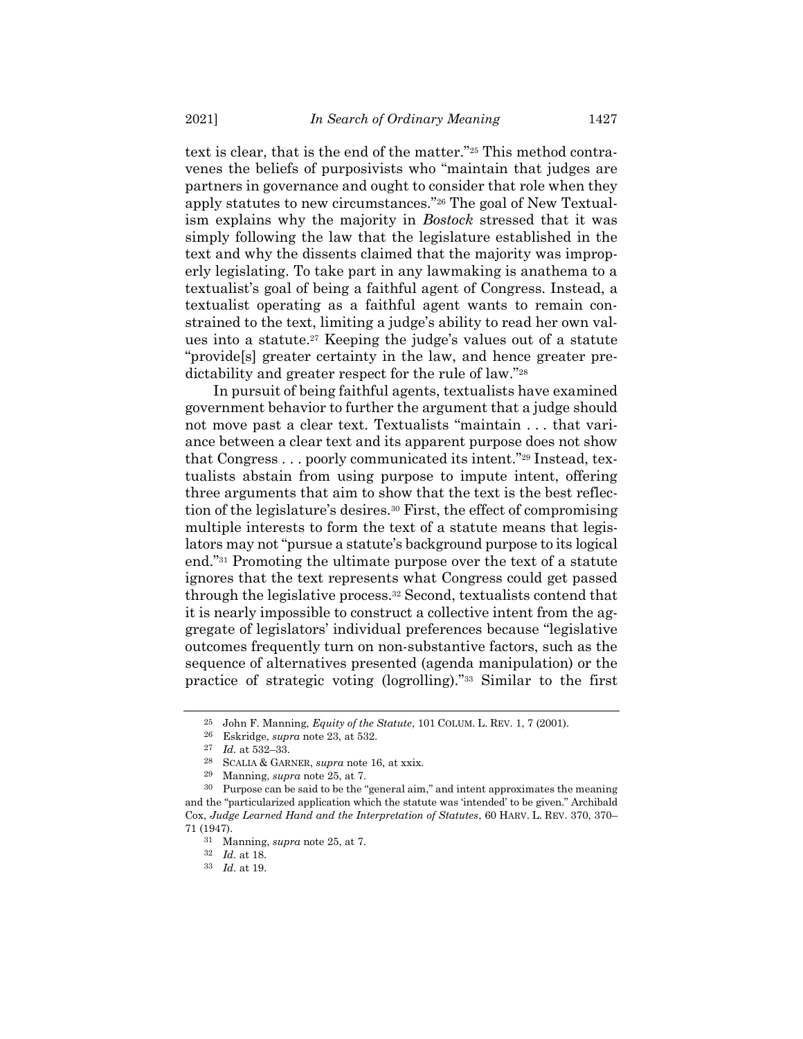text is clear, that is the end of the matter."[25] This method contravenes the beliefs of purposivists who "maintain that judges are partners in governance and ought to consider that role when they apply statutes to new circumstances."[26] The goal of New Textualism explains why the majority in *Bostock* stressed that it was simply following the law that the legislature established in the text and why the dissents claimed that the majority was improperly legislating. To take part in any lawmaking is anathema to a textualist's goal of being a faithful agent of Congress. Instead, a textualist operating as a faithful agent wants to remain constrained to the text, limiting a judge's ability to read her own values into a statute.[27] Keeping the judge's values out of a statute "provide[s] greater certainty in the law, and hence greater predictability and greater respect for the rule of law."[28]

In pursuit of being faithful agents, textualists have examined government behavior to further the argument that a judge should not move past a clear text. Textualists "maintain . . . that variance between a clear text and its apparent purpose does not show that Congress . . . poorly communicated its intent."[29] Instead, textualists abstain from using purpose to impute intent, offering three arguments that aim to show that the text is the best reflection of the legislature's desires.[30] First, the effect of compromising multiple interests to form the text of a statute means that legislators may not "pursue a statute's background purpose to its logical end."[31] Promoting the ultimate purpose over the text of a statute ignores that the text represents what Congress could get passed through the legislative process.[32] Second, textualists contend that it is nearly impossible to construct a collective intent from the aggregate of legislators' individual preferences because "legislative outcomes frequently turn on non-substantive factors, such as the sequence of alternatives presented (agenda manipulation) or the practice of strategic voting (logrolling)."[33] Similar to the first

---

[25] John F. Manning, *Equity of the Statute*, 101 COLUM. L. REV. 1, 7 (2001).

[26] Eskridge, *supra* note 23, at 532.

[27] *Id.* at 532–33.

[28] SCALIA & GARNER, *supra* note 16, at xxix.

[29] Manning, *supra* note 25, at 7.

[30] Purpose can be said to be the "general aim," and intent approximates the meaning and the "particularized application which the statute was 'intended' to be given." Archibald Cox, *Judge Learned Hand and the Interpretation of Statutes*, 60 HARV. L. REV. 370, 370–71 (1947).

[31] Manning, *supra* note 25, at 7.

[32] *Id.* at 18.

[33] *Id.* at 19.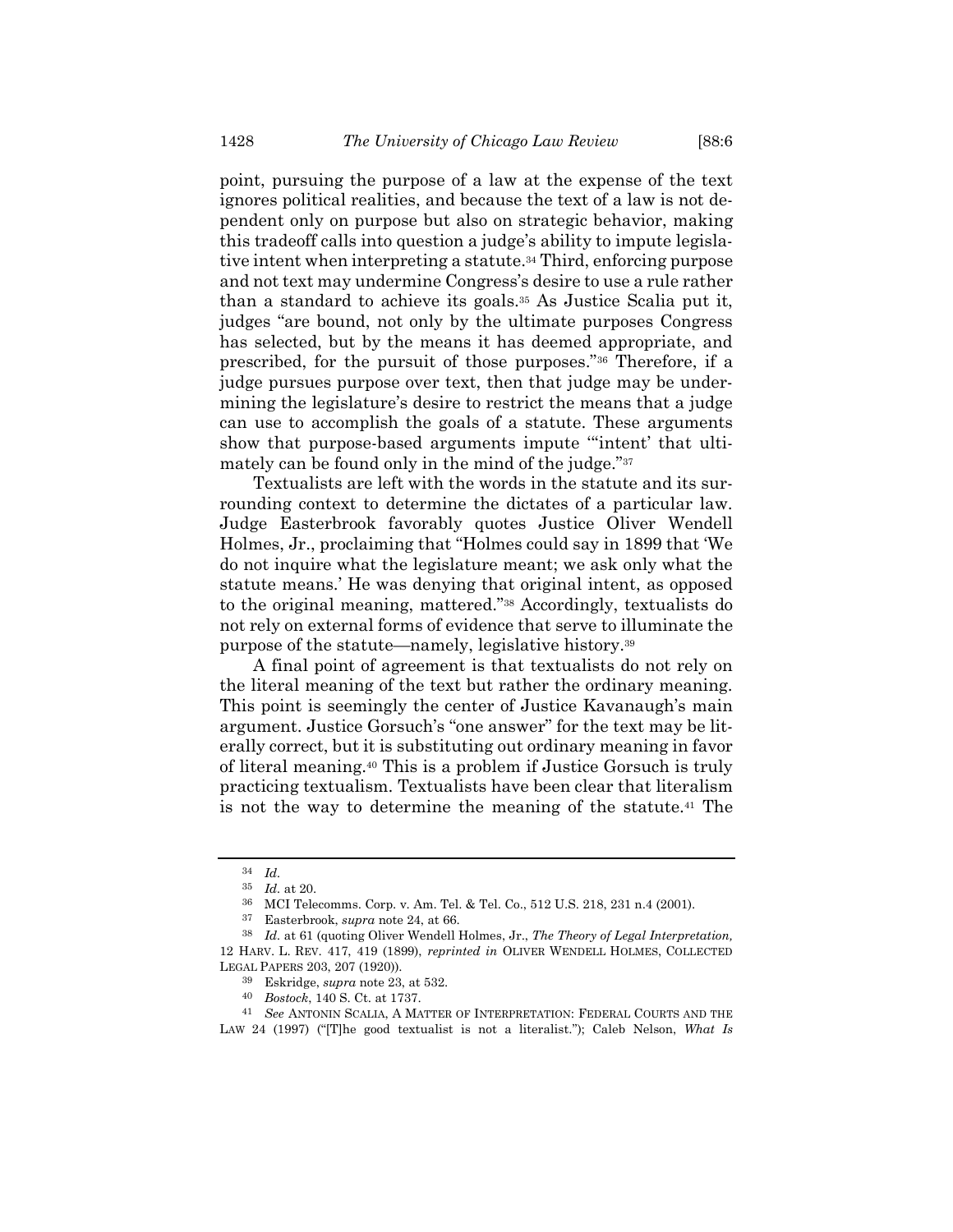point, pursuing the purpose of a law at the expense of the text ignores political realities, and because the text of a law is not dependent only on purpose but also on strategic behavior, making this tradeoff calls into question a judge's ability to impute legislative intent when interpreting a statute.[34] Third, enforcing purpose and not text may undermine Congress's desire to use a rule rather than a standard to achieve its goals.[35] As Justice Scalia put it, judges "are bound, not only by the ultimate purposes Congress has selected, but by the means it has deemed appropriate, and prescribed, for the pursuit of those purposes."[36] Therefore, if a judge pursues purpose over text, then that judge may be undermining the legislature's desire to restrict the means that a judge can use to accomplish the goals of a statute. These arguments show that purpose-based arguments impute "'intent' that ultimately can be found only in the mind of the judge."[37]

Textualists are left with the words in the statute and its surrounding context to determine the dictates of a particular law. Judge Easterbrook favorably quotes Justice Oliver Wendell Holmes, Jr., proclaiming that "Holmes could say in 1899 that 'We do not inquire what the legislature meant; we ask only what the statute means.' He was denying that original intent, as opposed to the original meaning, mattered."[38] Accordingly, textualists do not rely on external forms of evidence that serve to illuminate the purpose of the statute—namely, legislative history.[39]

A final point of agreement is that textualists do not rely on the literal meaning of the text but rather the ordinary meaning. This point is seemingly the center of Justice Kavanaugh's main argument. Justice Gorsuch's "one answer" for the text may be literally correct, but it is substituting out ordinary meaning in favor of literal meaning.[40] This is a problem if Justice Gorsuch is truly practicing textualism. Textualists have been clear that literalism is not the way to determine the meaning of the statute.[41] The

---

[34] *Id.*

[35] *Id.* at 20.

[36] MCI Telecomms. Corp. v. Am. Tel. & Tel. Co., 512 U.S. 218, 231 n.4 (2001).

[37] Easterbrook, *supra* note 24, at 66.

[38] *Id.* at 61 (quoting Oliver Wendell Holmes, Jr., *The Theory of Legal Interpretation,* 12 HARV. L. REV. 417, 419 (1899), *reprinted in* OLIVER WENDELL HOLMES, COLLECTED LEGAL PAPERS 203, 207 (1920)).

[39] Eskridge, *supra* note 23, at 532.

[40] *Bostock*, 140 S. Ct. at 1737.

[41] *See* ANTONIN SCALIA, A MATTER OF INTERPRETATION: FEDERAL COURTS AND THE LAW 24 (1997) ("[T]he good textualist is not a literalist."); Caleb Nelson, *What Is*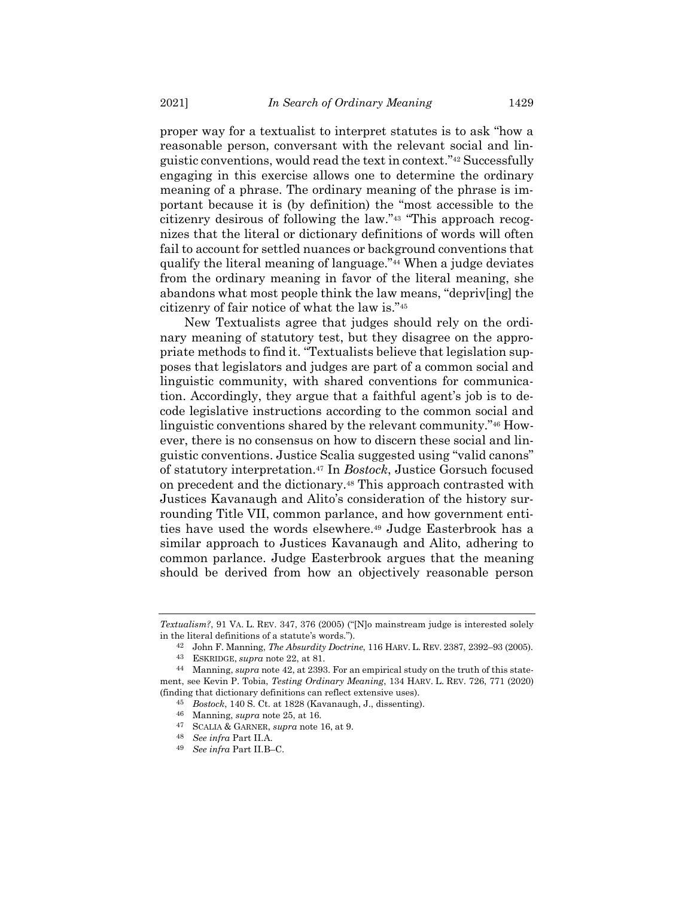proper way for a textualist to interpret statutes is to ask "how a reasonable person, conversant with the relevant social and linguistic conventions, would read the text in context."[42] Successfully engaging in this exercise allows one to determine the ordinary meaning of a phrase. The ordinary meaning of the phrase is important because it is (by definition) the "most accessible to the citizenry desirous of following the law."[43] "This approach recognizes that the literal or dictionary definitions of words will often fail to account for settled nuances or background conventions that qualify the literal meaning of language."[44] When a judge deviates from the ordinary meaning in favor of the literal meaning, she abandons what most people think the law means, "depriv[ing] the citizenry of fair notice of what the law is."[45]

New Textualists agree that judges should rely on the ordinary meaning of statutory test, but they disagree on the appropriate methods to find it. "Textualists believe that legislation supposes that legislators and judges are part of a common social and linguistic community, with shared conventions for communication. Accordingly, they argue that a faithful agent's job is to decode legislative instructions according to the common social and linguistic conventions shared by the relevant community."[46] However, there is no consensus on how to discern these social and linguistic conventions. Justice Scalia suggested using "valid canons" of statutory interpretation.[47] In *Bostock*, Justice Gorsuch focused on precedent and the dictionary.[48] This approach contrasted with Justices Kavanaugh and Alito's consideration of the history surrounding Title VII, common parlance, and how government entities have used the words elsewhere.[49] Judge Easterbrook has a similar approach to Justices Kavanaugh and Alito, adhering to common parlance. Judge Easterbrook argues that the meaning should be derived from how an objectively reasonable person

---

*Textualism?*, 91 VA. L. REV. 347, 376 (2005) ("[N]o mainstream judge is interested solely in the literal definitions of a statute's words.").

42 John F. Manning, *The Absurdity Doctrine*, 116 HARV. L. REV. 2387, 2392–93 (2005).

43 ESKRIDGE, *supra* note 22, at 81.

44 Manning, *supra* note 42, at 2393. For an empirical study on the truth of this statement, see Kevin P. Tobia, *Testing Ordinary Meaning*, 134 HARV. L. REV. 726, 771 (2020) (finding that dictionary definitions can reflect extensive uses).

45 *Bostock*, 140 S. Ct. at 1828 (Kavanaugh, J., dissenting).

46 Manning, *supra* note 25, at 16.

47 SCALIA & GARNER, *supra* note 16, at 9.

48 *See infra* Part II.A.

49 *See infra* Part II.B–C.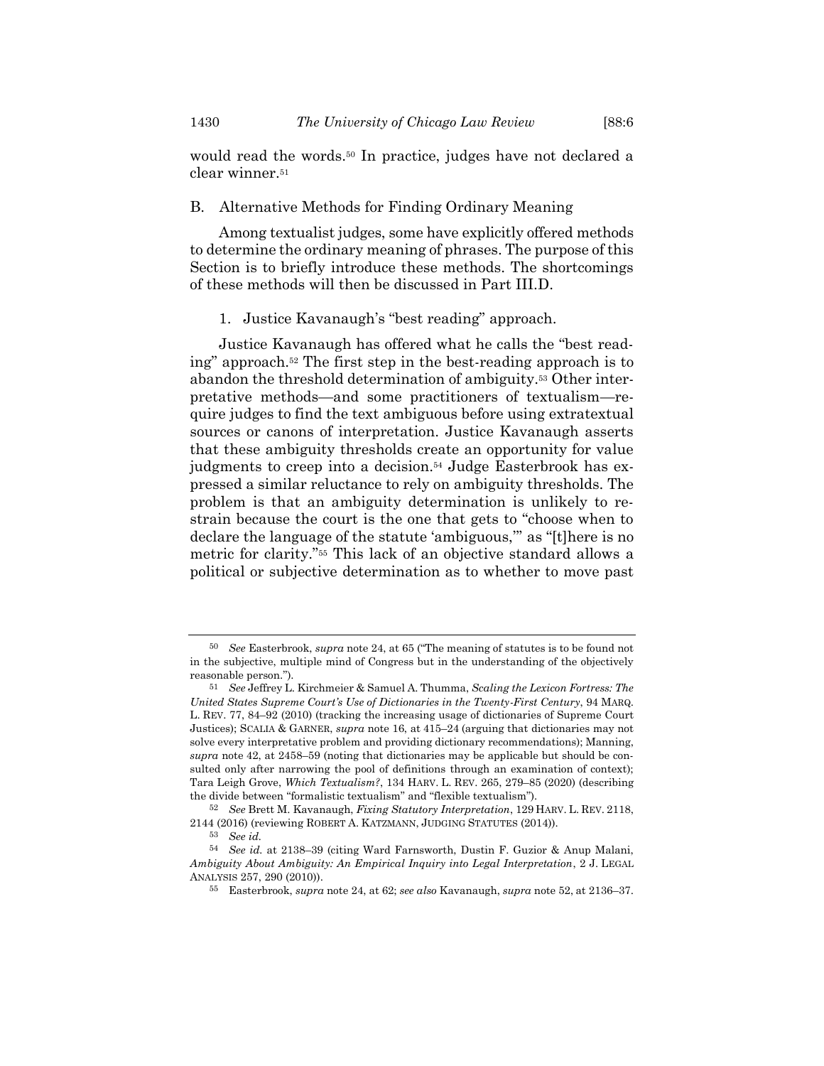would read the words.[50] In practice, judges have not declared a clear winner.[51]

## B. Alternative Methods for Finding Ordinary Meaning

Among textualist judges, some have explicitly offered methods to determine the ordinary meaning of phrases. The purpose of this Section is to briefly introduce these methods. The shortcomings of these methods will then be discussed in Part III.D.

### 1. Justice Kavanaugh's "best reading" approach.

Justice Kavanaugh has offered what he calls the "best reading" approach.[52] The first step in the best-reading approach is to abandon the threshold determination of ambiguity.[53] Other interpretative methods—and some practitioners of textualism—require judges to find the text ambiguous before using extratextual sources or canons of interpretation. Justice Kavanaugh asserts that these ambiguity thresholds create an opportunity for value judgments to creep into a decision.[54] Judge Easterbrook has expressed a similar reluctance to rely on ambiguity thresholds. The problem is that an ambiguity determination is unlikely to restrain because the court is the one that gets to "choose when to declare the language of the statute 'ambiguous,'" as "[t]here is no metric for clarity."[55] This lack of an objective standard allows a political or subjective determination as to whether to move past

---

[50] *See* Easterbrook, *supra* note 24, at 65 ("The meaning of statutes is to be found not in the subjective, multiple mind of Congress but in the understanding of the objectively reasonable person.").

[51] *See* Jeffrey L. Kirchmeier & Samuel A. Thumma, *Scaling the Lexicon Fortress: The United States Supreme Court's Use of Dictionaries in the Twenty-First Century*, 94 MARQ. L. REV. 77, 84–92 (2010) (tracking the increasing usage of dictionaries of Supreme Court Justices); SCALIA & GARNER, *supra* note 16, at 415–24 (arguing that dictionaries may not solve every interpretative problem and providing dictionary recommendations); Manning, *supra* note 42, at 2458–59 (noting that dictionaries may be applicable but should be consulted only after narrowing the pool of definitions through an examination of context); Tara Leigh Grove, *Which Textualism?*, 134 HARV. L. REV. 265, 279–85 (2020) (describing the divide between "formalistic textualism" and "flexible textualism").

[52] *See* Brett M. Kavanaugh, *Fixing Statutory Interpretation*, 129 HARV. L. REV. 2118, 2144 (2016) (reviewing ROBERT A. KATZMANN, JUDGING STATUTES (2014)).

[53] *See id.*

[54] *See id.* at 2138–39 (citing Ward Farnsworth, Dustin F. Guzior & Anup Malani, *Ambiguity About Ambiguity: An Empirical Inquiry into Legal Interpretation*, 2 J. LEGAL ANALYSIS 257, 290 (2010)).

[55] Easterbrook, *supra* note 24, at 62; *see also* Kavanaugh, *supra* note 52, at 2136–37.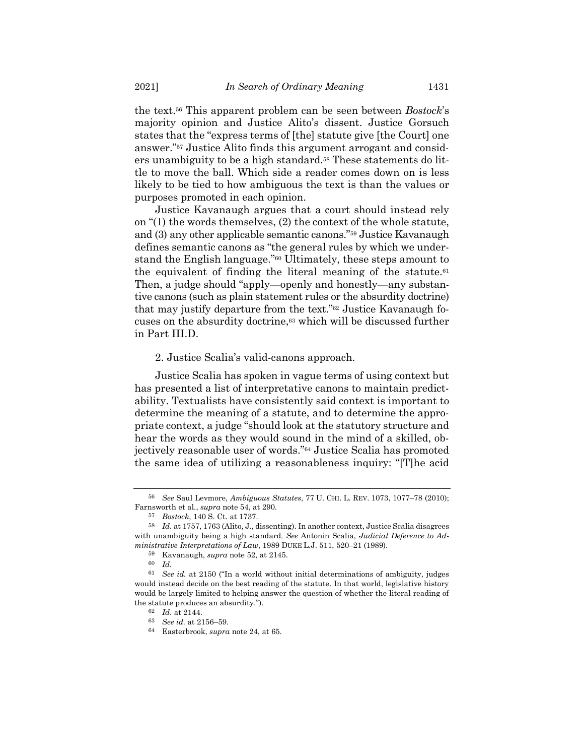the text.[56] This apparent problem can be seen between *Bostock*'s majority opinion and Justice Alito's dissent. Justice Gorsuch states that the "express terms of [the] statute give [the Court] one answer."[57] Justice Alito finds this argument arrogant and considers unambiguity to be a high standard.[58] These statements do little to move the ball. Which side a reader comes down on is less likely to be tied to how ambiguous the text is than the values or purposes promoted in each opinion.

Justice Kavanaugh argues that a court should instead rely on "(1) the words themselves, (2) the context of the whole statute, and (3) any other applicable semantic canons."[59] Justice Kavanaugh defines semantic canons as "the general rules by which we understand the English language."[60] Ultimately, these steps amount to the equivalent of finding the literal meaning of the statute.[61] Then, a judge should "apply—openly and honestly—any substantive canons (such as plain statement rules or the absurdity doctrine) that may justify departure from the text."[62] Justice Kavanaugh focuses on the absurdity doctrine,[63] which will be discussed further in Part III.D.

2. Justice Scalia's valid-canons approach.

Justice Scalia has spoken in vague terms of using context but has presented a list of interpretative canons to maintain predictability. Textualists have consistently said context is important to determine the meaning of a statute, and to determine the appropriate context, a judge "should look at the statutory structure and hear the words as they would sound in the mind of a skilled, objectively reasonable user of words."[64] Justice Scalia has promoted the same idea of utilizing a reasonableness inquiry: "[T]he acid

---

[56] *See* Saul Levmore, *Ambiguous Statutes*, 77 U. CHI. L. REV. 1073, 1077–78 (2010); Farnsworth et al., *supra* note 54, at 290.

[57] *Bostock*, 140 S. Ct. at 1737.

[58] *Id.* at 1757, 1763 (Alito, J., dissenting). In another context, Justice Scalia disagrees with unambiguity being a high standard. *See* Antonin Scalia, *Judicial Deference to Administrative Interpretations of Law*, 1989 DUKE L.J. 511, 520–21 (1989).

[59] Kavanaugh, *supra* note 52, at 2145.

[60] *Id.*

[61] *See id.* at 2150 ("In a world without initial determinations of ambiguity, judges would instead decide on the best reading of the statute. In that world, legislative history would be largely limited to helping answer the question of whether the literal reading of the statute produces an absurdity.").

[62] *Id.* at 2144.

[63] *See id.* at 2156–59.

[64] Easterbrook, *supra* note 24, at 65.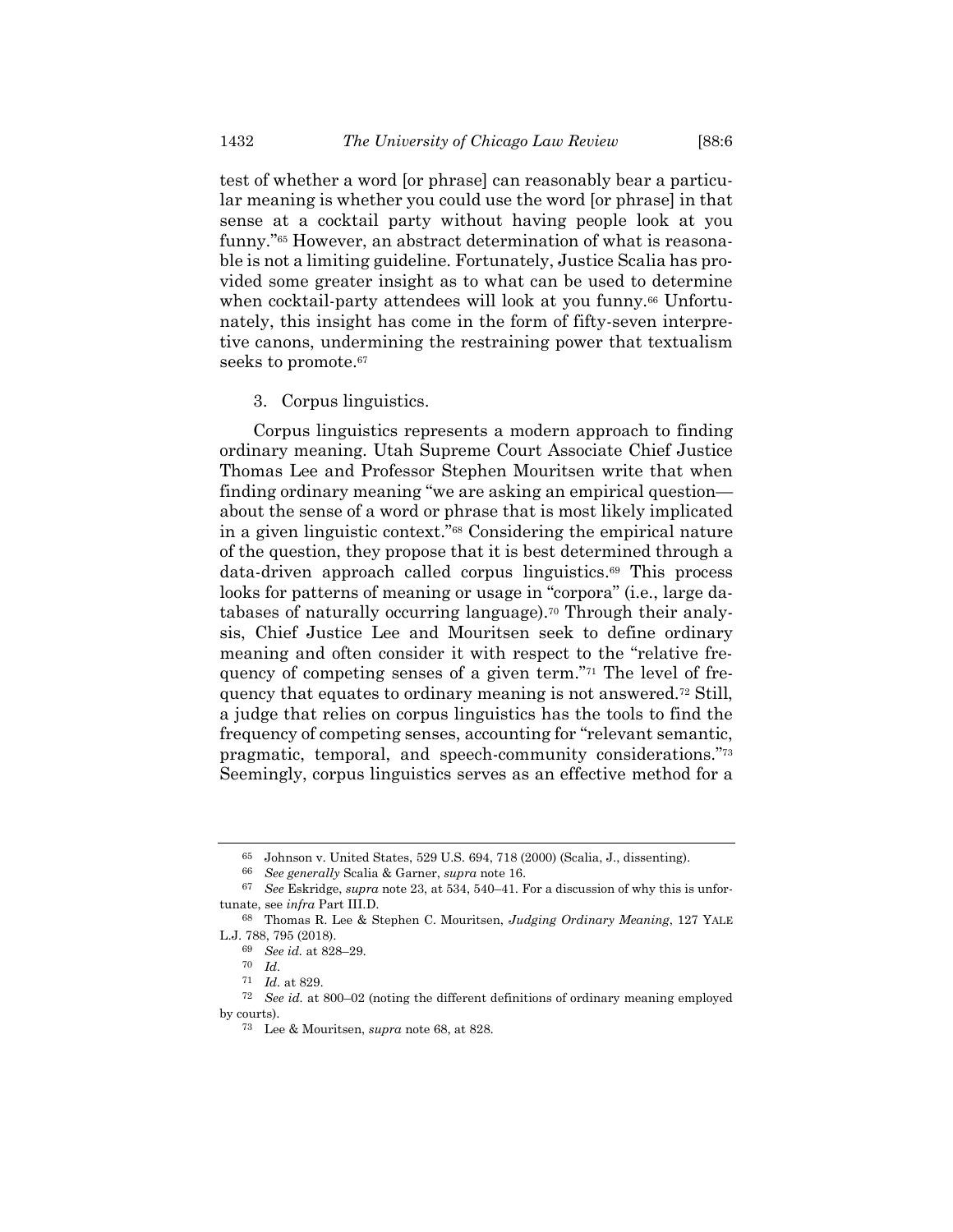test of whether a word [or phrase] can reasonably bear a particular meaning is whether you could use the word [or phrase] in that sense at a cocktail party without having people look at you funny."[65] However, an abstract determination of what is reasonable is not a limiting guideline. Fortunately, Justice Scalia has provided some greater insight as to what can be used to determine when cocktail-party attendees will look at you funny.[66] Unfortunately, this insight has come in the form of fifty-seven interpretive canons, undermining the restraining power that textualism seeks to promote.[67]

### 3. Corpus linguistics.

Corpus linguistics represents a modern approach to finding ordinary meaning. Utah Supreme Court Associate Chief Justice Thomas Lee and Professor Stephen Mouritsen write that when finding ordinary meaning "we are asking an empirical question—about the sense of a word or phrase that is most likely implicated in a given linguistic context."[68] Considering the empirical nature of the question, they propose that it is best determined through a data-driven approach called corpus linguistics.[69] This process looks for patterns of meaning or usage in "corpora" (i.e., large databases of naturally occurring language).[70] Through their analysis, Chief Justice Lee and Mouritsen seek to define ordinary meaning and often consider it with respect to the "relative frequency of competing senses of a given term."[71] The level of frequency that equates to ordinary meaning is not answered.[72] Still, a judge that relies on corpus linguistics has the tools to find the frequency of competing senses, accounting for "relevant semantic, pragmatic, temporal, and speech-community considerations."[73] Seemingly, corpus linguistics serves as an effective method for a

---

[65] Johnson v. United States, 529 U.S. 694, 718 (2000) (Scalia, J., dissenting).

[66] *See generally* Scalia & Garner, *supra* note 16.

[67] *See* Eskridge, *supra* note 23, at 534, 540–41. For a discussion of why this is unfortunate, see *infra* Part III.D.

[68] Thomas R. Lee & Stephen C. Mouritsen, *Judging Ordinary Meaning*, 127 YALE L.J. 788, 795 (2018).

[69] *See id.* at 828–29.

[70] *Id.*

[71] *Id.* at 829.

[72] *See id.* at 800–02 (noting the different definitions of ordinary meaning employed by courts).

[73] Lee & Mouritsen, *supra* note 68, at 828.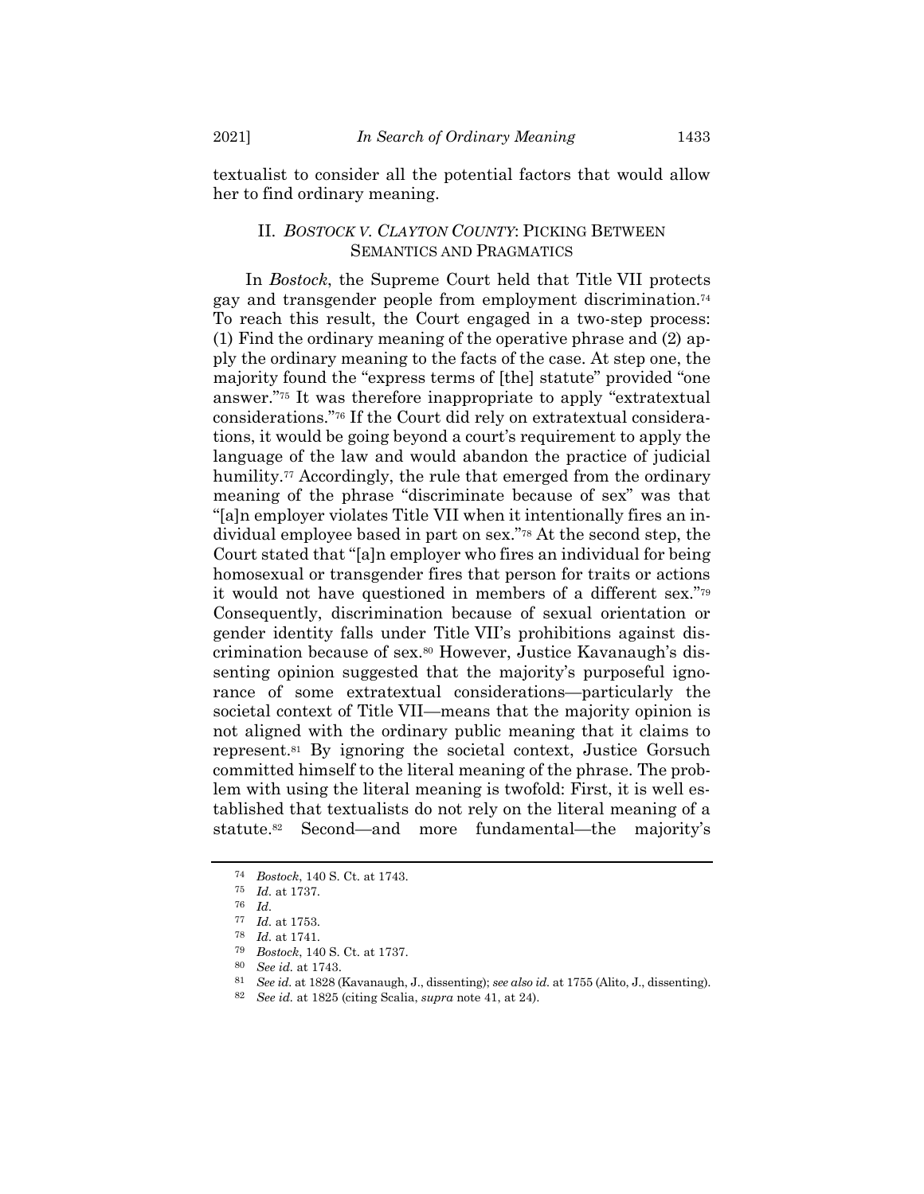textualist to consider all the potential factors that would allow her to find ordinary meaning.

## II. *BOSTOCK V. CLAYTON COUNTY*: PICKING BETWEEN SEMANTICS AND PRAGMATICS

In *Bostock*, the Supreme Court held that Title VII protects gay and transgender people from employment discrimination.[74] To reach this result, the Court engaged in a two-step process: (1) Find the ordinary meaning of the operative phrase and (2) apply the ordinary meaning to the facts of the case. At step one, the majority found the "express terms of [the] statute" provided "one answer."[75] It was therefore inappropriate to apply "extratextual considerations."[76] If the Court did rely on extratextual considerations, it would be going beyond a court's requirement to apply the language of the law and would abandon the practice of judicial humility.[77] Accordingly, the rule that emerged from the ordinary meaning of the phrase "discriminate because of sex" was that "[a]n employer violates Title VII when it intentionally fires an individual employee based in part on sex."[78] At the second step, the Court stated that "[a]n employer who fires an individual for being homosexual or transgender fires that person for traits or actions it would not have questioned in members of a different sex."[79] Consequently, discrimination because of sexual orientation or gender identity falls under Title VII's prohibitions against discrimination because of sex.[80] However, Justice Kavanaugh's dissenting opinion suggested that the majority's purposeful ignorance of some extratextual considerations—particularly the societal context of Title VII—means that the majority opinion is not aligned with the ordinary public meaning that it claims to represent.[81] By ignoring the societal context, Justice Gorsuch committed himself to the literal meaning of the phrase. The problem with using the literal meaning is twofold: First, it is well established that textualists do not rely on the literal meaning of a statute.[82] Second—and more fundamental—the majority's

---

[74] *Bostock*, 140 S. Ct. at 1743.

[75] *Id.* at 1737.

[76] *Id.*

[77] *Id.* at 1753.

[78] *Id.* at 1741.

[79] *Bostock*, 140 S. Ct. at 1737.

[80] *See id.* at 1743.

[81] *See id.* at 1828 (Kavanaugh, J., dissenting); *see also id.* at 1755 (Alito, J., dissenting).

[82] *See id.* at 1825 (citing Scalia, *supra* note 41, at 24).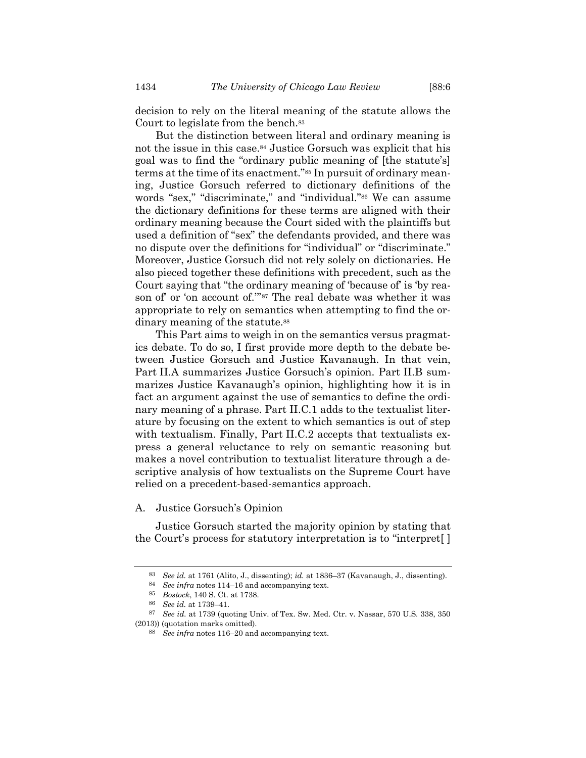decision to rely on the literal meaning of the statute allows the Court to legislate from the bench.[83]

But the distinction between literal and ordinary meaning is not the issue in this case.[84] Justice Gorsuch was explicit that his goal was to find the "ordinary public meaning of [the statute's] terms at the time of its enactment."[85] In pursuit of ordinary meaning, Justice Gorsuch referred to dictionary definitions of the words "sex," "discriminate," and "individual."[86] We can assume the dictionary definitions for these terms are aligned with their ordinary meaning because the Court sided with the plaintiffs but used a definition of "sex" the defendants provided, and there was no dispute over the definitions for "individual" or "discriminate." Moreover, Justice Gorsuch did not rely solely on dictionaries. He also pieced together these definitions with precedent, such as the Court saying that "the ordinary meaning of 'because of' is 'by reason of' or 'on account of.'"[87] The real debate was whether it was appropriate to rely on semantics when attempting to find the ordinary meaning of the statute.[88]

This Part aims to weigh in on the semantics versus pragmatics debate. To do so, I first provide more depth to the debate between Justice Gorsuch and Justice Kavanaugh. In that vein, Part II.A summarizes Justice Gorsuch's opinion. Part II.B summarizes Justice Kavanaugh's opinion, highlighting how it is in fact an argument against the use of semantics to define the ordinary meaning of a phrase. Part II.C.1 adds to the textualist literature by focusing on the extent to which semantics is out of step with textualism. Finally, Part II.C.2 accepts that textualists express a general reluctance to rely on semantic reasoning but makes a novel contribution to textualist literature through a descriptive analysis of how textualists on the Supreme Court have relied on a precedent-based-semantics approach.

## A. Justice Gorsuch's Opinion

Justice Gorsuch started the majority opinion by stating that the Court's process for statutory interpretation is to "interpret[ ]

---

[83] *See id.* at 1761 (Alito, J., dissenting); *id.* at 1836–37 (Kavanaugh, J., dissenting).

[84] *See infra* notes 114–16 and accompanying text.

[85] *Bostock*, 140 S. Ct. at 1738.

[86] *See id.* at 1739–41.

[87] *See id.* at 1739 (quoting Univ. of Tex. Sw. Med. Ctr. v. Nassar, 570 U.S. 338, 350 (2013)) (quotation marks omitted).

[88] *See infra* notes 116–20 and accompanying text.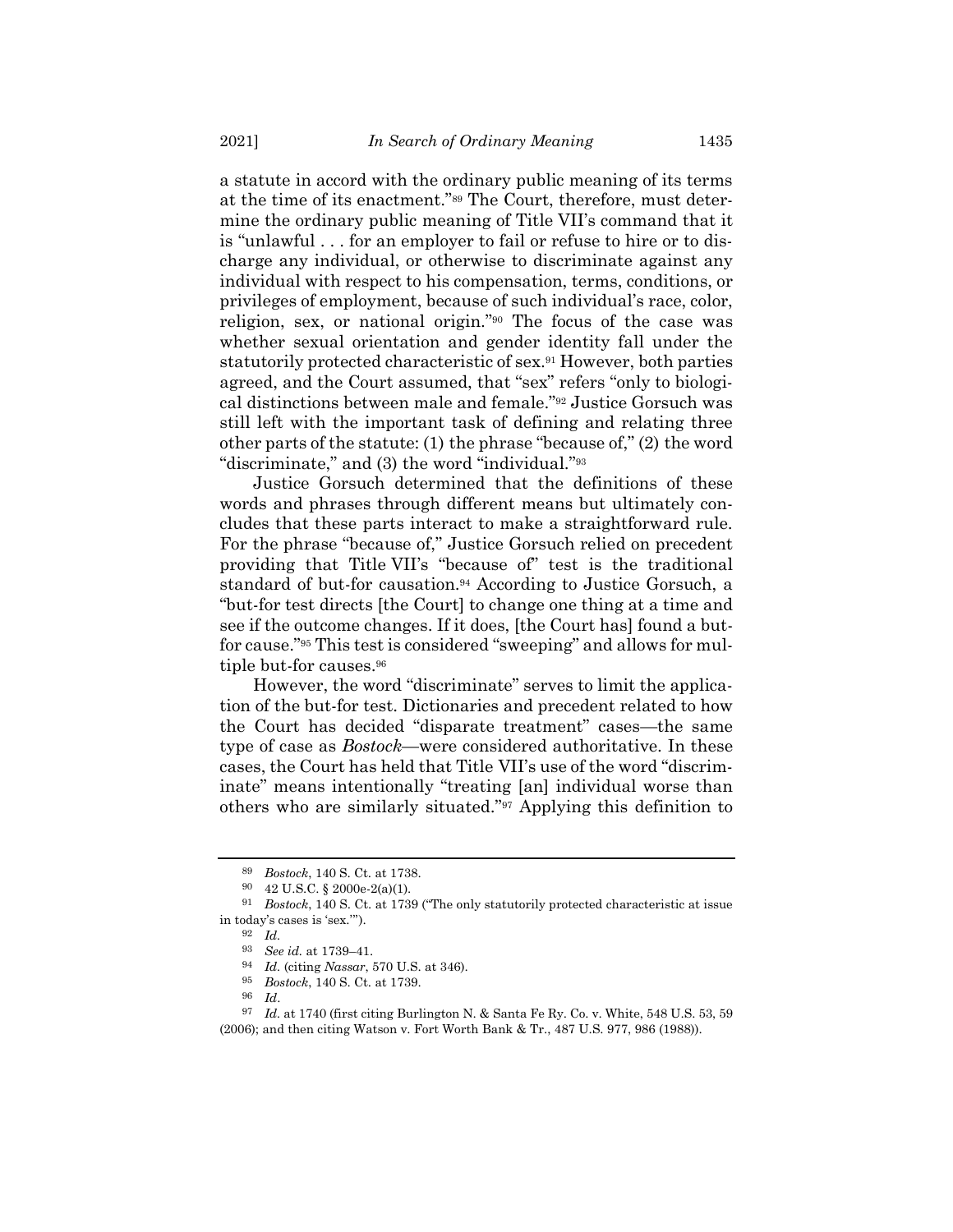a statute in accord with the ordinary public meaning of its terms at the time of its enactment."[89] The Court, therefore, must determine the ordinary public meaning of Title VII's command that it is "unlawful . . . for an employer to fail or refuse to hire or to discharge any individual, or otherwise to discriminate against any individual with respect to his compensation, terms, conditions, or privileges of employment, because of such individual's race, color, religion, sex, or national origin."[90] The focus of the case was whether sexual orientation and gender identity fall under the statutorily protected characteristic of sex.[91] However, both parties agreed, and the Court assumed, that "sex" refers "only to biological distinctions between male and female."[92] Justice Gorsuch was still left with the important task of defining and relating three other parts of the statute: (1) the phrase "because of," (2) the word "discriminate," and (3) the word "individual."[93]

Justice Gorsuch determined that the definitions of these words and phrases through different means but ultimately concludes that these parts interact to make a straightforward rule. For the phrase "because of," Justice Gorsuch relied on precedent providing that Title VII's "because of" test is the traditional standard of but-for causation.[94] According to Justice Gorsuch, a "but-for test directs [the Court] to change one thing at a time and see if the outcome changes. If it does, [the Court has] found a but-for cause."[95] This test is considered "sweeping" and allows for multiple but-for causes.[96]

However, the word "discriminate" serves to limit the application of the but-for test. Dictionaries and precedent related to how the Court has decided "disparate treatment" cases—the same type of case as *Bostock*—were considered authoritative. In these cases, the Court has held that Title VII's use of the word "discriminate" means intentionally "treating [an] individual worse than others who are similarly situated."[97] Applying this definition to

---

[89] *Bostock*, 140 S. Ct. at 1738.

[90] 42 U.S.C. § 2000e-2(a)(1).

[91] *Bostock*, 140 S. Ct. at 1739 ("The only statutorily protected characteristic at issue in today's cases is 'sex.'").

[92] *Id.*

[93] *See id.* at 1739–41.

[94] *Id.* (citing *Nassar*, 570 U.S. at 346).

[95] *Bostock*, 140 S. Ct. at 1739.

[96] *Id*.

[97] *Id.* at 1740 (first citing Burlington N. & Santa Fe Ry. Co. v. White, 548 U.S. 53, 59 (2006); and then citing Watson v. Fort Worth Bank & Tr., 487 U.S. 977, 986 (1988)).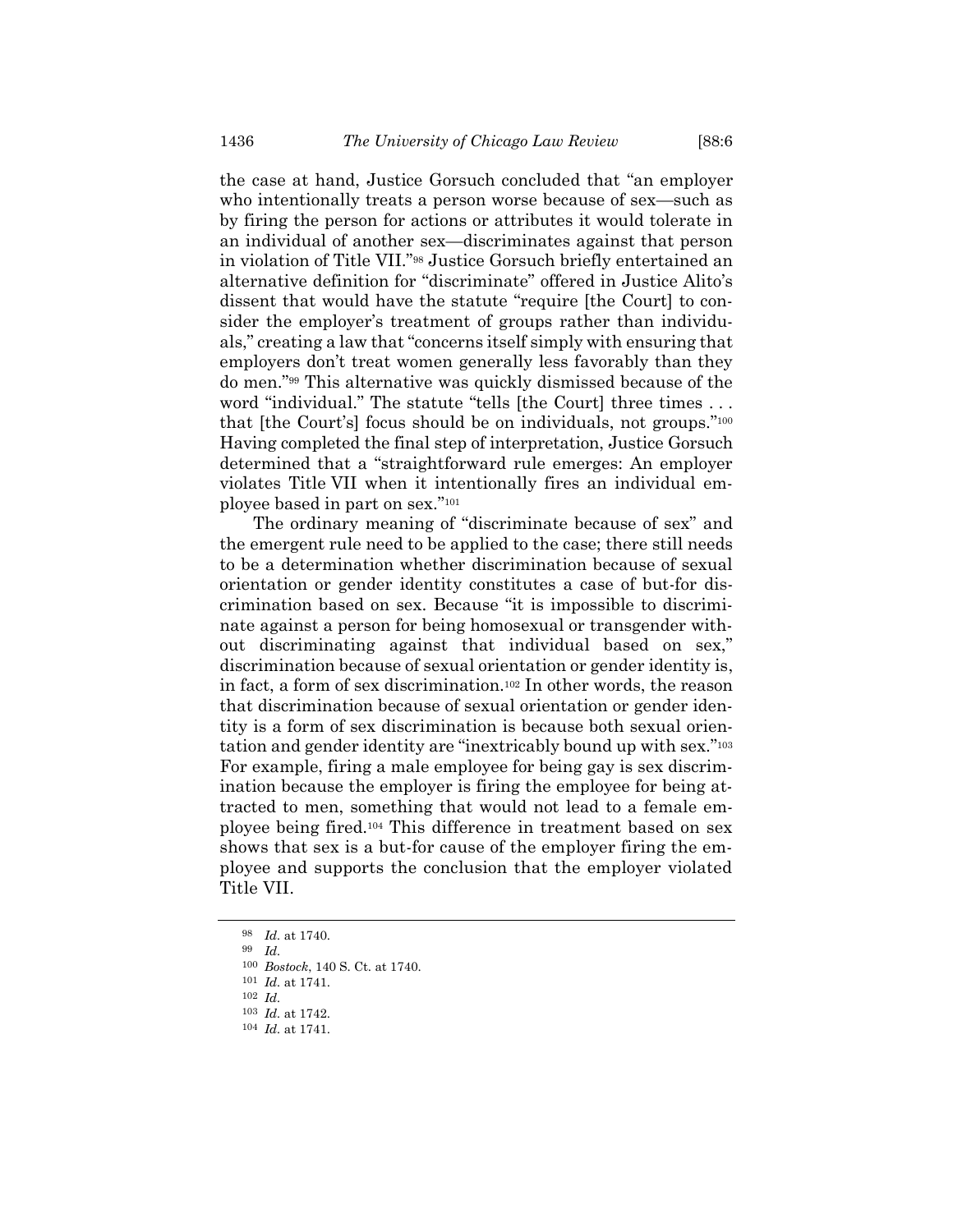the case at hand, Justice Gorsuch concluded that "an employer who intentionally treats a person worse because of sex—such as by firing the person for actions or attributes it would tolerate in an individual of another sex—discriminates against that person in violation of Title VII."[98] Justice Gorsuch briefly entertained an alternative definition for "discriminate" offered in Justice Alito's dissent that would have the statute "require [the Court] to consider the employer's treatment of groups rather than individuals," creating a law that "concerns itself simply with ensuring that employers don't treat women generally less favorably than they do men."[99] This alternative was quickly dismissed because of the word "individual." The statute "tells [the Court] three times . . . that [the Court's] focus should be on individuals, not groups."[100] Having completed the final step of interpretation, Justice Gorsuch determined that a "straightforward rule emerges: An employer violates Title VII when it intentionally fires an individual employee based in part on sex."[101]

The ordinary meaning of "discriminate because of sex" and the emergent rule need to be applied to the case; there still needs to be a determination whether discrimination because of sexual orientation or gender identity constitutes a case of but-for discrimination based on sex. Because "it is impossible to discriminate against a person for being homosexual or transgender without discriminating against that individual based on sex," discrimination because of sexual orientation or gender identity is, in fact, a form of sex discrimination.[102] In other words, the reason that discrimination because of sexual orientation or gender identity is a form of sex discrimination is because both sexual orientation and gender identity are "inextricably bound up with sex."[103] For example, firing a male employee for being gay is sex discrimination because the employer is firing the employee for being attracted to men, something that would not lead to a female employee being fired.[104] This difference in treatment based on sex shows that sex is a but-for cause of the employer firing the employee and supports the conclusion that the employer violated Title VII.

---

98 *Id.* at 1740.

99 *Id.*

100 *Bostock*, 140 S. Ct. at 1740.

101 *Id.* at 1741.

102 *Id.*

103 *Id.* at 1742.

104 *Id.* at 1741.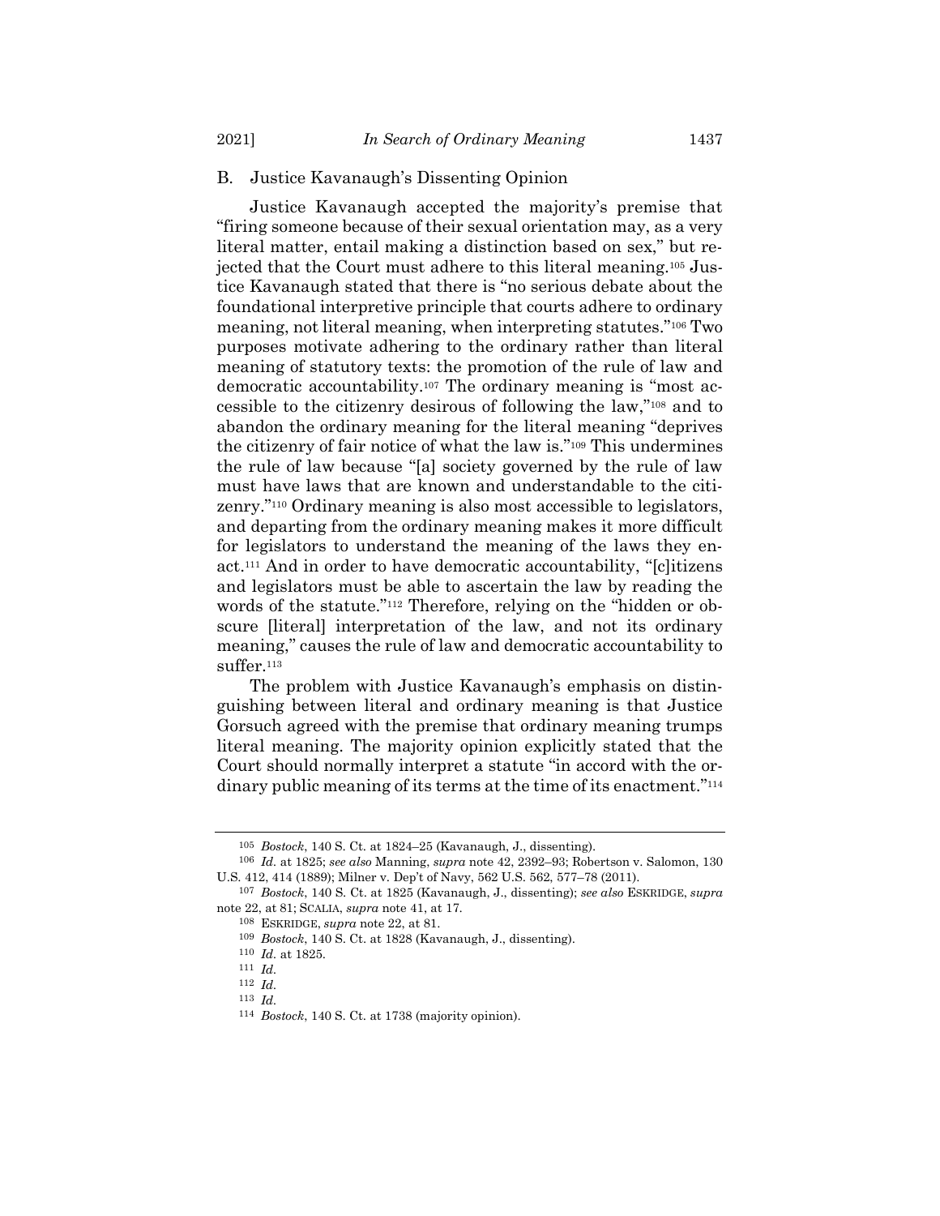### B. Justice Kavanaugh's Dissenting Opinion

Justice Kavanaugh accepted the majority's premise that "firing someone because of their sexual orientation may, as a very literal matter, entail making a distinction based on sex," but rejected that the Court must adhere to this literal meaning.[105] Justice Kavanaugh stated that there is "no serious debate about the foundational interpretive principle that courts adhere to ordinary meaning, not literal meaning, when interpreting statutes."[106] Two purposes motivate adhering to the ordinary rather than literal meaning of statutory texts: the promotion of the rule of law and democratic accountability.[107] The ordinary meaning is "most accessible to the citizenry desirous of following the law,"[108] and to abandon the ordinary meaning for the literal meaning "deprives the citizenry of fair notice of what the law is."[109] This undermines the rule of law because "[a] society governed by the rule of law must have laws that are known and understandable to the citizenry."[110] Ordinary meaning is also most accessible to legislators, and departing from the ordinary meaning makes it more difficult for legislators to understand the meaning of the laws they enact.[111] And in order to have democratic accountability, "[c]itizens and legislators must be able to ascertain the law by reading the words of the statute."[112] Therefore, relying on the "hidden or obscure [literal] interpretation of the law, and not its ordinary meaning," causes the rule of law and democratic accountability to suffer.[113]

The problem with Justice Kavanaugh's emphasis on distinguishing between literal and ordinary meaning is that Justice Gorsuch agreed with the premise that ordinary meaning trumps literal meaning. The majority opinion explicitly stated that the Court should normally interpret a statute "in accord with the ordinary public meaning of its terms at the time of its enactment."[114]

---

105 *Bostock*, 140 S. Ct. at 1824–25 (Kavanaugh, J., dissenting).

106 *Id.* at 1825; *see also* Manning, *supra* note 42, 2392–93; Robertson v. Salomon, 130 U.S. 412, 414 (1889); Milner v. Dep't of Navy, 562 U.S. 562, 577–78 (2011).

107 *Bostock*, 140 S. Ct. at 1825 (Kavanaugh, J., dissenting); *see also* ESKRIDGE, *supra* note 22, at 81; SCALIA, *supra* note 41, at 17.

108 ESKRIDGE, *supra* note 22, at 81.

109 *Bostock*, 140 S. Ct. at 1828 (Kavanaugh, J., dissenting).

110 *Id.* at 1825.

111 *Id.*

112 *Id.*

113 *Id.*

114 *Bostock*, 140 S. Ct. at 1738 (majority opinion).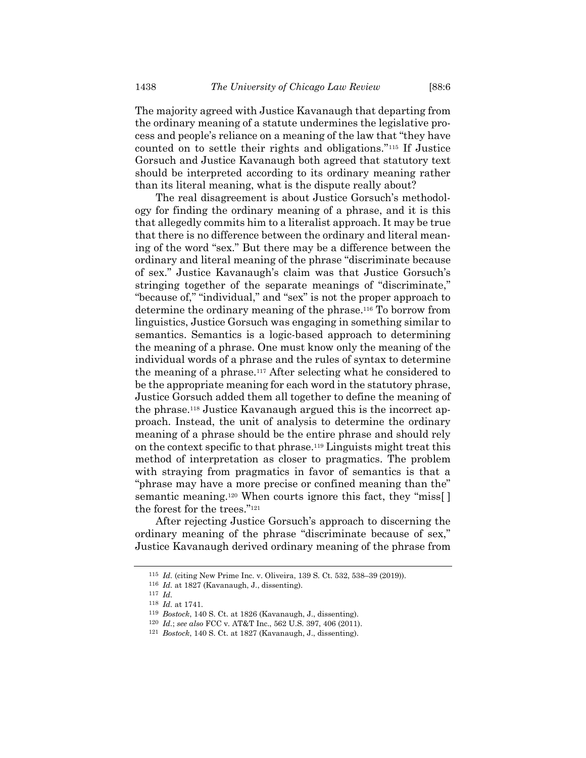The majority agreed with Justice Kavanaugh that departing from the ordinary meaning of a statute undermines the legislative process and people's reliance on a meaning of the law that "they have counted on to settle their rights and obligations."[115] If Justice Gorsuch and Justice Kavanaugh both agreed that statutory text should be interpreted according to its ordinary meaning rather than its literal meaning, what is the dispute really about?

The real disagreement is about Justice Gorsuch's methodology for finding the ordinary meaning of a phrase, and it is this that allegedly commits him to a literalist approach. It may be true that there is no difference between the ordinary and literal meaning of the word "sex." But there may be a difference between the ordinary and literal meaning of the phrase "discriminate because of sex." Justice Kavanaugh's claim was that Justice Gorsuch's stringing together of the separate meanings of "discriminate," "because of," "individual," and "sex" is not the proper approach to determine the ordinary meaning of the phrase.[116] To borrow from linguistics, Justice Gorsuch was engaging in something similar to semantics. Semantics is a logic-based approach to determining the meaning of a phrase. One must know only the meaning of the individual words of a phrase and the rules of syntax to determine the meaning of a phrase.[117] After selecting what he considered to be the appropriate meaning for each word in the statutory phrase, Justice Gorsuch added them all together to define the meaning of the phrase.[118] Justice Kavanaugh argued this is the incorrect approach. Instead, the unit of analysis to determine the ordinary meaning of a phrase should be the entire phrase and should rely on the context specific to that phrase.[119] Linguists might treat this method of interpretation as closer to pragmatics. The problem with straying from pragmatics in favor of semantics is that a "phrase may have a more precise or confined meaning than the" semantic meaning.[120] When courts ignore this fact, they "miss[ ] the forest for the trees."[121]

After rejecting Justice Gorsuch's approach to discerning the ordinary meaning of the phrase "discriminate because of sex," Justice Kavanaugh derived ordinary meaning of the phrase from

---

[115] *Id.* (citing New Prime Inc. v. Oliveira, 139 S. Ct. 532, 538–39 (2019)).

[116] *Id.* at 1827 (Kavanaugh, J., dissenting).

[117] *Id.*

[118] *Id.* at 1741.

[119] *Bostock*, 140 S. Ct. at 1826 (Kavanaugh, J., dissenting).

[120] *Id.*; *see also* FCC v. AT&T Inc., 562 U.S. 397, 406 (2011).

[121] *Bostock*, 140 S. Ct. at 1827 (Kavanaugh, J., dissenting).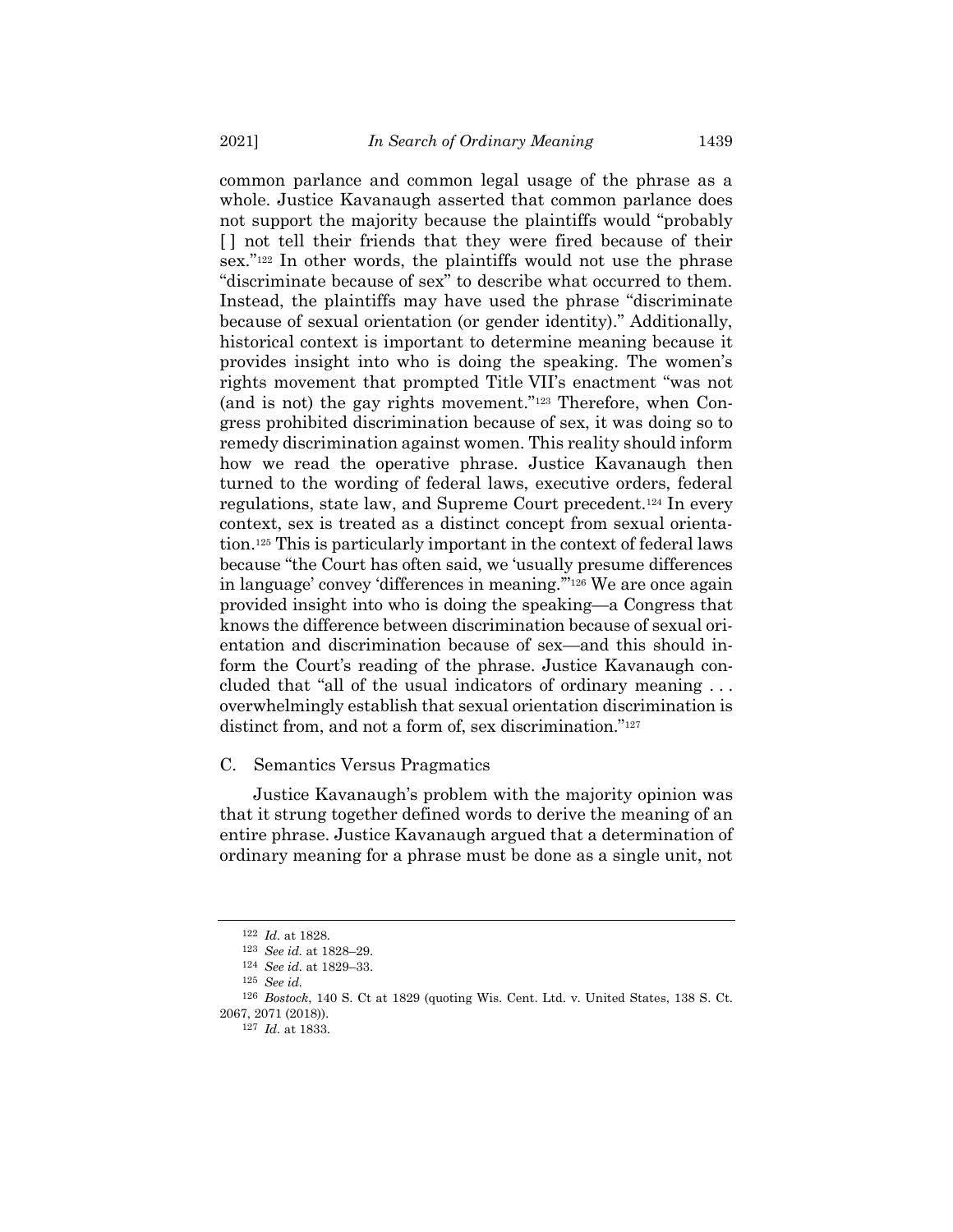common parlance and common legal usage of the phrase as a whole. Justice Kavanaugh asserted that common parlance does not support the majority because the plaintiffs would "probably [ ] not tell their friends that they were fired because of their sex."[122] In other words, the plaintiffs would not use the phrase "discriminate because of sex" to describe what occurred to them. Instead, the plaintiffs may have used the phrase "discriminate because of sexual orientation (or gender identity)." Additionally, historical context is important to determine meaning because it provides insight into who is doing the speaking. The women's rights movement that prompted Title VII's enactment "was not (and is not) the gay rights movement."[123] Therefore, when Congress prohibited discrimination because of sex, it was doing so to remedy discrimination against women. This reality should inform how we read the operative phrase. Justice Kavanaugh then turned to the wording of federal laws, executive orders, federal regulations, state law, and Supreme Court precedent.[124] In every context, sex is treated as a distinct concept from sexual orientation.[125] This is particularly important in the context of federal laws because "the Court has often said, we 'usually presume differences in language' convey 'differences in meaning.'"[126] We are once again provided insight into who is doing the speaking—a Congress that knows the difference between discrimination because of sexual orientation and discrimination because of sex—and this should inform the Court's reading of the phrase. Justice Kavanaugh concluded that "all of the usual indicators of ordinary meaning . . . overwhelmingly establish that sexual orientation discrimination is distinct from, and not a form of, sex discrimination."[127]

### C. Semantics Versus Pragmatics

Justice Kavanaugh's problem with the majority opinion was that it strung together defined words to derive the meaning of an entire phrase. Justice Kavanaugh argued that a determination of ordinary meaning for a phrase must be done as a single unit, not

---

[122] *Id.* at 1828.

[123] *See id.* at 1828–29.

[124] *See id.* at 1829–33.

[125] *See id.*

[126] *Bostock*, 140 S. Ct at 1829 (quoting Wis. Cent. Ltd. v. United States, 138 S. Ct. 2067, 2071 (2018)).

[127] *Id.* at 1833.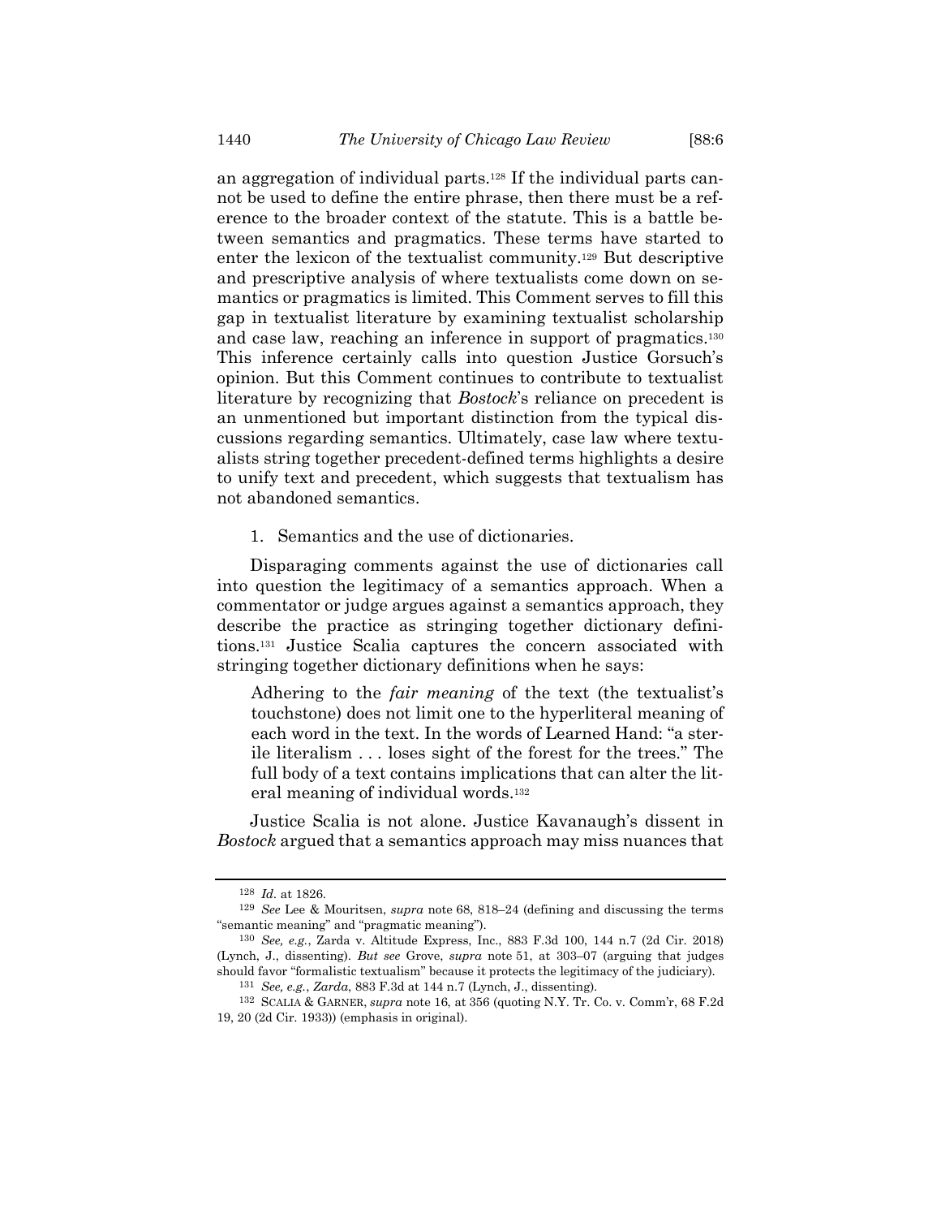an aggregation of individual parts.[128] If the individual parts cannot be used to define the entire phrase, then there must be a reference to the broader context of the statute. This is a battle between semantics and pragmatics. These terms have started to enter the lexicon of the textualist community.[129] But descriptive and prescriptive analysis of where textualists come down on semantics or pragmatics is limited. This Comment serves to fill this gap in textualist literature by examining textualist scholarship and case law, reaching an inference in support of pragmatics.[130] This inference certainly calls into question Justice Gorsuch's opinion. But this Comment continues to contribute to textualist literature by recognizing that *Bostock*'s reliance on precedent is an unmentioned but important distinction from the typical discussions regarding semantics. Ultimately, case law where textualists string together precedent-defined terms highlights a desire to unify text and precedent, which suggests that textualism has not abandoned semantics.

1. Semantics and the use of dictionaries.

Disparaging comments against the use of dictionaries call into question the legitimacy of a semantics approach. When a commentator or judge argues against a semantics approach, they describe the practice as stringing together dictionary definitions.[131] Justice Scalia captures the concern associated with stringing together dictionary definitions when he says:

> Adhering to the *fair meaning* of the text (the textualist's touchstone) does not limit one to the hyperliteral meaning of each word in the text. In the words of Learned Hand: "a sterile literalism . . . loses sight of the forest for the trees." The full body of a text contains implications that can alter the literal meaning of individual words.[132]

Justice Scalia is not alone. Justice Kavanaugh's dissent in *Bostock* argued that a semantics approach may miss nuances that

---

[128] *Id.* at 1826.

[129] *See* Lee & Mouritsen, *supra* note 68, 818–24 (defining and discussing the terms "semantic meaning" and "pragmatic meaning").

[130] *See, e.g.*, Zarda v. Altitude Express, Inc., 883 F.3d 100, 144 n.7 (2d Cir. 2018) (Lynch, J., dissenting). *But see* Grove, *supra* note 51, at 303–07 (arguing that judges should favor "formalistic textualism" because it protects the legitimacy of the judiciary).

[131] *See, e.g.*, *Zarda*, 883 F.3d at 144 n.7 (Lynch, J., dissenting).

[132] SCALIA & GARNER, *supra* note 16, at 356 (quoting N.Y. Tr. Co. v. Comm'r, 68 F.2d 19, 20 (2d Cir. 1933)) (emphasis in original).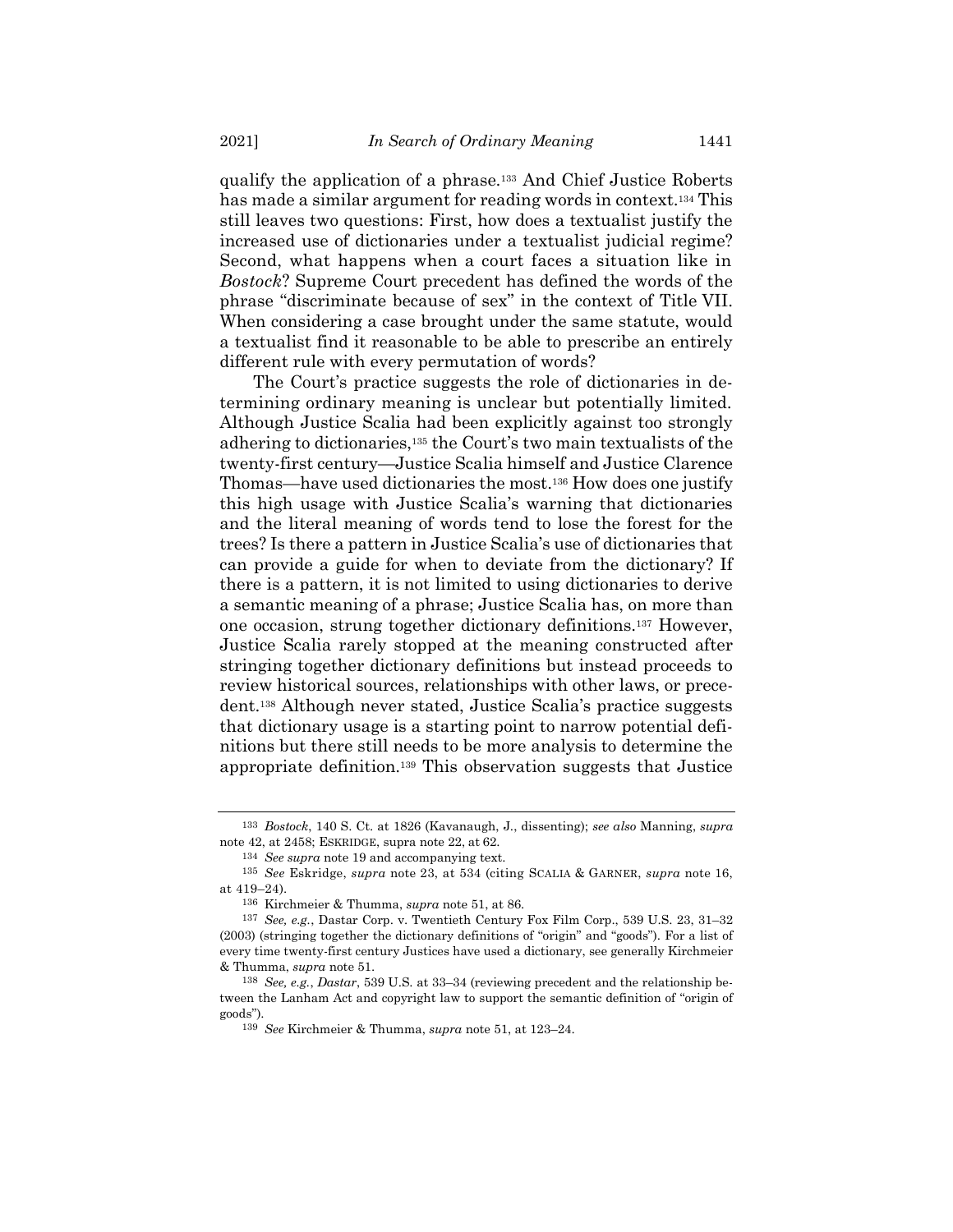qualify the application of a phrase.[133] And Chief Justice Roberts has made a similar argument for reading words in context.[134] This still leaves two questions: First, how does a textualist justify the increased use of dictionaries under a textualist judicial regime? Second, what happens when a court faces a situation like in *Bostock*? Supreme Court precedent has defined the words of the phrase "discriminate because of sex" in the context of Title VII. When considering a case brought under the same statute, would a textualist find it reasonable to be able to prescribe an entirely different rule with every permutation of words?

The Court's practice suggests the role of dictionaries in determining ordinary meaning is unclear but potentially limited. Although Justice Scalia had been explicitly against too strongly adhering to dictionaries,[135] the Court's two main textualists of the twenty-first century—Justice Scalia himself and Justice Clarence Thomas—have used dictionaries the most.[136] How does one justify this high usage with Justice Scalia's warning that dictionaries and the literal meaning of words tend to lose the forest for the trees? Is there a pattern in Justice Scalia's use of dictionaries that can provide a guide for when to deviate from the dictionary? If there is a pattern, it is not limited to using dictionaries to derive a semantic meaning of a phrase; Justice Scalia has, on more than one occasion, strung together dictionary definitions.[137] However, Justice Scalia rarely stopped at the meaning constructed after stringing together dictionary definitions but instead proceeds to review historical sources, relationships with other laws, or precedent.[138] Although never stated, Justice Scalia's practice suggests that dictionary usage is a starting point to narrow potential definitions but there still needs to be more analysis to determine the appropriate definition.[139] This observation suggests that Justice

---

[133] *Bostock*, 140 S. Ct. at 1826 (Kavanaugh, J., dissenting); *see also* Manning, *supra* note 42, at 2458; ESKRIDGE, supra note 22, at 62.

[134] *See supra* note 19 and accompanying text.

[135] *See* Eskridge, *supra* note 23, at 534 (citing SCALIA & GARNER, *supra* note 16, at 419–24).

[136] Kirchmeier & Thumma, *supra* note 51, at 86.

[137] *See, e.g.*, Dastar Corp. v. Twentieth Century Fox Film Corp., 539 U.S. 23, 31–32 (2003) (stringing together the dictionary definitions of "origin" and "goods"). For a list of every time twenty-first century Justices have used a dictionary, see generally Kirchmeier & Thumma, *supra* note 51.

[138] *See, e.g.*, *Dastar*, 539 U.S. at 33–34 (reviewing precedent and the relationship between the Lanham Act and copyright law to support the semantic definition of "origin of goods").

[139] *See* Kirchmeier & Thumma, *supra* note 51, at 123–24.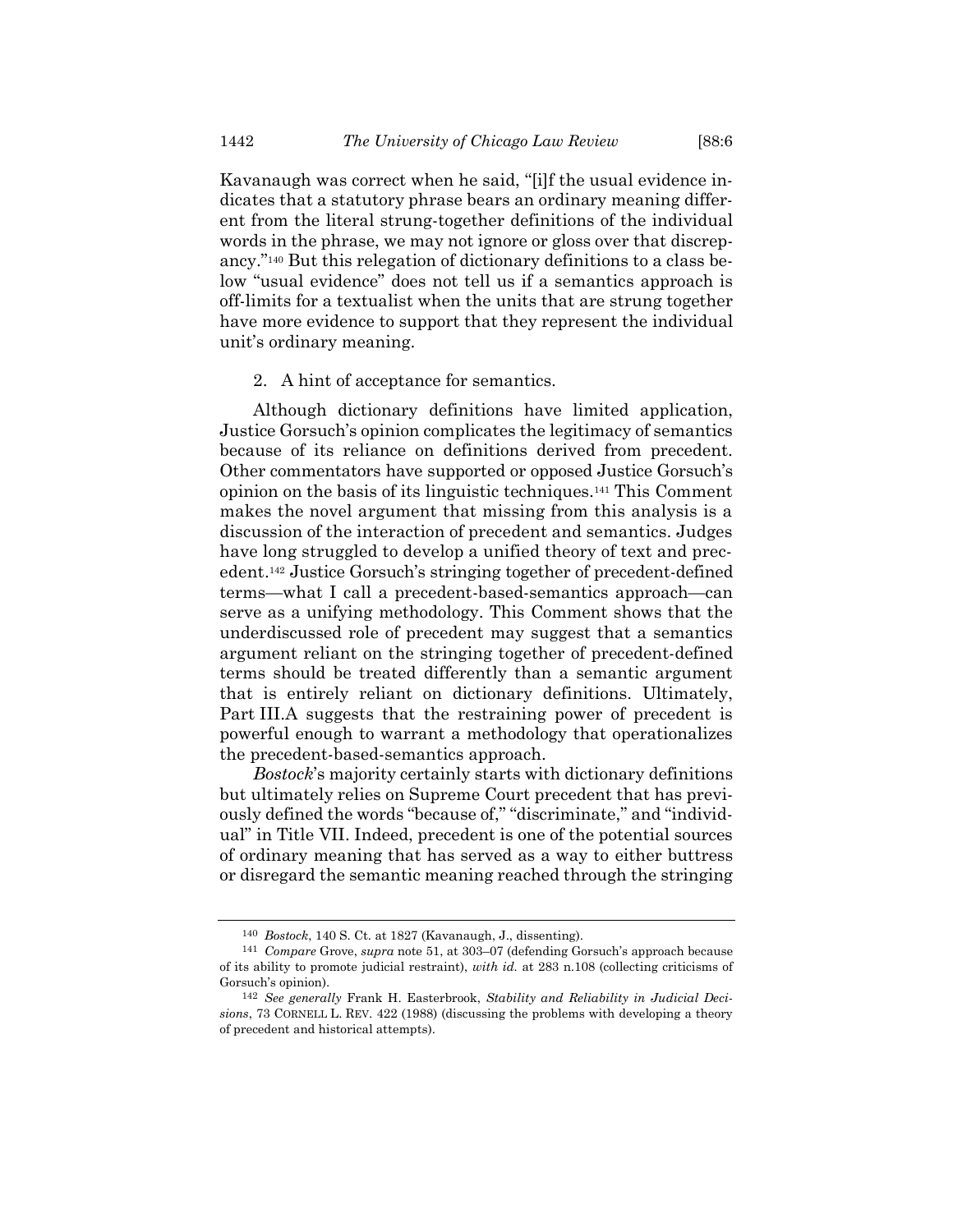Kavanaugh was correct when he said, "[i]f the usual evidence indicates that a statutory phrase bears an ordinary meaning different from the literal strung-together definitions of the individual words in the phrase, we may not ignore or gloss over that discrepancy."[140] But this relegation of dictionary definitions to a class below "usual evidence" does not tell us if a semantics approach is off-limits for a textualist when the units that are strung together have more evidence to support that they represent the individual unit's ordinary meaning.

2. A hint of acceptance for semantics.

Although dictionary definitions have limited application, Justice Gorsuch's opinion complicates the legitimacy of semantics because of its reliance on definitions derived from precedent. Other commentators have supported or opposed Justice Gorsuch's opinion on the basis of its linguistic techniques.[141] This Comment makes the novel argument that missing from this analysis is a discussion of the interaction of precedent and semantics. Judges have long struggled to develop a unified theory of text and precedent.[142] Justice Gorsuch's stringing together of precedent-defined terms—what I call a precedent-based-semantics approach—can serve as a unifying methodology. This Comment shows that the underdiscussed role of precedent may suggest that a semantics argument reliant on the stringing together of precedent-defined terms should be treated differently than a semantic argument that is entirely reliant on dictionary definitions. Ultimately, Part III.A suggests that the restraining power of precedent is powerful enough to warrant a methodology that operationalizes the precedent-based-semantics approach.

*Bostock*'s majority certainly starts with dictionary definitions but ultimately relies on Supreme Court precedent that has previously defined the words "because of," "discriminate," and "individual" in Title VII. Indeed, precedent is one of the potential sources of ordinary meaning that has served as a way to either buttress or disregard the semantic meaning reached through the stringing

---

[140] *Bostock*, 140 S. Ct. at 1827 (Kavanaugh, J., dissenting).

[141] *Compare* Grove, *supra* note 51, at 303–07 (defending Gorsuch's approach because of its ability to promote judicial restraint), *with id.* at 283 n.108 (collecting criticisms of Gorsuch's opinion).

[142] *See generally* Frank H. Easterbrook, *Stability and Reliability in Judicial Decisions*, 73 CORNELL L. REV. 422 (1988) (discussing the problems with developing a theory of precedent and historical attempts).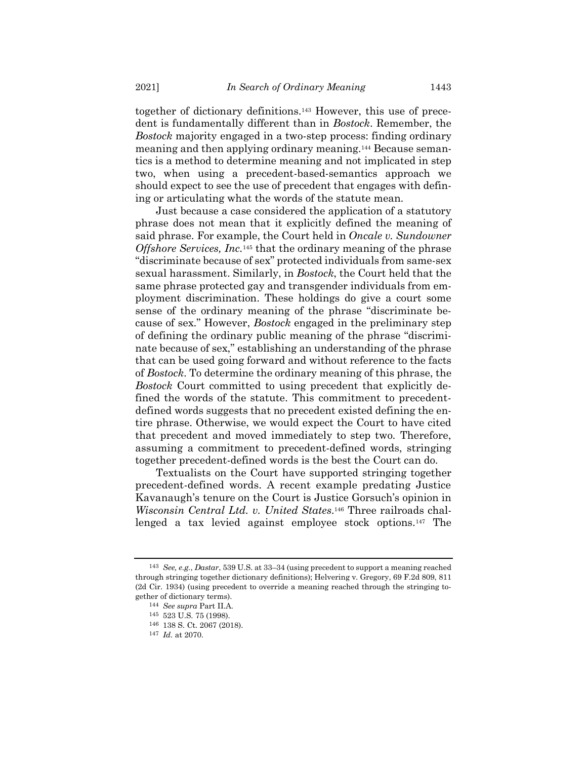together of dictionary definitions.[143] However, this use of precedent is fundamentally different than in *Bostock*. Remember, the *Bostock* majority engaged in a two-step process: finding ordinary meaning and then applying ordinary meaning.[144] Because semantics is a method to determine meaning and not implicated in step two, when using a precedent-based-semantics approach we should expect to see the use of precedent that engages with defining or articulating what the words of the statute mean.

Just because a case considered the application of a statutory phrase does not mean that it explicitly defined the meaning of said phrase. For example, the Court held in *Oncale v. Sundowner Offshore Services, Inc.*[145] that the ordinary meaning of the phrase "discriminate because of sex" protected individuals from same-sex sexual harassment. Similarly, in *Bostock*, the Court held that the same phrase protected gay and transgender individuals from employment discrimination. These holdings do give a court some sense of the ordinary meaning of the phrase "discriminate because of sex." However, *Bostock* engaged in the preliminary step of defining the ordinary public meaning of the phrase "discriminate because of sex," establishing an understanding of the phrase that can be used going forward and without reference to the facts of *Bostock*. To determine the ordinary meaning of this phrase, the *Bostock* Court committed to using precedent that explicitly defined the words of the statute. This commitment to precedent-defined words suggests that no precedent existed defining the entire phrase. Otherwise, we would expect the Court to have cited that precedent and moved immediately to step two. Therefore, assuming a commitment to precedent-defined words, stringing together precedent-defined words is the best the Court can do.

Textualists on the Court have supported stringing together precedent-defined words. A recent example predating Justice Kavanaugh's tenure on the Court is Justice Gorsuch's opinion in *Wisconsin Central Ltd. v. United States*.[146] Three railroads challenged a tax levied against employee stock options.[147] The

---

[143] *See, e.g.*, *Dastar*, 539 U.S. at 33–34 (using precedent to support a meaning reached through stringing together dictionary definitions); Helvering v. Gregory, 69 F.2d 809, 811 (2d Cir. 1934) (using precedent to override a meaning reached through the stringing together of dictionary terms).

[144] *See supra* Part II.A.

[145] 523 U.S. 75 (1998).

[146] 138 S. Ct. 2067 (2018).

[147] *Id.* at 2070.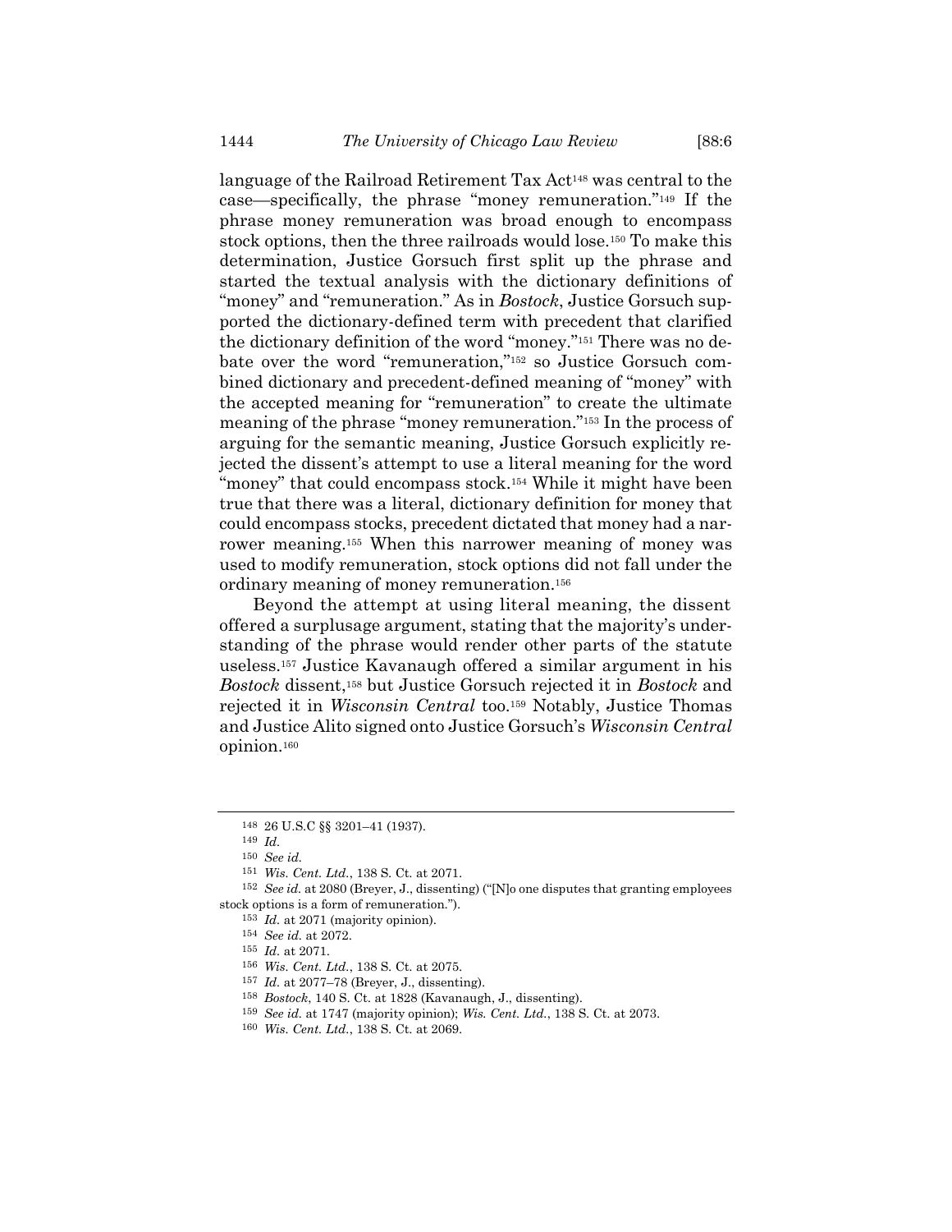language of the Railroad Retirement Tax Act[148] was central to the case—specifically, the phrase "money remuneration."[149] If the phrase money remuneration was broad enough to encompass stock options, then the three railroads would lose.[150] To make this determination, Justice Gorsuch first split up the phrase and started the textual analysis with the dictionary definitions of "money" and "remuneration." As in *Bostock*, Justice Gorsuch supported the dictionary-defined term with precedent that clarified the dictionary definition of the word "money."[151] There was no debate over the word "remuneration,"[152] so Justice Gorsuch combined dictionary and precedent-defined meaning of "money" with the accepted meaning for "remuneration" to create the ultimate meaning of the phrase "money remuneration."[153] In the process of arguing for the semantic meaning, Justice Gorsuch explicitly rejected the dissent's attempt to use a literal meaning for the word "money" that could encompass stock.[154] While it might have been true that there was a literal, dictionary definition for money that could encompass stocks, precedent dictated that money had a narrower meaning.[155] When this narrower meaning of money was used to modify remuneration, stock options did not fall under the ordinary meaning of money remuneration.[156]

Beyond the attempt at using literal meaning, the dissent offered a surplusage argument, stating that the majority's understanding of the phrase would render other parts of the statute useless.[157] Justice Kavanaugh offered a similar argument in his *Bostock* dissent,[158] but Justice Gorsuch rejected it in *Bostock* and rejected it in *Wisconsin Central* too.[159] Notably, Justice Thomas and Justice Alito signed onto Justice Gorsuch's *Wisconsin Central* opinion.[160]

---

[148] 26 U.S.C §§ 3201–41 (1937).

[149] *Id.*

[150] *See id.*

[151] *Wis. Cent. Ltd.*, 138 S. Ct. at 2071.

[152] *See id.* at 2080 (Breyer, J., dissenting) ("[N]o one disputes that granting employees stock options is a form of remuneration.").

[153] *Id.* at 2071 (majority opinion).

[154] *See id.* at 2072.

[155] *Id.* at 2071.

[156] *Wis. Cent. Ltd.*, 138 S. Ct. at 2075.

[157] *Id.* at 2077–78 (Breyer, J., dissenting).

[158] *Bostock*, 140 S. Ct. at 1828 (Kavanaugh, J., dissenting).

[159] *See id.* at 1747 (majority opinion); *Wis. Cent. Ltd.*, 138 S. Ct. at 2073.

[160] *Wis. Cent. Ltd.*, 138 S. Ct. at 2069.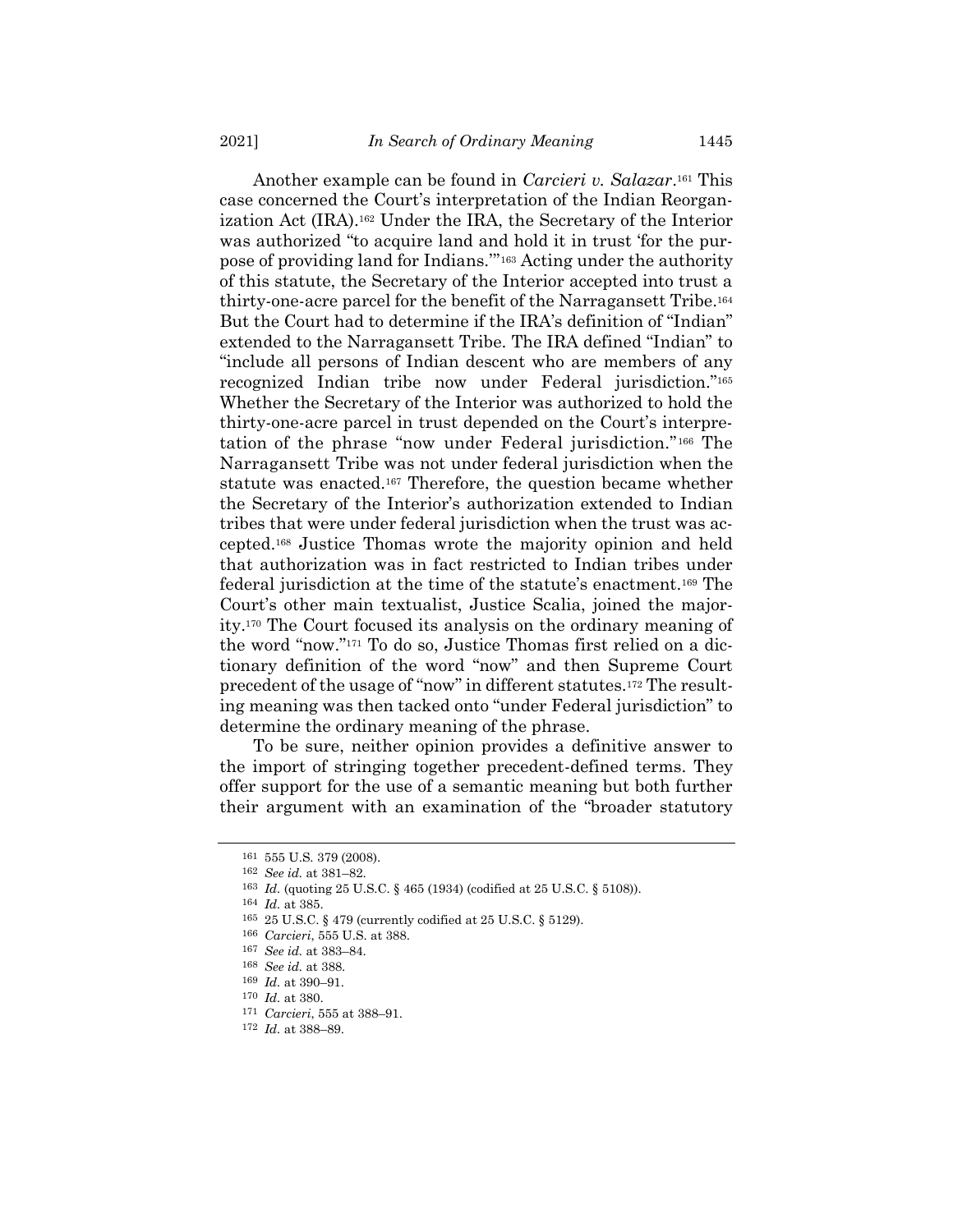Another example can be found in *Carcieri v. Salazar*.[161] This case concerned the Court's interpretation of the Indian Reorganization Act (IRA).[162] Under the IRA, the Secretary of the Interior was authorized "to acquire land and hold it in trust 'for the purpose of providing land for Indians.'"[163] Acting under the authority of this statute, the Secretary of the Interior accepted into trust a thirty-one-acre parcel for the benefit of the Narragansett Tribe.[164] But the Court had to determine if the IRA's definition of "Indian" extended to the Narragansett Tribe. The IRA defined "Indian" to "include all persons of Indian descent who are members of any recognized Indian tribe now under Federal jurisdiction."[165] Whether the Secretary of the Interior was authorized to hold the thirty-one-acre parcel in trust depended on the Court's interpretation of the phrase "now under Federal jurisdiction."[166] The Narragansett Tribe was not under federal jurisdiction when the statute was enacted.[167] Therefore, the question became whether the Secretary of the Interior's authorization extended to Indian tribes that were under federal jurisdiction when the trust was accepted.[168] Justice Thomas wrote the majority opinion and held that authorization was in fact restricted to Indian tribes under federal jurisdiction at the time of the statute's enactment.[169] The Court's other main textualist, Justice Scalia, joined the majority.[170] The Court focused its analysis on the ordinary meaning of the word "now."[171] To do so, Justice Thomas first relied on a dictionary definition of the word "now" and then Supreme Court precedent of the usage of "now" in different statutes.[172] The resulting meaning was then tacked onto "under Federal jurisdiction" to determine the ordinary meaning of the phrase.

To be sure, neither opinion provides a definitive answer to the import of stringing together precedent-defined terms. They offer support for the use of a semantic meaning but both further their argument with an examination of the "broader statutory

---

161 555 U.S. 379 (2008).

162 *See id.* at 381–82.

163 *Id.* (quoting 25 U.S.C. § 465 (1934) (codified at 25 U.S.C. § 5108)).

164 *Id.* at 385.

165 25 U.S.C. § 479 (currently codified at 25 U.S.C. § 5129).

166 *Carcieri*, 555 U.S. at 388.

167 *See id.* at 383–84.

168 *See id.* at 388.

169 *Id.* at 390–91.

170 *Id.* at 380.

171 *Carcieri*, 555 at 388–91.

172 *Id.* at 388–89.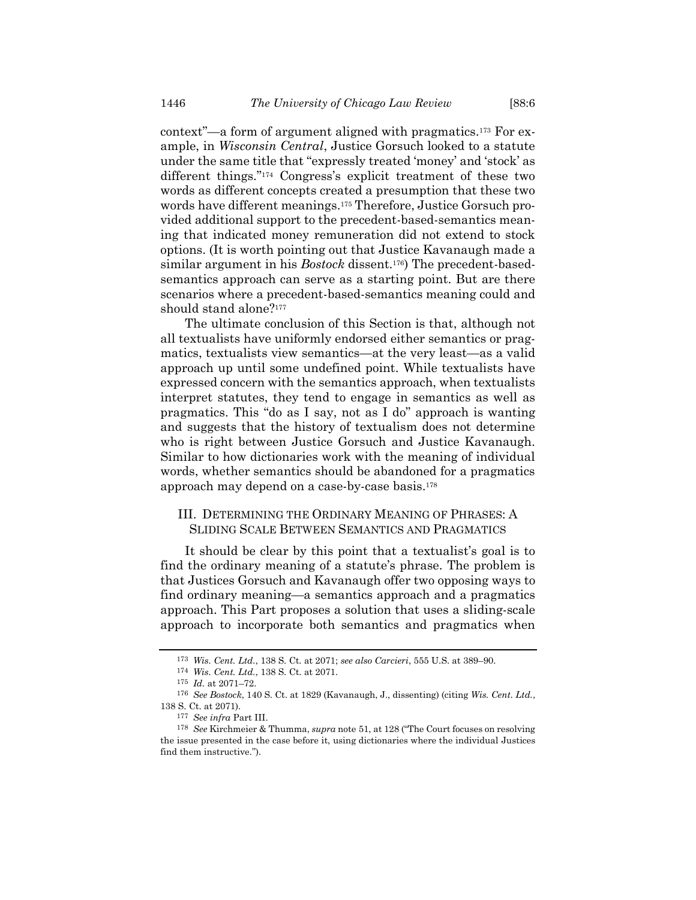context"—a form of argument aligned with pragmatics.[173] For example, in *Wisconsin Central*, Justice Gorsuch looked to a statute under the same title that "expressly treated 'money' and 'stock' as different things."[174] Congress's explicit treatment of these two words as different concepts created a presumption that these two words have different meanings.[175] Therefore, Justice Gorsuch provided additional support to the precedent-based-semantics meaning that indicated money remuneration did not extend to stock options. (It is worth pointing out that Justice Kavanaugh made a similar argument in his *Bostock* dissent.[176]) The precedent-based-semantics approach can serve as a starting point. But are there scenarios where a precedent-based-semantics meaning could and should stand alone?[177]

The ultimate conclusion of this Section is that, although not all textualists have uniformly endorsed either semantics or pragmatics, textualists view semantics—at the very least—as a valid approach up until some undefined point. While textualists have expressed concern with the semantics approach, when textualists interpret statutes, they tend to engage in semantics as well as pragmatics. This "do as I say, not as I do" approach is wanting and suggests that the history of textualism does not determine who is right between Justice Gorsuch and Justice Kavanaugh. Similar to how dictionaries work with the meaning of individual words, whether semantics should be abandoned for a pragmatics approach may depend on a case-by-case basis.[178]

## III. Determining the Ordinary Meaning of Phrases: A Sliding Scale Between Semantics and Pragmatics

It should be clear by this point that a textualist's goal is to find the ordinary meaning of a statute's phrase. The problem is that Justices Gorsuch and Kavanaugh offer two opposing ways to find ordinary meaning—a semantics approach and a pragmatics approach. This Part proposes a solution that uses a sliding-scale approach to incorporate both semantics and pragmatics when

---

[173] *Wis. Cent. Ltd.*, 138 S. Ct. at 2071; *see also Carcieri*, 555 U.S. at 389–90.

[174] *Wis. Cent. Ltd.*, 138 S. Ct. at 2071.

[175] *Id.* at 2071–72.

[176] *See Bostock*, 140 S. Ct. at 1829 (Kavanaugh, J., dissenting) (citing *Wis. Cent. Ltd.*, 138 S. Ct. at 2071).

[177] *See infra* Part III.

[178] *See* Kirchmeier & Thumma, *supra* note 51, at 128 ("The Court focuses on resolving the issue presented in the case before it, using dictionaries where the individual Justices find them instructive.").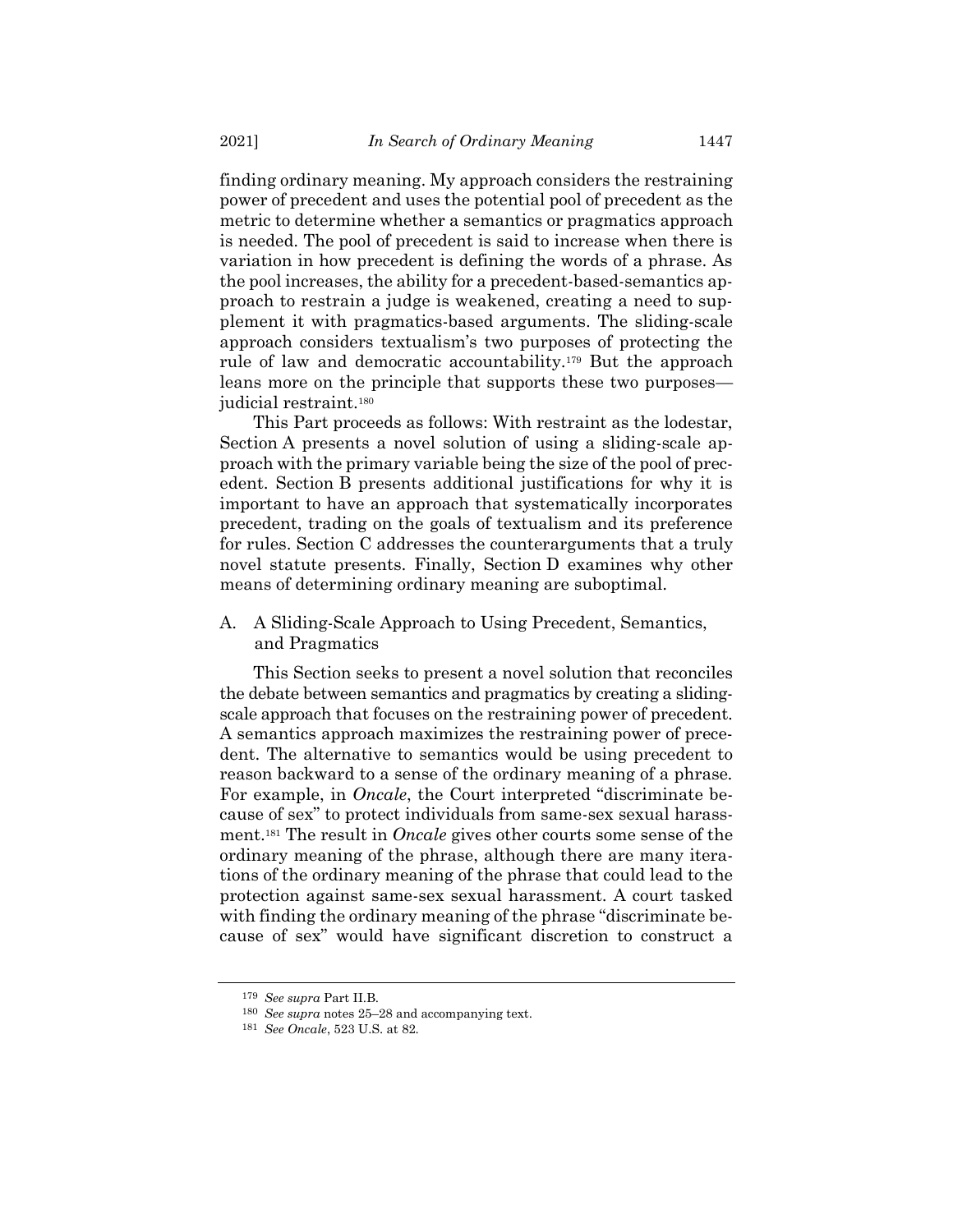finding ordinary meaning. My approach considers the restraining power of precedent and uses the potential pool of precedent as the metric to determine whether a semantics or pragmatics approach is needed. The pool of precedent is said to increase when there is variation in how precedent is defining the words of a phrase. As the pool increases, the ability for a precedent-based-semantics approach to restrain a judge is weakened, creating a need to supplement it with pragmatics-based arguments. The sliding-scale approach considers textualism's two purposes of protecting the rule of law and democratic accountability.[179] But the approach leans more on the principle that supports these two purposes—judicial restraint.[180]

This Part proceeds as follows: With restraint as the lodestar, Section A presents a novel solution of using a sliding-scale approach with the primary variable being the size of the pool of precedent. Section B presents additional justifications for why it is important to have an approach that systematically incorporates precedent, trading on the goals of textualism and its preference for rules. Section C addresses the counterarguments that a truly novel statute presents. Finally, Section D examines why other means of determining ordinary meaning are suboptimal.

## A. A Sliding-Scale Approach to Using Precedent, Semantics, and Pragmatics

This Section seeks to present a novel solution that reconciles the debate between semantics and pragmatics by creating a sliding-scale approach that focuses on the restraining power of precedent. A semantics approach maximizes the restraining power of precedent. The alternative to semantics would be using precedent to reason backward to a sense of the ordinary meaning of a phrase. For example, in *Oncale*, the Court interpreted "discriminate because of sex" to protect individuals from same-sex sexual harassment.[181] The result in *Oncale* gives other courts some sense of the ordinary meaning of the phrase, although there are many iterations of the ordinary meaning of the phrase that could lead to the protection against same-sex sexual harassment. A court tasked with finding the ordinary meaning of the phrase "discriminate because of sex" would have significant discretion to construct a

---

179 *See supra* Part II.B.

180 *See supra* notes 25–28 and accompanying text.

181 *See Oncale*, 523 U.S. at 82.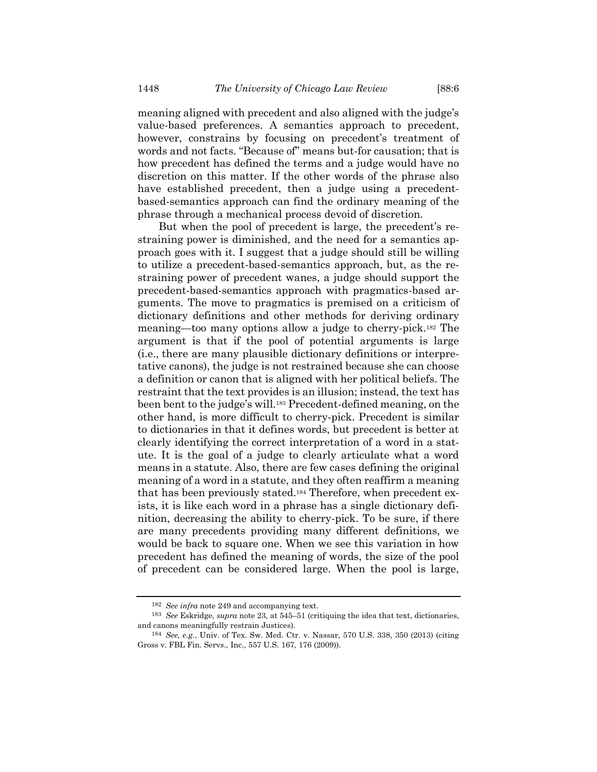meaning aligned with precedent and also aligned with the judge's value-based preferences. A semantics approach to precedent, however, constrains by focusing on precedent's treatment of words and not facts. "Because of" means but-for causation; that is how precedent has defined the terms and a judge would have no discretion on this matter. If the other words of the phrase also have established precedent, then a judge using a precedent-based-semantics approach can find the ordinary meaning of the phrase through a mechanical process devoid of discretion.

But when the pool of precedent is large, the precedent's restraining power is diminished, and the need for a semantics approach goes with it. I suggest that a judge should still be willing to utilize a precedent-based-semantics approach, but, as the restraining power of precedent wanes, a judge should support the precedent-based-semantics approach with pragmatics-based arguments. The move to pragmatics is premised on a criticism of dictionary definitions and other methods for deriving ordinary meaning—too many options allow a judge to cherry-pick.[182] The argument is that if the pool of potential arguments is large (i.e., there are many plausible dictionary definitions or interpretative canons), the judge is not restrained because she can choose a definition or canon that is aligned with her political beliefs. The restraint that the text provides is an illusion; instead, the text has been bent to the judge's will.[183] Precedent-defined meaning, on the other hand, is more difficult to cherry-pick. Precedent is similar to dictionaries in that it defines words, but precedent is better at clearly identifying the correct interpretation of a word in a statute. It is the goal of a judge to clearly articulate what a word means in a statute. Also, there are few cases defining the original meaning of a word in a statute, and they often reaffirm a meaning that has been previously stated.[184] Therefore, when precedent exists, it is like each word in a phrase has a single dictionary definition, decreasing the ability to cherry-pick. To be sure, if there are many precedents providing many different definitions, we would be back to square one. When we see this variation in how precedent has defined the meaning of words, the size of the pool of precedent can be considered large. When the pool is large,

[182] *See infra* note 249 and accompanying text.

[183] *See* Eskridge, *supra* note 23, at 545–51 (critiquing the idea that text, dictionaries, and canons meaningfully restrain Justices).

[184] *See, e.g.*, Univ. of Tex. Sw. Med. Ctr. v. Nassar, 570 U.S. 338, 350 (2013) (citing Gross v. FBL Fin. Servs., Inc., 557 U.S. 167, 176 (2009)).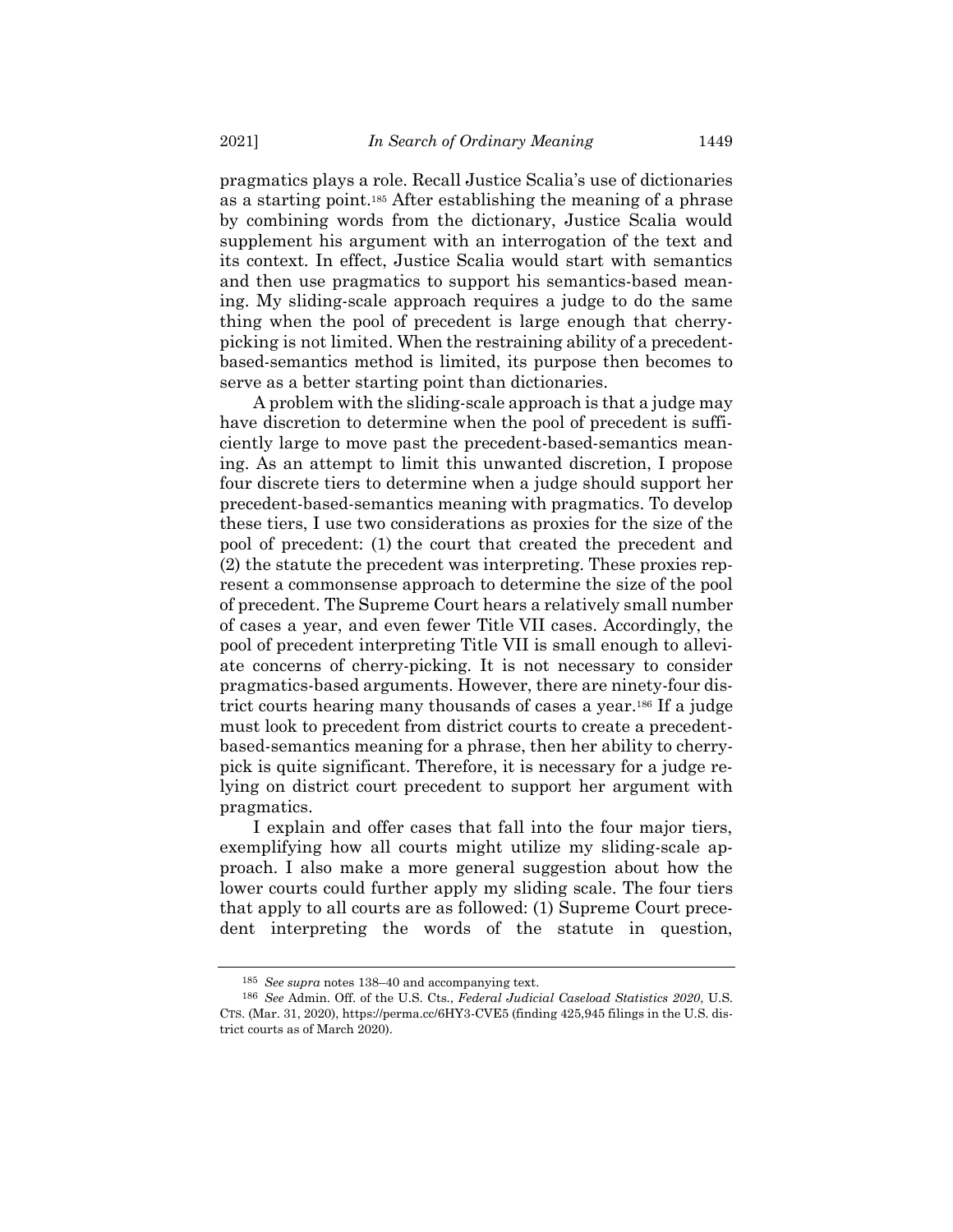pragmatics plays a role. Recall Justice Scalia's use of dictionaries as a starting point.[185] After establishing the meaning of a phrase by combining words from the dictionary, Justice Scalia would supplement his argument with an interrogation of the text and its context. In effect, Justice Scalia would start with semantics and then use pragmatics to support his semantics-based meaning. My sliding-scale approach requires a judge to do the same thing when the pool of precedent is large enough that cherry-picking is not limited. When the restraining ability of a precedent-based-semantics method is limited, its purpose then becomes to serve as a better starting point than dictionaries.

A problem with the sliding-scale approach is that a judge may have discretion to determine when the pool of precedent is sufficiently large to move past the precedent-based-semantics meaning. As an attempt to limit this unwanted discretion, I propose four discrete tiers to determine when a judge should support her precedent-based-semantics meaning with pragmatics. To develop these tiers, I use two considerations as proxies for the size of the pool of precedent: (1) the court that created the precedent and (2) the statute the precedent was interpreting. These proxies represent a commonsense approach to determine the size of the pool of precedent. The Supreme Court hears a relatively small number of cases a year, and even fewer Title VII cases. Accordingly, the pool of precedent interpreting Title VII is small enough to alleviate concerns of cherry-picking. It is not necessary to consider pragmatics-based arguments. However, there are ninety-four district courts hearing many thousands of cases a year.[186] If a judge must look to precedent from district courts to create a precedent-based-semantics meaning for a phrase, then her ability to cherry-pick is quite significant. Therefore, it is necessary for a judge relying on district court precedent to support her argument with pragmatics.

I explain and offer cases that fall into the four major tiers, exemplifying how all courts might utilize my sliding-scale approach. I also make a more general suggestion about how the lower courts could further apply my sliding scale. The four tiers that apply to all courts are as followed: (1) Supreme Court precedent interpreting the words of the statute in question,

---

[185] *See supra* notes 138–40 and accompanying text.

[186] *See* Admin. Off. of the U.S. Cts., *Federal Judicial Caseload Statistics 2020*, U.S. CTS. (Mar. 31, 2020), https://perma.cc/6HY3-CVE5 (finding 425,945 filings in the U.S. district courts as of March 2020).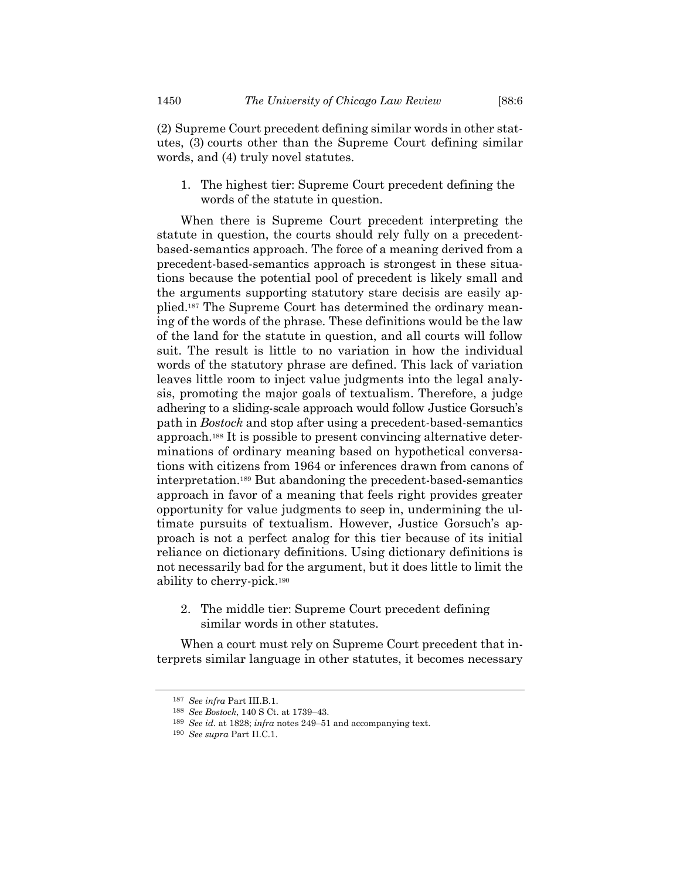(2) Supreme Court precedent defining similar words in other statutes, (3) courts other than the Supreme Court defining similar words, and (4) truly novel statutes.

1. The highest tier: Supreme Court precedent defining the words of the statute in question.

When there is Supreme Court precedent interpreting the statute in question, the courts should rely fully on a precedent-based-semantics approach. The force of a meaning derived from a precedent-based-semantics approach is strongest in these situations because the potential pool of precedent is likely small and the arguments supporting statutory stare decisis are easily applied.[187] The Supreme Court has determined the ordinary meaning of the words of the phrase. These definitions would be the law of the land for the statute in question, and all courts will follow suit. The result is little to no variation in how the individual words of the statutory phrase are defined. This lack of variation leaves little room to inject value judgments into the legal analysis, promoting the major goals of textualism. Therefore, a judge adhering to a sliding-scale approach would follow Justice Gorsuch's path in *Bostock* and stop after using a precedent-based-semantics approach.[188] It is possible to present convincing alternative determinations of ordinary meaning based on hypothetical conversations with citizens from 1964 or inferences drawn from canons of interpretation.[189] But abandoning the precedent-based-semantics approach in favor of a meaning that feels right provides greater opportunity for value judgments to seep in, undermining the ultimate pursuits of textualism. However, Justice Gorsuch's approach is not a perfect analog for this tier because of its initial reliance on dictionary definitions. Using dictionary definitions is not necessarily bad for the argument, but it does little to limit the ability to cherry-pick.[190]

2. The middle tier: Supreme Court precedent defining similar words in other statutes.

When a court must rely on Supreme Court precedent that interprets similar language in other statutes, it becomes necessary

---

[187] *See infra* Part III.B.1.

[188] *See Bostock*, 140 S Ct. at 1739–43.

[189] *See id.* at 1828; *infra* notes 249–51 and accompanying text.

[190] *See supra* Part II.C.1.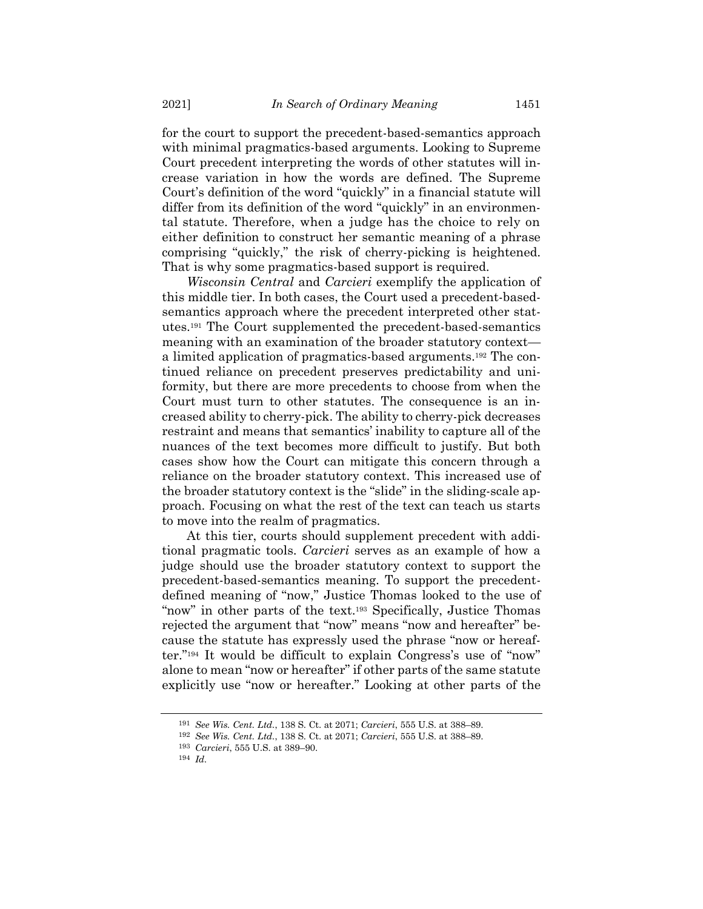for the court to support the precedent-based-semantics approach with minimal pragmatics-based arguments. Looking to Supreme Court precedent interpreting the words of other statutes will increase variation in how the words are defined. The Supreme Court's definition of the word "quickly" in a financial statute will differ from its definition of the word "quickly" in an environmental statute. Therefore, when a judge has the choice to rely on either definition to construct her semantic meaning of a phrase comprising "quickly," the risk of cherry-picking is heightened. That is why some pragmatics-based support is required.

*Wisconsin Central* and *Carcieri* exemplify the application of this middle tier. In both cases, the Court used a precedent-based-semantics approach where the precedent interpreted other statutes.[191] The Court supplemented the precedent-based-semantics meaning with an examination of the broader statutory context—a limited application of pragmatics-based arguments.[192] The continued reliance on precedent preserves predictability and uniformity, but there are more precedents to choose from when the Court must turn to other statutes. The consequence is an increased ability to cherry-pick. The ability to cherry-pick decreases restraint and means that semantics' inability to capture all of the nuances of the text becomes more difficult to justify. But both cases show how the Court can mitigate this concern through a reliance on the broader statutory context. This increased use of the broader statutory context is the "slide" in the sliding-scale approach. Focusing on what the rest of the text can teach us starts to move into the realm of pragmatics.

At this tier, courts should supplement precedent with additional pragmatic tools. *Carcieri* serves as an example of how a judge should use the broader statutory context to support the precedent-based-semantics meaning. To support the precedent-defined meaning of "now," Justice Thomas looked to the use of "now" in other parts of the text.[193] Specifically, Justice Thomas rejected the argument that "now" means "now and hereafter" because the statute has expressly used the phrase "now or hereafter."[194] It would be difficult to explain Congress's use of "now" alone to mean "now or hereafter" if other parts of the same statute explicitly use "now or hereafter." Looking at other parts of the

---

[191] *See Wis. Cent. Ltd.*, 138 S. Ct. at 2071; *Carcieri*, 555 U.S. at 388–89.

[192] *See Wis. Cent. Ltd.*, 138 S. Ct. at 2071; *Carcieri*, 555 U.S. at 388–89.

[193] *Carcieri*, 555 U.S. at 389–90.

[194] *Id.*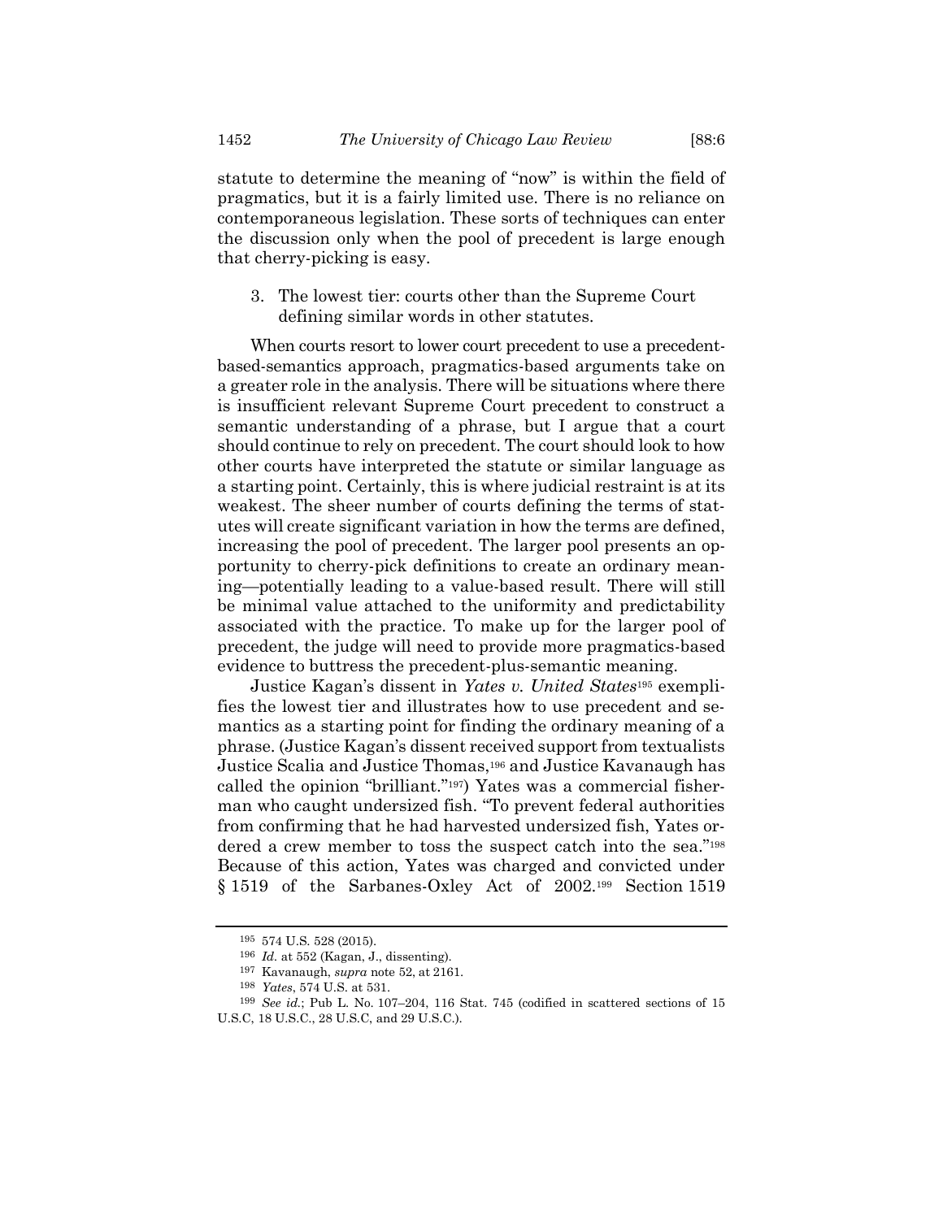statute to determine the meaning of "now" is within the field of pragmatics, but it is a fairly limited use. There is no reliance on contemporaneous legislation. These sorts of techniques can enter the discussion only when the pool of precedent is large enough that cherry-picking is easy.

3. The lowest tier: courts other than the Supreme Court defining similar words in other statutes.

When courts resort to lower court precedent to use a precedent-based-semantics approach, pragmatics-based arguments take on a greater role in the analysis. There will be situations where there is insufficient relevant Supreme Court precedent to construct a semantic understanding of a phrase, but I argue that a court should continue to rely on precedent. The court should look to how other courts have interpreted the statute or similar language as a starting point. Certainly, this is where judicial restraint is at its weakest. The sheer number of courts defining the terms of statutes will create significant variation in how the terms are defined, increasing the pool of precedent. The larger pool presents an opportunity to cherry-pick definitions to create an ordinary meaning—potentially leading to a value-based result. There will still be minimal value attached to the uniformity and predictability associated with the practice. To make up for the larger pool of precedent, the judge will need to provide more pragmatics-based evidence to buttress the precedent-plus-semantic meaning.

Justice Kagan's dissent in *Yates v. United States*[195] exemplifies the lowest tier and illustrates how to use precedent and semantics as a starting point for finding the ordinary meaning of a phrase. (Justice Kagan's dissent received support from textualists Justice Scalia and Justice Thomas,[196] and Justice Kavanaugh has called the opinion "brilliant."[197]) Yates was a commercial fisherman who caught undersized fish. "To prevent federal authorities from confirming that he had harvested undersized fish, Yates ordered a crew member to toss the suspect catch into the sea."[198] Because of this action, Yates was charged and convicted under § 1519 of the Sarbanes-Oxley Act of 2002.[199] Section 1519

---

[195] 574 U.S. 528 (2015).

[196] *Id.* at 552 (Kagan, J., dissenting).

[197] Kavanaugh, *supra* note 52, at 2161.

[198] *Yates*, 574 U.S. at 531.

[199] *See id.*; Pub L. No. 107–204, 116 Stat. 745 (codified in scattered sections of 15 U.S.C, 18 U.S.C., 28 U.S.C, and 29 U.S.C.).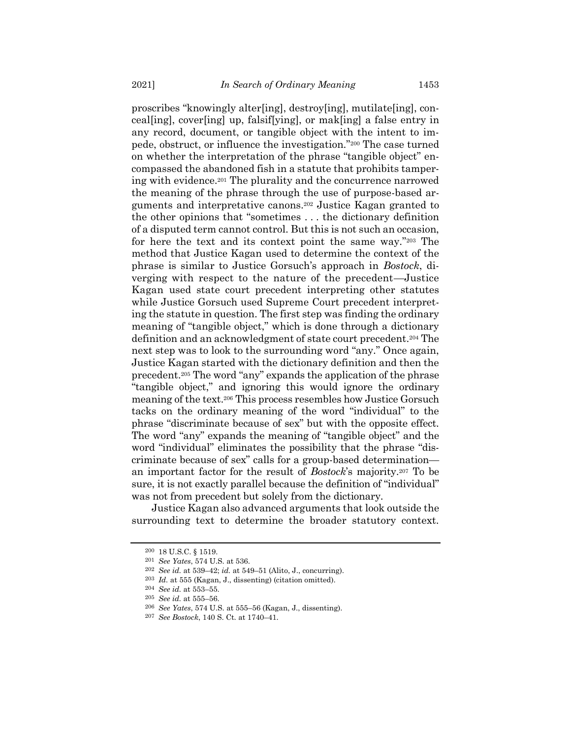proscribes "knowingly alter[ing], destroy[ing], mutilate[ing], conceal[ing], cover[ing] up, falsif[ying], or mak[ing] a false entry in any record, document, or tangible object with the intent to impede, obstruct, or influence the investigation."[200] The case turned on whether the interpretation of the phrase "tangible object" encompassed the abandoned fish in a statute that prohibits tampering with evidence.[201] The plurality and the concurrence narrowed the meaning of the phrase through the use of purpose-based arguments and interpretative canons.[202] Justice Kagan granted to the other opinions that "sometimes . . . the dictionary definition of a disputed term cannot control. But this is not such an occasion, for here the text and its context point the same way."[203] The method that Justice Kagan used to determine the context of the phrase is similar to Justice Gorsuch's approach in *Bostock*, diverging with respect to the nature of the precedent—Justice Kagan used state court precedent interpreting other statutes while Justice Gorsuch used Supreme Court precedent interpreting the statute in question. The first step was finding the ordinary meaning of "tangible object," which is done through a dictionary definition and an acknowledgment of state court precedent.[204] The next step was to look to the surrounding word "any." Once again, Justice Kagan started with the dictionary definition and then the precedent.[205] The word "any" expands the application of the phrase "tangible object," and ignoring this would ignore the ordinary meaning of the text.[206] This process resembles how Justice Gorsuch tacks on the ordinary meaning of the word "individual" to the phrase "discriminate because of sex" but with the opposite effect. The word "any" expands the meaning of "tangible object" and the word "individual" eliminates the possibility that the phrase "discriminate because of sex" calls for a group-based determination—an important factor for the result of *Bostock*'s majority.[207] To be sure, it is not exactly parallel because the definition of "individual" was not from precedent but solely from the dictionary.

Justice Kagan also advanced arguments that look outside the surrounding text to determine the broader statutory context.

---

[200] 18 U.S.C. § 1519.

[201] *See Yates*, 574 U.S. at 536.

[202] *See id.* at 539–42; *id.* at 549–51 (Alito, J., concurring).

[203] *Id.* at 555 (Kagan, J., dissenting) (citation omitted).

[204] *See id.* at 553–55.

[205] *See id.* at 555–56.

[206] *See Yates*, 574 U.S. at 555–56 (Kagan, J., dissenting).

[207] *See Bostock*, 140 S. Ct. at 1740–41.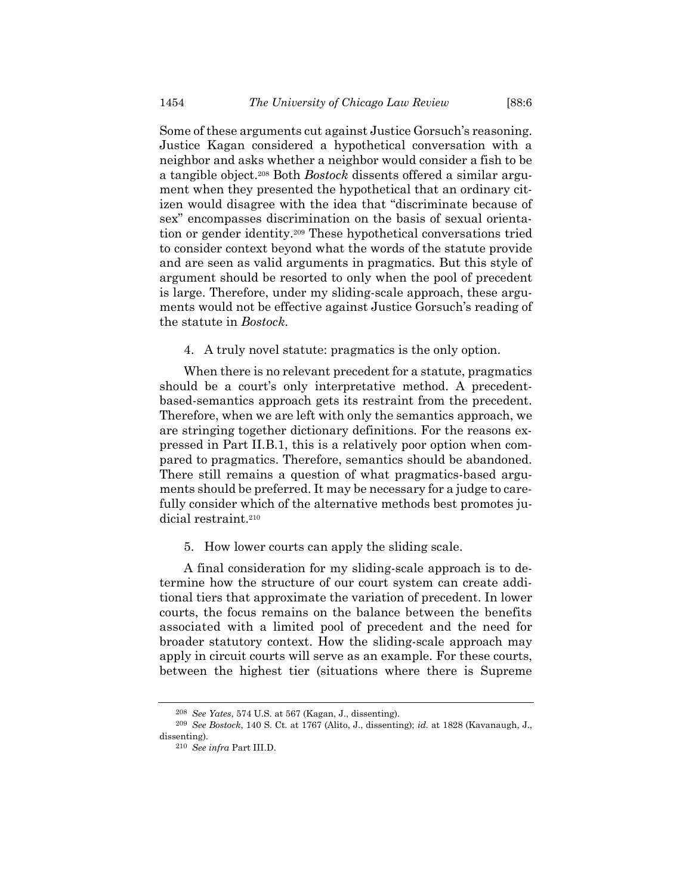Some of these arguments cut against Justice Gorsuch's reasoning. Justice Kagan considered a hypothetical conversation with a neighbor and asks whether a neighbor would consider a fish to be a tangible object.[208] Both *Bostock* dissents offered a similar argument when they presented the hypothetical that an ordinary citizen would disagree with the idea that "discriminate because of sex" encompasses discrimination on the basis of sexual orientation or gender identity.[209] These hypothetical conversations tried to consider context beyond what the words of the statute provide and are seen as valid arguments in pragmatics. But this style of argument should be resorted to only when the pool of precedent is large. Therefore, under my sliding-scale approach, these arguments would not be effective against Justice Gorsuch's reading of the statute in *Bostock*.

4. A truly novel statute: pragmatics is the only option.

When there is no relevant precedent for a statute, pragmatics should be a court's only interpretative method. A precedent-based-semantics approach gets its restraint from the precedent. Therefore, when we are left with only the semantics approach, we are stringing together dictionary definitions. For the reasons expressed in Part II.B.1, this is a relatively poor option when compared to pragmatics. Therefore, semantics should be abandoned. There still remains a question of what pragmatics-based arguments should be preferred. It may be necessary for a judge to carefully consider which of the alternative methods best promotes judicial restraint.[210]

5. How lower courts can apply the sliding scale.

A final consideration for my sliding-scale approach is to determine how the structure of our court system can create additional tiers that approximate the variation of precedent. In lower courts, the focus remains on the balance between the benefits associated with a limited pool of precedent and the need for broader statutory context. How the sliding-scale approach may apply in circuit courts will serve as an example. For these courts, between the highest tier (situations where there is Supreme

---

[208] *See Yates*, 574 U.S. at 567 (Kagan, J., dissenting).

[209] *See Bostock*, 140 S. Ct. at 1767 (Alito, J., dissenting); *id.* at 1828 (Kavanaugh, J., dissenting).

[210] *See infra* Part III.D.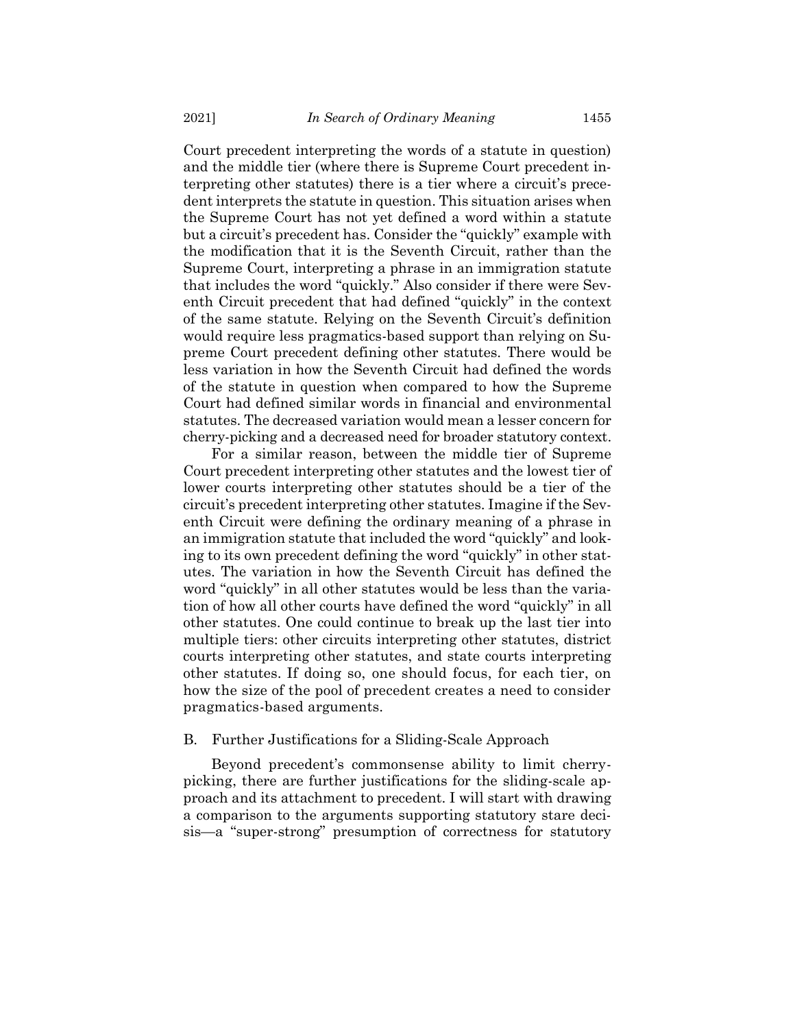Court precedent interpreting the words of a statute in question) and the middle tier (where there is Supreme Court precedent interpreting other statutes) there is a tier where a circuit's precedent interprets the statute in question. This situation arises when the Supreme Court has not yet defined a word within a statute but a circuit's precedent has. Consider the "quickly" example with the modification that it is the Seventh Circuit, rather than the Supreme Court, interpreting a phrase in an immigration statute that includes the word "quickly." Also consider if there were Seventh Circuit precedent that had defined "quickly" in the context of the same statute. Relying on the Seventh Circuit's definition would require less pragmatics-based support than relying on Supreme Court precedent defining other statutes. There would be less variation in how the Seventh Circuit had defined the words of the statute in question when compared to how the Supreme Court had defined similar words in financial and environmental statutes. The decreased variation would mean a lesser concern for cherry-picking and a decreased need for broader statutory context.

For a similar reason, between the middle tier of Supreme Court precedent interpreting other statutes and the lowest tier of lower courts interpreting other statutes should be a tier of the circuit's precedent interpreting other statutes. Imagine if the Seventh Circuit were defining the ordinary meaning of a phrase in an immigration statute that included the word "quickly" and looking to its own precedent defining the word "quickly" in other statutes. The variation in how the Seventh Circuit has defined the word "quickly" in all other statutes would be less than the variation of how all other courts have defined the word "quickly" in all other statutes. One could continue to break up the last tier into multiple tiers: other circuits interpreting other statutes, district courts interpreting other statutes, and state courts interpreting other statutes. If doing so, one should focus, for each tier, on how the size of the pool of precedent creates a need to consider pragmatics-based arguments.

### B. Further Justifications for a Sliding-Scale Approach

Beyond precedent's commonsense ability to limit cherry-picking, there are further justifications for the sliding-scale approach and its attachment to precedent. I will start with drawing a comparison to the arguments supporting statutory stare decisis—a "super-strong" presumption of correctness for statutory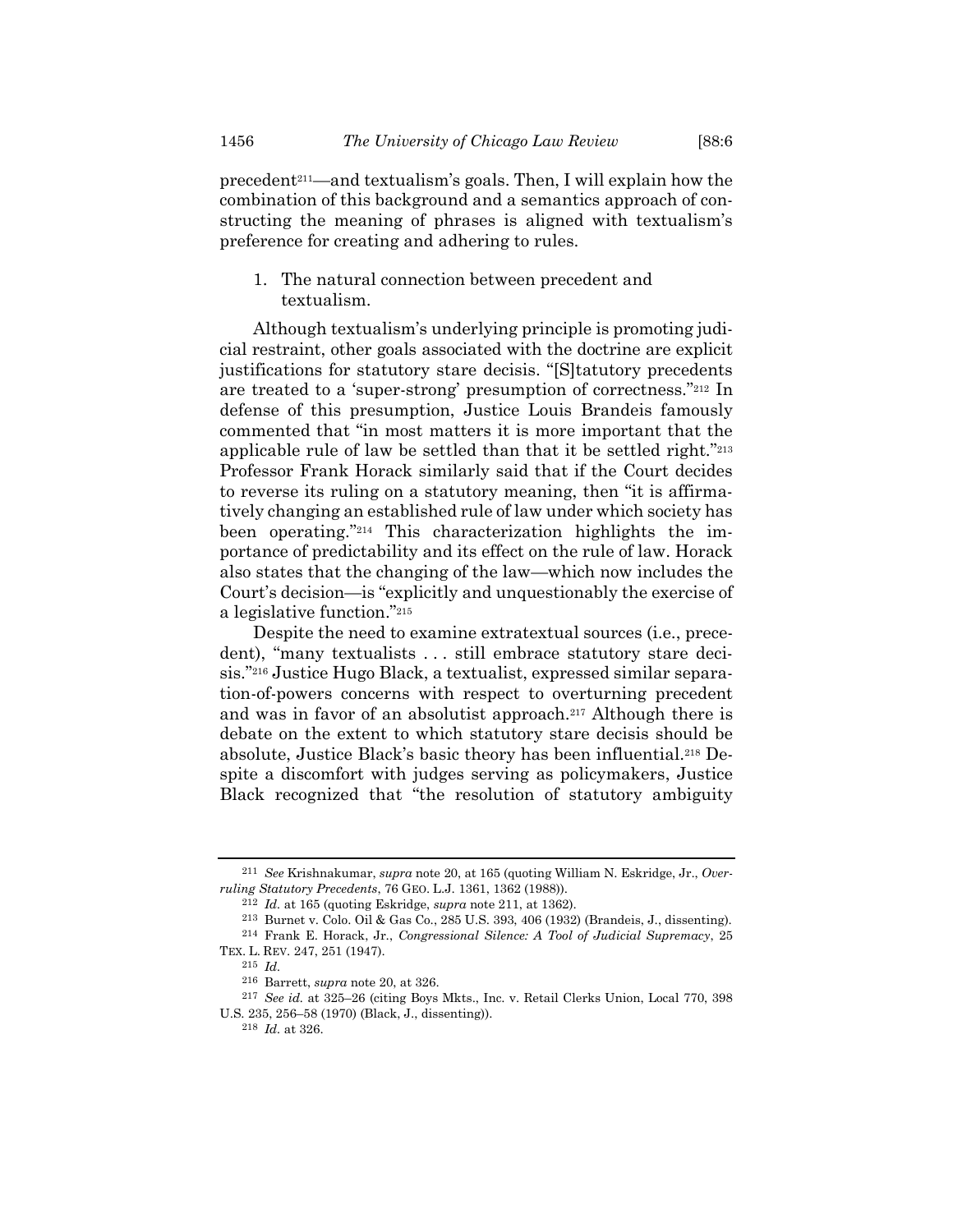precedent[211]—and textualism's goals. Then, I will explain how the combination of this background and a semantics approach of constructing the meaning of phrases is aligned with textualism's preference for creating and adhering to rules.

1. The natural connection between precedent and textualism.

Although textualism's underlying principle is promoting judicial restraint, other goals associated with the doctrine are explicit justifications for statutory stare decisis. "[S]tatutory precedents are treated to a 'super-strong' presumption of correctness."[212] In defense of this presumption, Justice Louis Brandeis famously commented that "in most matters it is more important that the applicable rule of law be settled than that it be settled right."[213] Professor Frank Horack similarly said that if the Court decides to reverse its ruling on a statutory meaning, then "it is affirmatively changing an established rule of law under which society has been operating."[214] This characterization highlights the importance of predictability and its effect on the rule of law. Horack also states that the changing of the law—which now includes the Court's decision—is "explicitly and unquestionably the exercise of a legislative function."[215]

Despite the need to examine extratextual sources (i.e., precedent), "many textualists . . . still embrace statutory stare decisis."[216] Justice Hugo Black, a textualist, expressed similar separation-of-powers concerns with respect to overturning precedent and was in favor of an absolutist approach.[217] Although there is debate on the extent to which statutory stare decisis should be absolute, Justice Black's basic theory has been influential.[218] Despite a discomfort with judges serving as policymakers, Justice Black recognized that "the resolution of statutory ambiguity

---

[211] *See* Krishnakumar, *supra* note 20, at 165 (quoting William N. Eskridge, Jr., *Overruling Statutory Precedents*, 76 GEO. L.J. 1361, 1362 (1988)).

[212] *Id.* at 165 (quoting Eskridge, *supra* note 211, at 1362).

[213] Burnet v. Colo. Oil & Gas Co., 285 U.S. 393, 406 (1932) (Brandeis, J., dissenting).

[214] Frank E. Horack, Jr., *Congressional Silence: A Tool of Judicial Supremacy*, 25 TEX. L. REV. 247, 251 (1947).

[215] *Id.*

[216] Barrett, *supra* note 20, at 326.

[217] *See id.* at 325–26 (citing Boys Mkts., Inc. v. Retail Clerks Union, Local 770, 398 U.S. 235, 256–58 (1970) (Black, J., dissenting)).

[218] *Id.* at 326.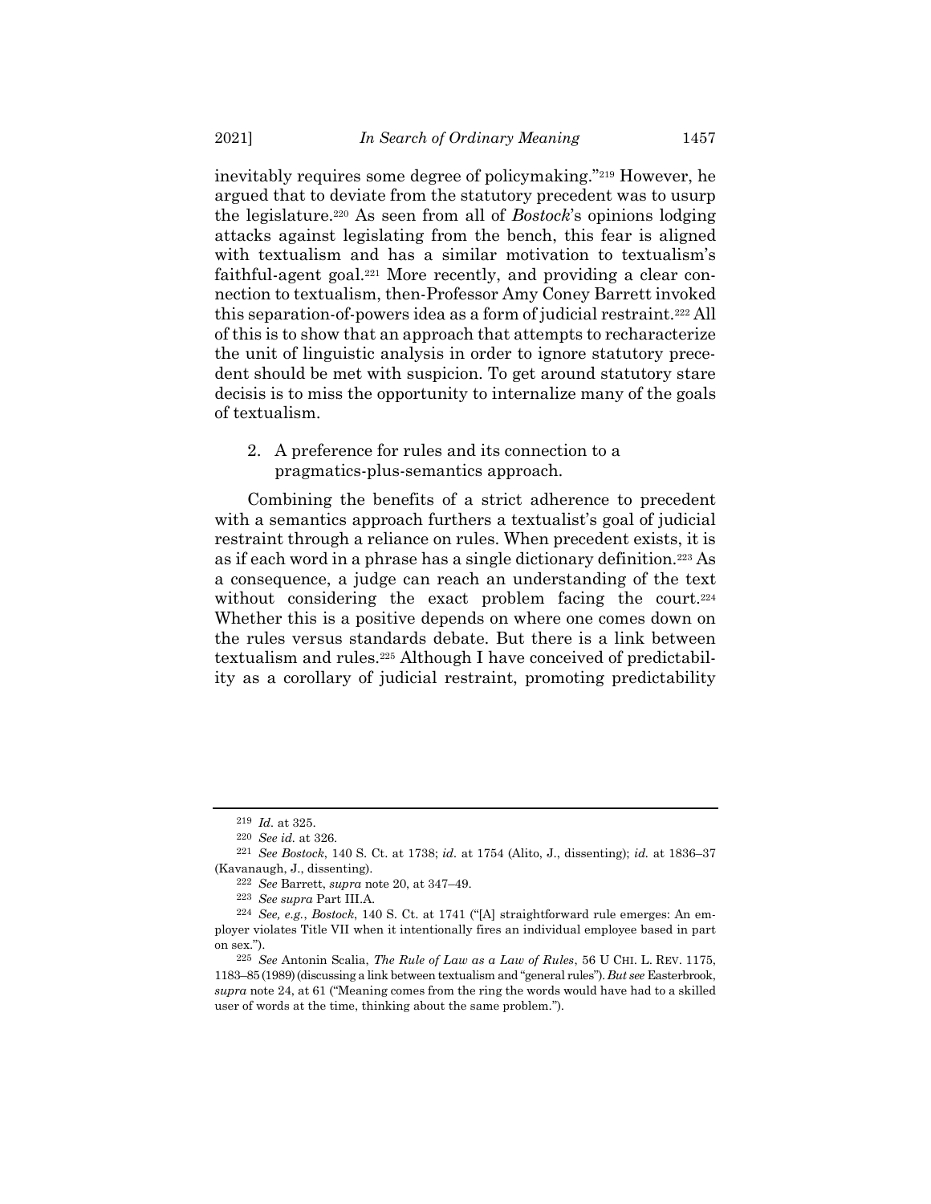inevitably requires some degree of policymaking."[219] However, he argued that to deviate from the statutory precedent was to usurp the legislature.[220] As seen from all of *Bostock*'s opinions lodging attacks against legislating from the bench, this fear is aligned with textualism and has a similar motivation to textualism's faithful-agent goal.[221] More recently, and providing a clear connection to textualism, then-Professor Amy Coney Barrett invoked this separation-of-powers idea as a form of judicial restraint.[222] All of this is to show that an approach that attempts to recharacterize the unit of linguistic analysis in order to ignore statutory precedent should be met with suspicion. To get around statutory stare decisis is to miss the opportunity to internalize many of the goals of textualism.

2. A preference for rules and its connection to a pragmatics-plus-semantics approach.

Combining the benefits of a strict adherence to precedent with a semantics approach furthers a textualist's goal of judicial restraint through a reliance on rules. When precedent exists, it is as if each word in a phrase has a single dictionary definition.[223] As a consequence, a judge can reach an understanding of the text without considering the exact problem facing the court.[224] Whether this is a positive depends on where one comes down on the rules versus standards debate. But there is a link between textualism and rules.[225] Although I have conceived of predictability as a corollary of judicial restraint, promoting predictability

---

[219] *Id.* at 325.

[220] *See id.* at 326.

[221] *See Bostock*, 140 S. Ct. at 1738; *id.* at 1754 (Alito, J., dissenting); *id.* at 1836–37 (Kavanaugh, J., dissenting).

[222] *See* Barrett, *supra* note 20, at 347–49.

[223] *See supra* Part III.A.

[224] *See, e.g.*, *Bostock*, 140 S. Ct. at 1741 ("[A] straightforward rule emerges: An employer violates Title VII when it intentionally fires an individual employee based in part on sex.").

[225] *See* Antonin Scalia, *The Rule of Law as a Law of Rules*, 56 U CHI. L. REV. 1175, 1183–85 (1989) (discussing a link between textualism and "general rules"). *But see* Easterbrook, *supra* note 24, at 61 ("Meaning comes from the ring the words would have had to a skilled user of words at the time, thinking about the same problem.").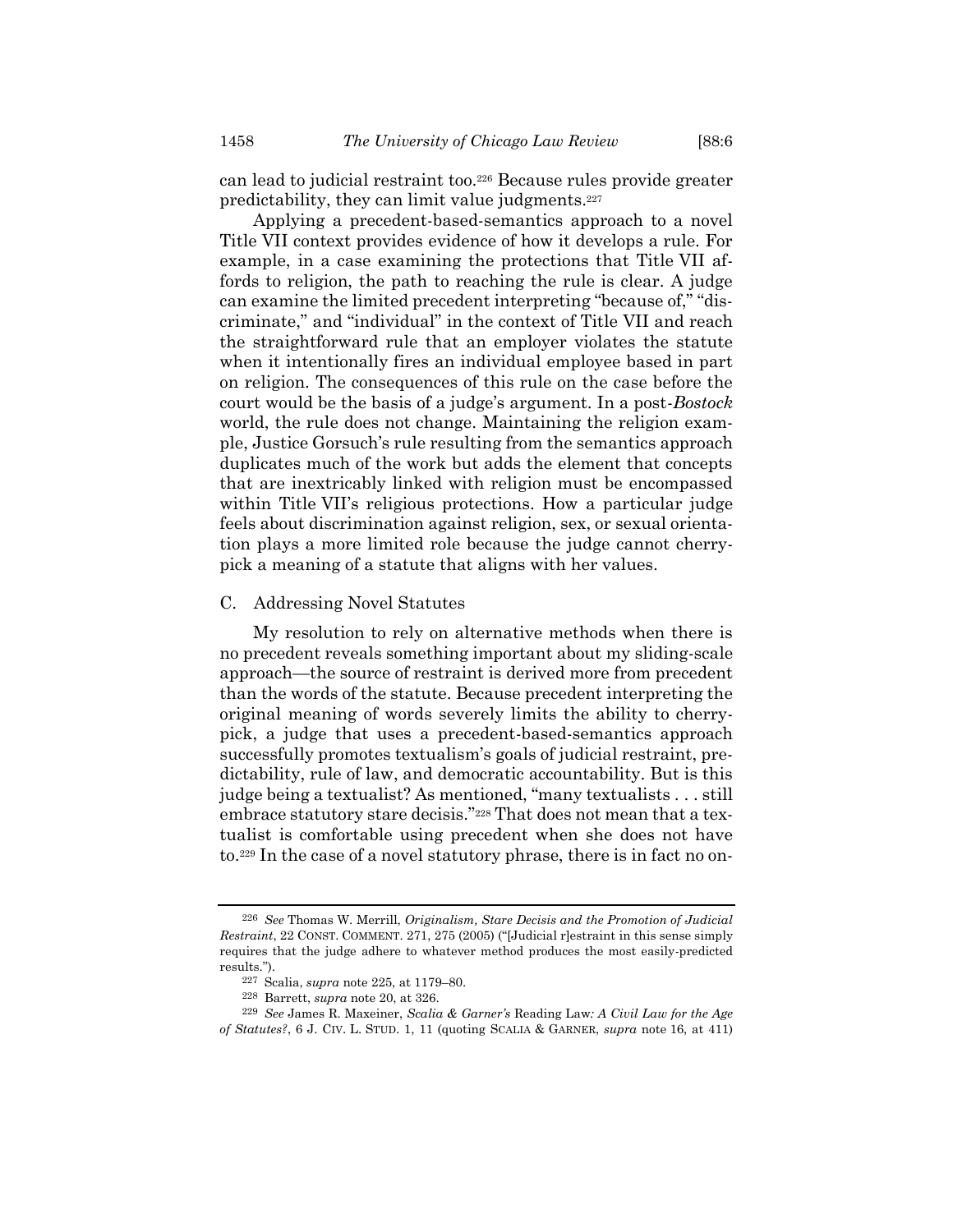can lead to judicial restraint too.[226] Because rules provide greater predictability, they can limit value judgments.[227]

Applying a precedent-based-semantics approach to a novel Title VII context provides evidence of how it develops a rule. For example, in a case examining the protections that Title VII affords to religion, the path to reaching the rule is clear. A judge can examine the limited precedent interpreting "because of," "discriminate," and "individual" in the context of Title VII and reach the straightforward rule that an employer violates the statute when it intentionally fires an individual employee based in part on religion. The consequences of this rule on the case before the court would be the basis of a judge's argument. In a post-*Bostock* world, the rule does not change. Maintaining the religion example, Justice Gorsuch's rule resulting from the semantics approach duplicates much of the work but adds the element that concepts that are inextricably linked with religion must be encompassed within Title VII's religious protections. How a particular judge feels about discrimination against religion, sex, or sexual orientation plays a more limited role because the judge cannot cherry-pick a meaning of a statute that aligns with her values.

## C. Addressing Novel Statutes

My resolution to rely on alternative methods when there is no precedent reveals something important about my sliding-scale approach—the source of restraint is derived more from precedent than the words of the statute. Because precedent interpreting the original meaning of words severely limits the ability to cherry-pick, a judge that uses a precedent-based-semantics approach successfully promotes textualism's goals of judicial restraint, predictability, rule of law, and democratic accountability. But is this judge being a textualist? As mentioned, "many textualists . . . still embrace statutory stare decisis."[228] That does not mean that a textualist is comfortable using precedent when she does not have to.[229] In the case of a novel statutory phrase, there is in fact no on-

---

[226] *See* Thomas W. Merrill, *Originalism, Stare Decisis and the Promotion of Judicial Restraint*, 22 CONST. COMMENT. 271, 275 (2005) ("[Judicial r]estraint in this sense simply requires that the judge adhere to whatever method produces the most easily-predicted results.").

[227] Scalia, *supra* note 225, at 1179–80.

[228] Barrett, *supra* note 20, at 326.

[229] *See* James R. Maxeiner, *Scalia & Garner's* Reading Law*: A Civil Law for the Age of Statutes?*, 6 J. CIV. L. STUD. 1, 11 (quoting SCALIA & GARNER, *supra* note 16, at 411)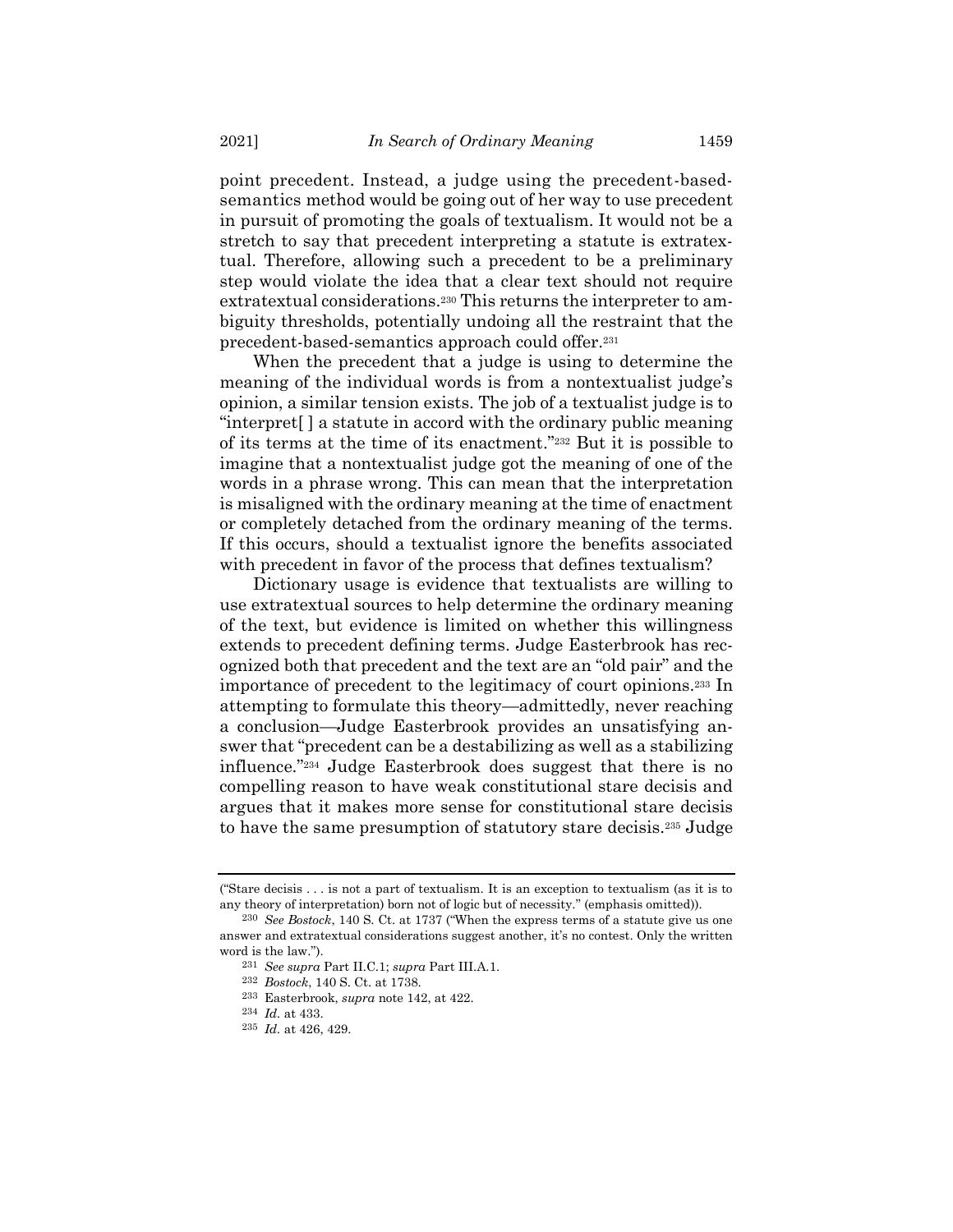point precedent. Instead, a judge using the precedent-based-semantics method would be going out of her way to use precedent in pursuit of promoting the goals of textualism. It would not be a stretch to say that precedent interpreting a statute is extratextual. Therefore, allowing such a precedent to be a preliminary step would violate the idea that a clear text should not require extratextual considerations.[230] This returns the interpreter to ambiguity thresholds, potentially undoing all the restraint that the precedent-based-semantics approach could offer.[231]

When the precedent that a judge is using to determine the meaning of the individual words is from a nontextualist judge's opinion, a similar tension exists. The job of a textualist judge is to "interpret[ ] a statute in accord with the ordinary public meaning of its terms at the time of its enactment."[232] But it is possible to imagine that a nontextualist judge got the meaning of one of the words in a phrase wrong. This can mean that the interpretation is misaligned with the ordinary meaning at the time of enactment or completely detached from the ordinary meaning of the terms. If this occurs, should a textualist ignore the benefits associated with precedent in favor of the process that defines textualism?

Dictionary usage is evidence that textualists are willing to use extratextual sources to help determine the ordinary meaning of the text, but evidence is limited on whether this willingness extends to precedent defining terms. Judge Easterbrook has recognized both that precedent and the text are an "old pair" and the importance of precedent to the legitimacy of court opinions.[233] In attempting to formulate this theory—admittedly, never reaching a conclusion—Judge Easterbrook provides an unsatisfying answer that "precedent can be a destabilizing as well as a stabilizing influence."[234] Judge Easterbrook does suggest that there is no compelling reason to have weak constitutional stare decisis and argues that it makes more sense for constitutional stare decisis to have the same presumption of statutory stare decisis.[235] Judge

("Stare decisis . . . is not a part of textualism. It is an exception to textualism (as it is to any theory of interpretation) born not of logic but of necessity." (emphasis omitted)).

[230] *See Bostock*, 140 S. Ct. at 1737 ("When the express terms of a statute give us one answer and extratextual considerations suggest another, it's no contest. Only the written word is the law.").

[231] *See supra* Part II.C.1; *supra* Part III.A.1.

[232] *Bostock*, 140 S. Ct. at 1738.

[233] Easterbrook, *supra* note 142, at 422.

[234] *Id.* at 433.

[235] *Id.* at 426, 429.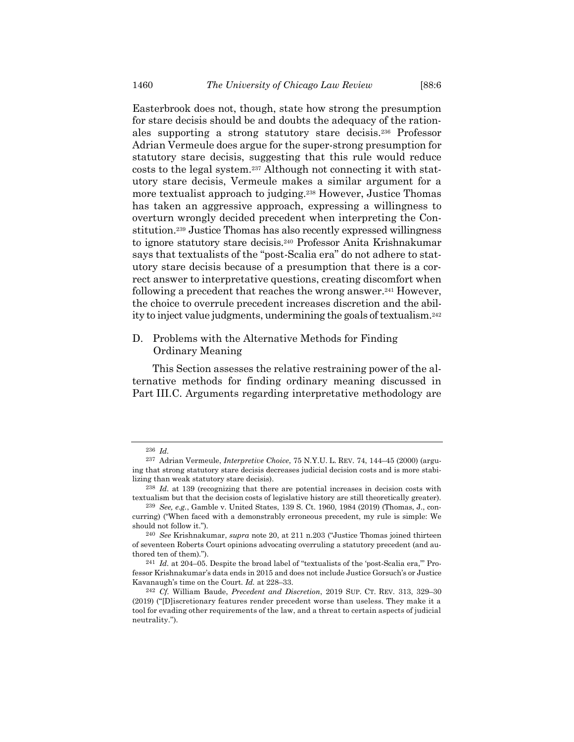Easterbrook does not, though, state how strong the presumption for stare decisis should be and doubts the adequacy of the rationales supporting a strong statutory stare decisis.[236] Professor Adrian Vermeule does argue for the super-strong presumption for statutory stare decisis, suggesting that this rule would reduce costs to the legal system.[237] Although not connecting it with statutory stare decisis, Vermeule makes a similar argument for a more textualist approach to judging.[238] However, Justice Thomas has taken an aggressive approach, expressing a willingness to overturn wrongly decided precedent when interpreting the Constitution.[239] Justice Thomas has also recently expressed willingness to ignore statutory stare decisis.[240] Professor Anita Krishnakumar says that textualists of the "post-Scalia era" do not adhere to statutory stare decisis because of a presumption that there is a correct answer to interpretative questions, creating discomfort when following a precedent that reaches the wrong answer.[241] However, the choice to overrule precedent increases discretion and the ability to inject value judgments, undermining the goals of textualism.[242]

### D. Problems with the Alternative Methods for Finding Ordinary Meaning

This Section assesses the relative restraining power of the alternative methods for finding ordinary meaning discussed in Part III.C. Arguments regarding interpretative methodology are

---

[236] *Id.*

[237] Adrian Vermeule, *Interpretive Choice*, 75 N.Y.U. L. REV. 74, 144–45 (2000) (arguing that strong statutory stare decisis decreases judicial decision costs and is more stabilizing than weak statutory stare decisis).

[238] *Id.* at 139 (recognizing that there are potential increases in decision costs with textualism but that the decision costs of legislative history are still theoretically greater).

[239] *See, e.g.*, Gamble v. United States, 139 S. Ct. 1960, 1984 (2019) (Thomas, J., concurring) ("When faced with a demonstrably erroneous precedent, my rule is simple: We should not follow it.").

[240] *See* Krishnakumar, *supra* note 20, at 211 n.203 ("Justice Thomas joined thirteen of seventeen Roberts Court opinions advocating overruling a statutory precedent (and authored ten of them).").

[241] *Id.* at 204–05. Despite the broad label of "textualists of the 'post-Scalia era,'" Professor Krishnakumar's data ends in 2015 and does not include Justice Gorsuch's or Justice Kavanaugh's time on the Court. *Id.* at 228–33.

[242] *Cf.* William Baude, *Precedent and Discretion*, 2019 SUP. CT. REV. 313, 329–30 (2019) ("[D]iscretionary features render precedent worse than useless. They make it a tool for evading other requirements of the law, and a threat to certain aspects of judicial neutrality.").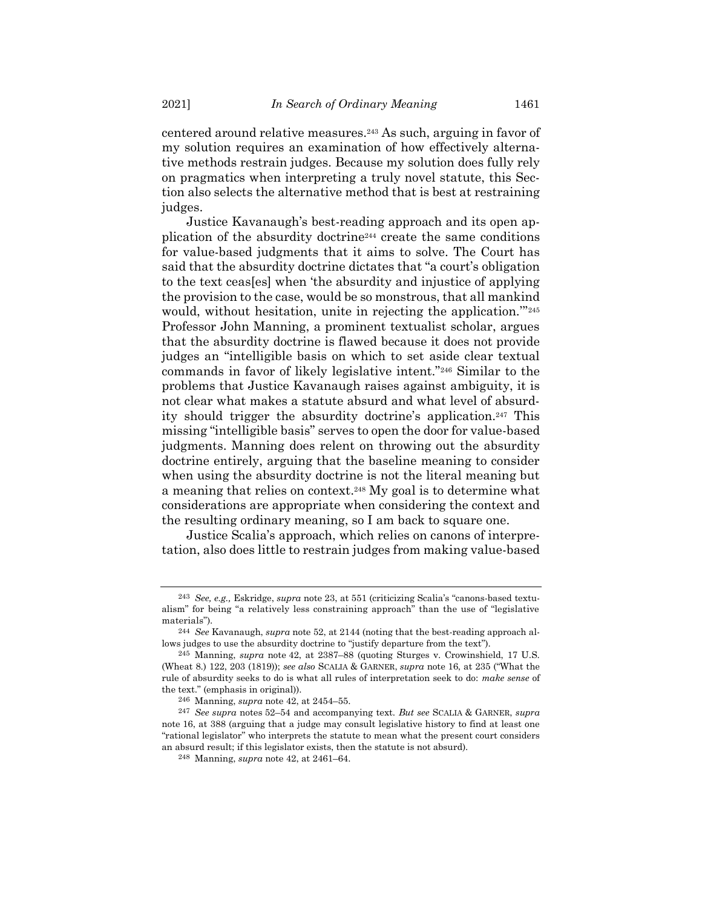centered around relative measures.[243] As such, arguing in favor of my solution requires an examination of how effectively alternative methods restrain judges. Because my solution does fully rely on pragmatics when interpreting a truly novel statute, this Section also selects the alternative method that is best at restraining judges.

Justice Kavanaugh's best-reading approach and its open application of the absurdity doctrine[244] create the same conditions for value-based judgments that it aims to solve. The Court has said that the absurdity doctrine dictates that "a court's obligation to the text ceas[es] when 'the absurdity and injustice of applying the provision to the case, would be so monstrous, that all mankind would, without hesitation, unite in rejecting the application.'"[245] Professor John Manning, a prominent textualist scholar, argues that the absurdity doctrine is flawed because it does not provide judges an "intelligible basis on which to set aside clear textual commands in favor of likely legislative intent."[246] Similar to the problems that Justice Kavanaugh raises against ambiguity, it is not clear what makes a statute absurd and what level of absurdity should trigger the absurdity doctrine's application.[247] This missing "intelligible basis" serves to open the door for value-based judgments. Manning does relent on throwing out the absurdity doctrine entirely, arguing that the baseline meaning to consider when using the absurdity doctrine is not the literal meaning but a meaning that relies on context.[248] My goal is to determine what considerations are appropriate when considering the context and the resulting ordinary meaning, so I am back to square one.

Justice Scalia's approach, which relies on canons of interpretation, also does little to restrain judges from making value-based

---

243 *See, e.g.,* Eskridge, *supra* note 23, at 551 (criticizing Scalia's "canons-based textualism" for being "a relatively less constraining approach" than the use of "legislative materials").

244 *See* Kavanaugh, *supra* note 52, at 2144 (noting that the best-reading approach allows judges to use the absurdity doctrine to "justify departure from the text").

245 Manning, *supra* note 42, at 2387–88 (quoting Sturges v. Crowinshield, 17 U.S. (Wheat 8.) 122, 203 (1819)); *see also* SCALIA & GARNER, *supra* note 16, at 235 ("What the rule of absurdity seeks to do is what all rules of interpretation seek to do: *make sense* of the text." (emphasis in original)).

246 Manning, *supra* note 42, at 2454–55.

247 *See supra* notes 52–54 and accompanying text. *But see* SCALIA & GARNER, *supra* note 16, at 388 (arguing that a judge may consult legislative history to find at least one "rational legislator" who interprets the statute to mean what the present court considers an absurd result; if this legislator exists, then the statute is not absurd).

248 Manning, *supra* note 42, at 2461–64.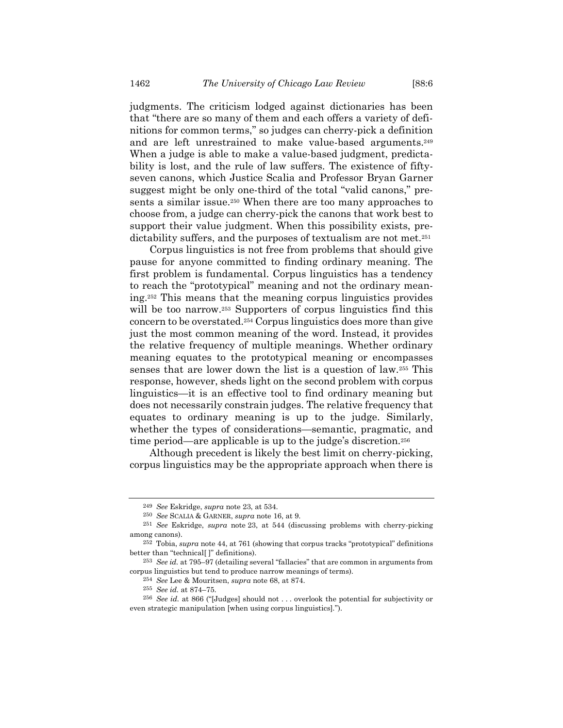judgments. The criticism lodged against dictionaries has been that "there are so many of them and each offers a variety of definitions for common terms," so judges can cherry-pick a definition and are left unrestrained to make value-based arguments.[249] When a judge is able to make a value-based judgment, predictability is lost, and the rule of law suffers. The existence of fifty-seven canons, which Justice Scalia and Professor Bryan Garner suggest might be only one-third of the total "valid canons," presents a similar issue.[250] When there are too many approaches to choose from, a judge can cherry-pick the canons that work best to support their value judgment. When this possibility exists, predictability suffers, and the purposes of textualism are not met.[251]

Corpus linguistics is not free from problems that should give pause for anyone committed to finding ordinary meaning. The first problem is fundamental. Corpus linguistics has a tendency to reach the "prototypical" meaning and not the ordinary meaning.[252] This means that the meaning corpus linguistics provides will be too narrow.[253] Supporters of corpus linguistics find this concern to be overstated.[254] Corpus linguistics does more than give just the most common meaning of the word. Instead, it provides the relative frequency of multiple meanings. Whether ordinary meaning equates to the prototypical meaning or encompasses senses that are lower down the list is a question of law.[255] This response, however, sheds light on the second problem with corpus linguistics—it is an effective tool to find ordinary meaning but does not necessarily constrain judges. The relative frequency that equates to ordinary meaning is up to the judge. Similarly, whether the types of considerations—semantic, pragmatic, and time period—are applicable is up to the judge's discretion.[256]

Although precedent is likely the best limit on cherry-picking, corpus linguistics may be the appropriate approach when there is

---

[249] *See* Eskridge, *supra* note 23, at 534.

[250] *See* SCALIA & GARNER, *supra* note 16, at 9.

[251] *See* Eskridge, *supra* note 23, at 544 (discussing problems with cherry-picking among canons).

[252] Tobia, *supra* note 44, at 761 (showing that corpus tracks "prototypical" definitions better than "technical[ ]" definitions).

[253] *See id.* at 795–97 (detailing several "fallacies" that are common in arguments from corpus linguistics but tend to produce narrow meanings of terms).

[254] *See* Lee & Mouritsen, *supra* note 68, at 874.

[255] *See id.* at 874–75.

[256] *See id.* at 866 ("[Judges] should not . . . overlook the potential for subjectivity or even strategic manipulation [when using corpus linguistics].").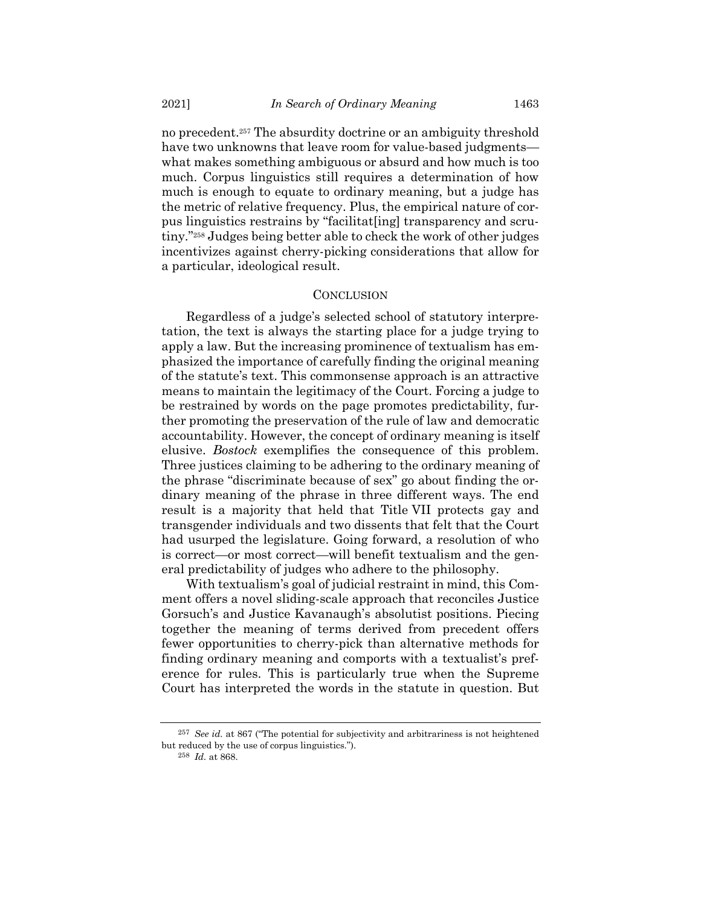no precedent.[257] The absurdity doctrine or an ambiguity threshold have two unknowns that leave room for value-based judgments—what makes something ambiguous or absurd and how much is too much. Corpus linguistics still requires a determination of how much is enough to equate to ordinary meaning, but a judge has the metric of relative frequency. Plus, the empirical nature of corpus linguistics restrains by "facilitat[ing] transparency and scrutiny."[258] Judges being better able to check the work of other judges incentivizes against cherry-picking considerations that allow for a particular, ideological result.

## CONCLUSION

Regardless of a judge's selected school of statutory interpretation, the text is always the starting place for a judge trying to apply a law. But the increasing prominence of textualism has emphasized the importance of carefully finding the original meaning of the statute's text. This commonsense approach is an attractive means to maintain the legitimacy of the Court. Forcing a judge to be restrained by words on the page promotes predictability, further promoting the preservation of the rule of law and democratic accountability. However, the concept of ordinary meaning is itself elusive. *Bostock* exemplifies the consequence of this problem. Three justices claiming to be adhering to the ordinary meaning of the phrase "discriminate because of sex" go about finding the ordinary meaning of the phrase in three different ways. The end result is a majority that held that Title VII protects gay and transgender individuals and two dissents that felt that the Court had usurped the legislature. Going forward, a resolution of who is correct—or most correct—will benefit textualism and the general predictability of judges who adhere to the philosophy.

With textualism's goal of judicial restraint in mind, this Comment offers a novel sliding-scale approach that reconciles Justice Gorsuch's and Justice Kavanaugh's absolutist positions. Piecing together the meaning of terms derived from precedent offers fewer opportunities to cherry-pick than alternative methods for finding ordinary meaning and comports with a textualist's preference for rules. This is particularly true when the Supreme Court has interpreted the words in the statute in question. But

---

[257] *See id.* at 867 ("The potential for subjectivity and arbitrariness is not heightened but reduced by the use of corpus linguistics.").

[258] *Id.* at 868.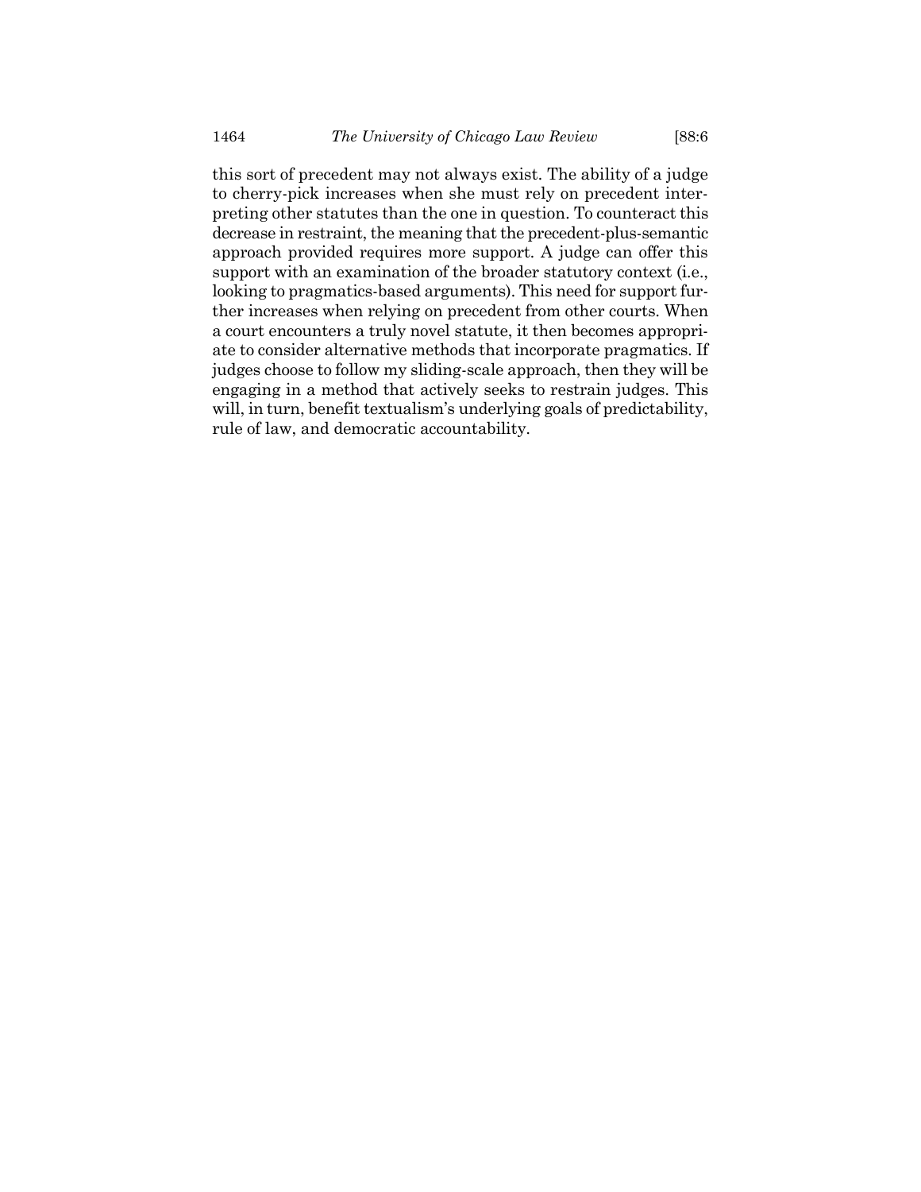this sort of precedent may not always exist. The ability of a judge to cherry-pick increases when she must rely on precedent interpreting other statutes than the one in question. To counteract this decrease in restraint, the meaning that the precedent-plus-semantic approach provided requires more support. A judge can offer this support with an examination of the broader statutory context (i.e., looking to pragmatics-based arguments). This need for support further increases when relying on precedent from other courts. When a court encounters a truly novel statute, it then becomes appropriate to consider alternative methods that incorporate pragmatics. If judges choose to follow my sliding-scale approach, then they will be engaging in a method that actively seeks to restrain judges. This will, in turn, benefit textualism's underlying goals of predictability, rule of law, and democratic accountability.